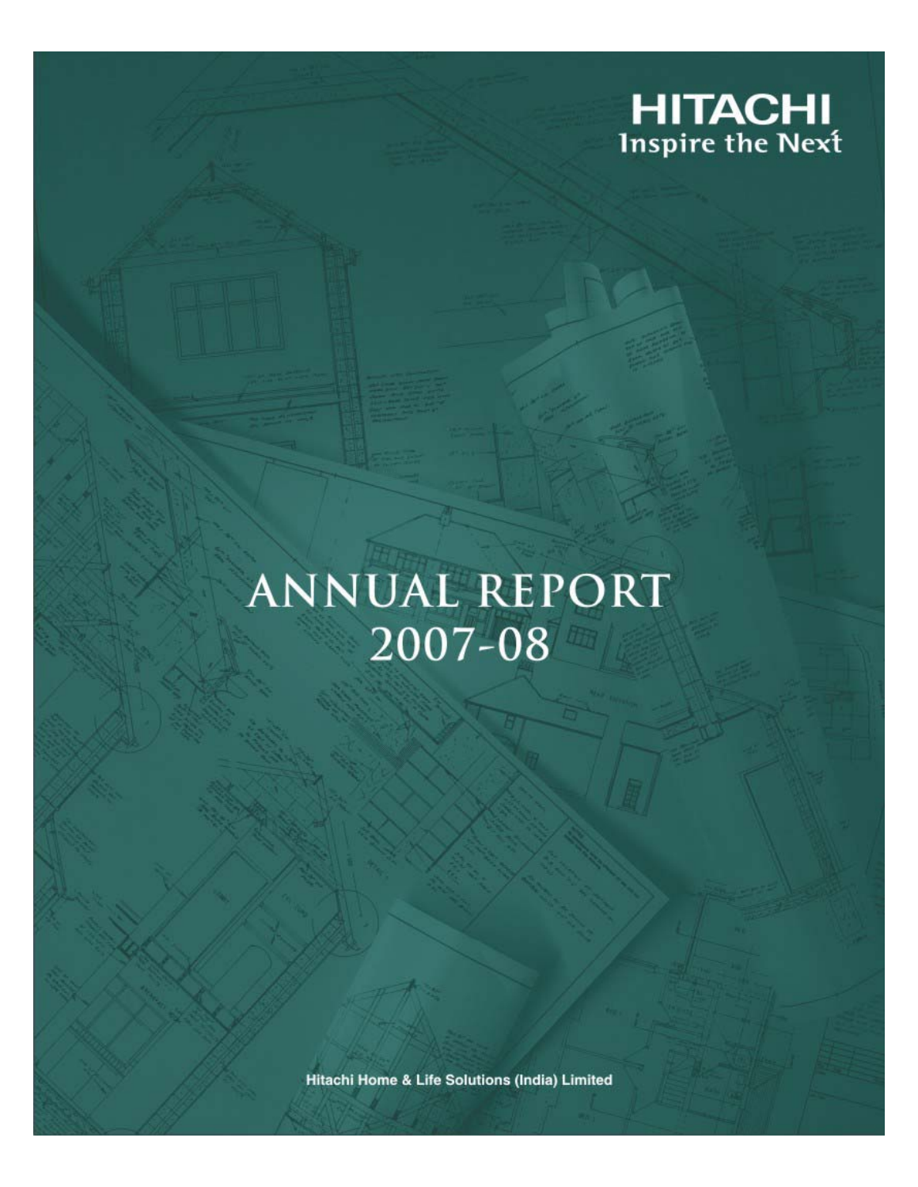HITACHI
Inspire the Next

# ANNUAL REPORT
# 2007-08

Hitachi Home & Life Solutions (India) Limited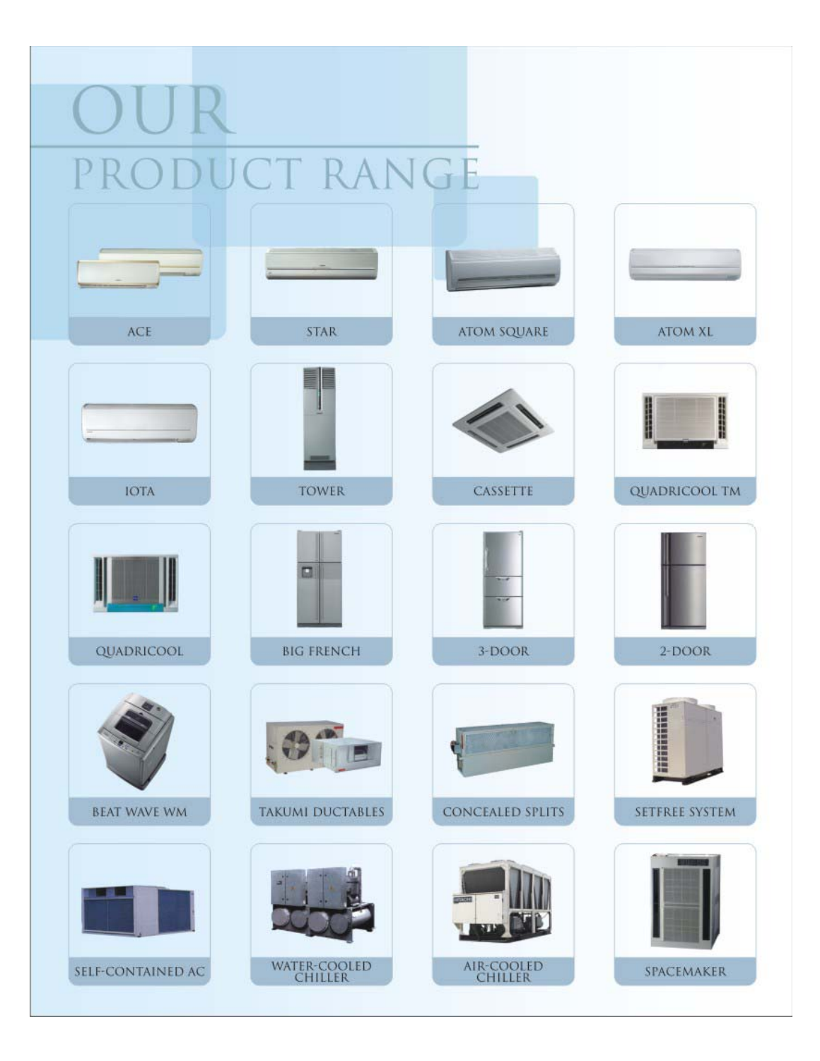# OUR PRODUCT RANGE

- ACE
- STAR
- ATOM SQUARE
- ATOM XL
- IOTA
- TOWER
- CASSETTE
- QUADRICOOL TM
- QUADRICOOL
- BIG FRENCH
- 3-DOOR
- 2-DOOR
- BEAT WAVE WM
- TAKUMI DUCTABLES
- CONCEALED SPLITS
- SETFREE SYSTEM
- SELF-CONTAINED AC
- WATER-COOLED CHILLER
- AIR-COOLED CHILLER
- SPACEMAKER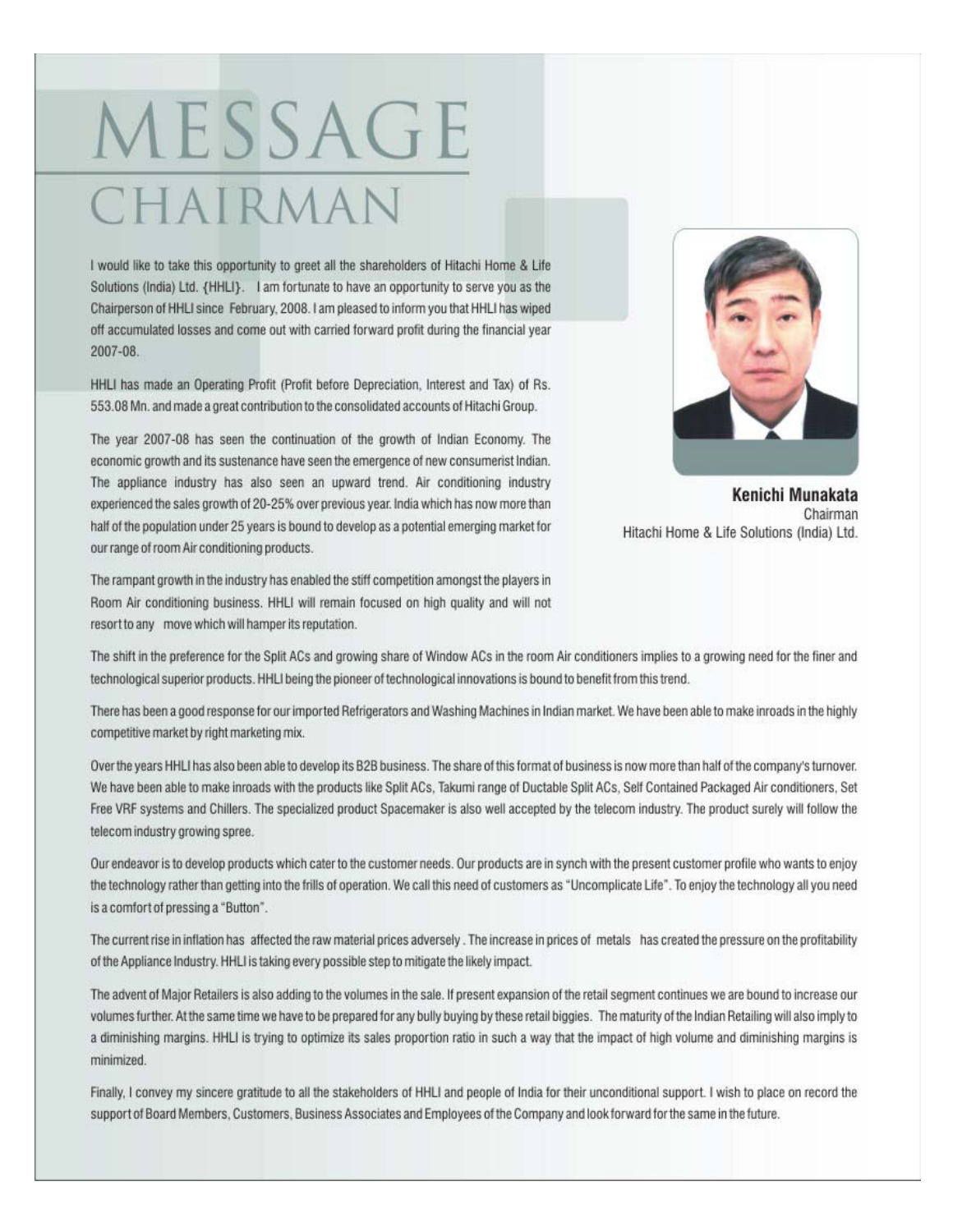# MESSAGE CHAIRMAN

I would like to take this opportunity to greet all the shareholders of Hitachi Home & Life Solutions (India) Ltd. {HHLI}. I am fortunate to have an opportunity to serve you as the Chairperson of HHLI since February, 2008. I am pleased to inform you that HHLI has wiped off accumulated losses and come out with carried forward profit during the financial year 2007-08.

HHLI has made an Operating Profit (Profit before Depreciation, Interest and Tax) of Rs. 553.08 Mn. and made a great contribution to the consolidated accounts of Hitachi Group.

The year 2007-08 has seen the continuation of the growth of Indian Economy. The economic growth and its sustenance have seen the emergence of new consumerist Indian. The appliance industry has also seen an upward trend. Air conditioning industry experienced the sales growth of 20-25% over previous year. India which has now more than half of the population under 25 years is bound to develop as a potential emerging market for our range of room Air conditioning products.

The rampant growth in the industry has enabled the stiff competition amongst the players in Room Air conditioning business. HHLI will remain focused on high quality and will not resort to any move which will hamper its reputation.

**Kenichi Munakata**
Chairman
Hitachi Home & Life Solutions (India) Ltd.

The shift in the preference for the Split ACs and growing share of Window ACs in the room Air conditioners implies to a growing need for the finer and technological superior products. HHLI being the pioneer of technological innovations is bound to benefit from this trend.

There has been a good response for our imported Refrigerators and Washing Machines in Indian market. We have been able to make inroads in the highly competitive market by right marketing mix.

Over the years HHLI has also been able to develop its B2B business. The share of this format of business is now more than half of the company's turnover. We have been able to make inroads with the products like Split ACs, Takumi range of Ductable Split ACs, Self Contained Packaged Air conditioners, Set Free VRF systems and Chillers. The specialized product Spacemaker is also well accepted by the telecom industry. The product surely will follow the telecom industry growing spree.

Our endeavor is to develop products which cater to the customer needs. Our products are in synch with the present customer profile who wants to enjoy the technology rather than getting into the frills of operation. We call this need of customers as "Uncomplicate Life". To enjoy the technology all you need is a comfort of pressing a "Button".

The current rise in inflation has affected the raw material prices adversely . The increase in prices of metals has created the pressure on the profitability of the Appliance Industry. HHLI is taking every possible step to mitigate the likely impact.

The advent of Major Retailers is also adding to the volumes in the sale. If present expansion of the retail segment continues we are bound to increase our volumes further. At the same time we have to be prepared for any bully buying by these retail biggies. The maturity of the Indian Retailing will also imply to a diminishing margins. HHLI is trying to optimize its sales proportion ratio in such a way that the impact of high volume and diminishing margins is minimized.

Finally, I convey my sincere gratitude to all the stakeholders of HHLI and people of India for their unconditional support. I wish to place on record the support of Board Members, Customers, Business Associates and Employees of the Company and look forward for the same in the future.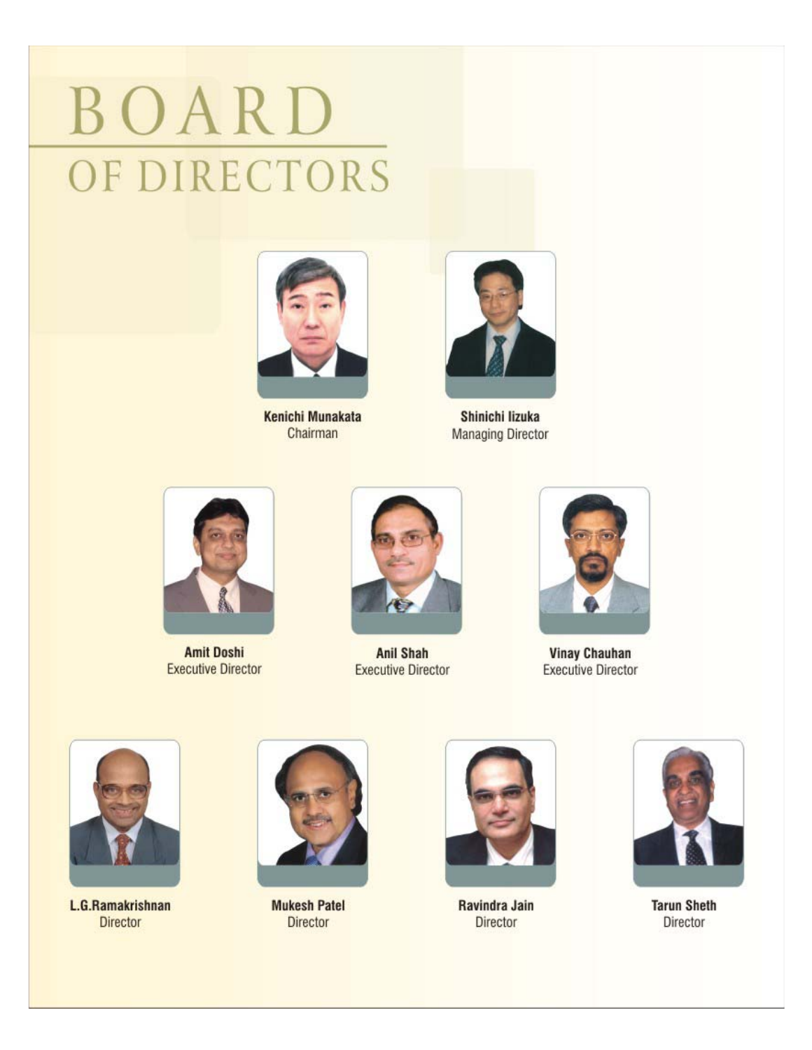# BOARD OF DIRECTORS

**Kenichi Munakata**
Chairman

**Shinichi Iizuka**
Managing Director

**Amit Doshi**
Executive Director

**Anil Shah**
Executive Director

**Vinay Chauhan**
Executive Director

**L.G.Ramakrishnan**
Director

**Mukesh Patel**
Director

**Ravindra Jain**
Director

**Tarun Sheth**
Director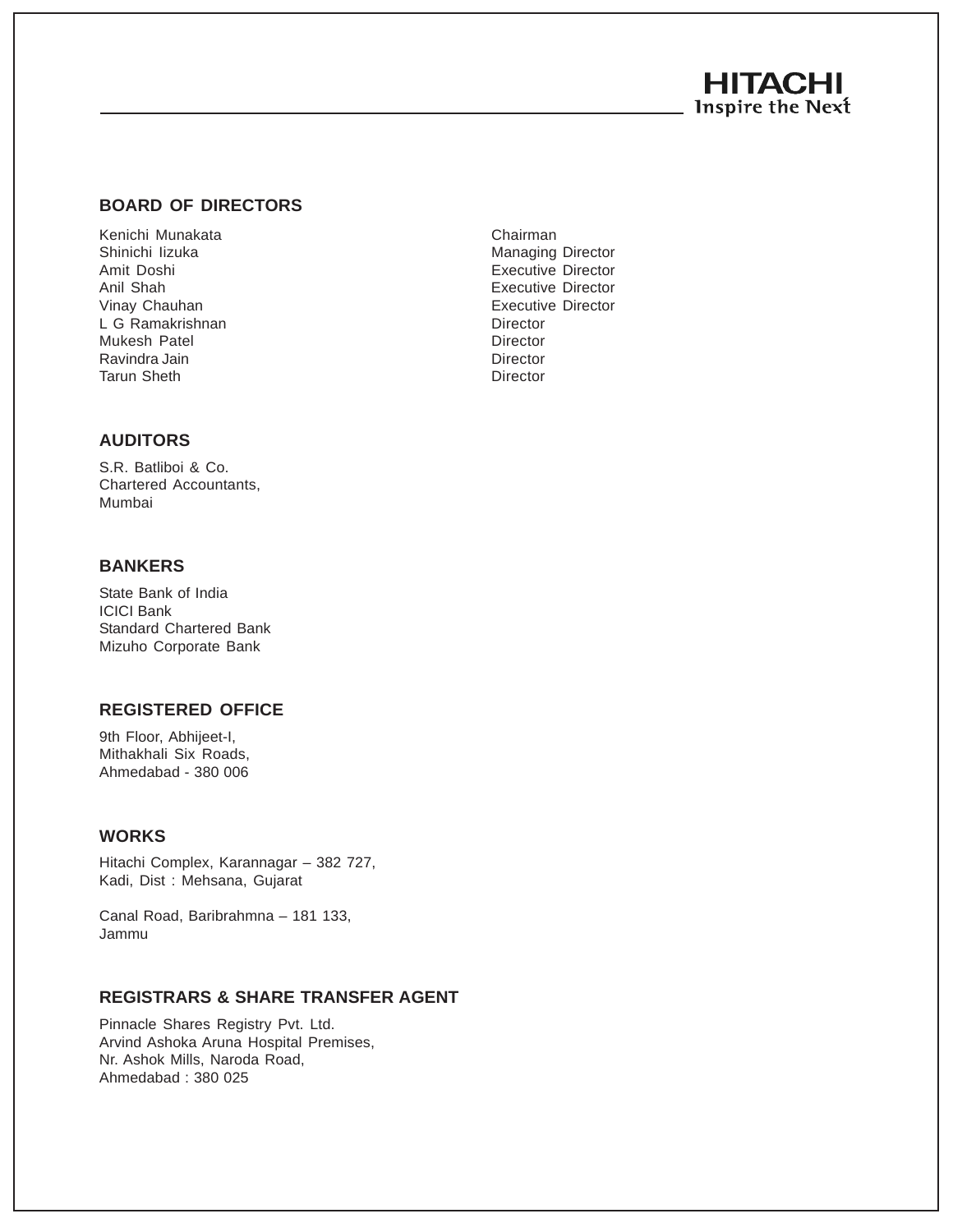## BOARD OF DIRECTORS

| | |
|---|---|
| Kenichi Munakata | Chairman |
| Shinichi Iizuka | Managing Director |
| Amit Doshi | Executive Director |
| Anil Shah | Executive Director |
| Vinay Chauhan | Executive Director |
| L G Ramakrishnan | Director |
| Mukesh Patel | Director |
| Ravindra Jain | Director |
| Tarun Sheth | Director |

## AUDITORS

S.R. Batliboi & Co.
Chartered Accountants,
Mumbai

## BANKERS

State Bank of India
ICICI Bank
Standard Chartered Bank
Mizuho Corporate Bank

## REGISTERED OFFICE

9th Floor, Abhijeet-I,
Mithakhali Six Roads,
Ahmedabad - 380 006

## WORKS

Hitachi Complex, Karannagar – 382 727,
Kadi, Dist : Mehsana, Gujarat

Canal Road, Baribrahmna – 181 133,
Jammu

## REGISTRARS & SHARE TRANSFER AGENT

Pinnacle Shares Registry Pvt. Ltd.
Arvind Ashoka Aruna Hospital Premises,
Nr. Ashok Mills, Naroda Road,
Ahmedabad : 380 025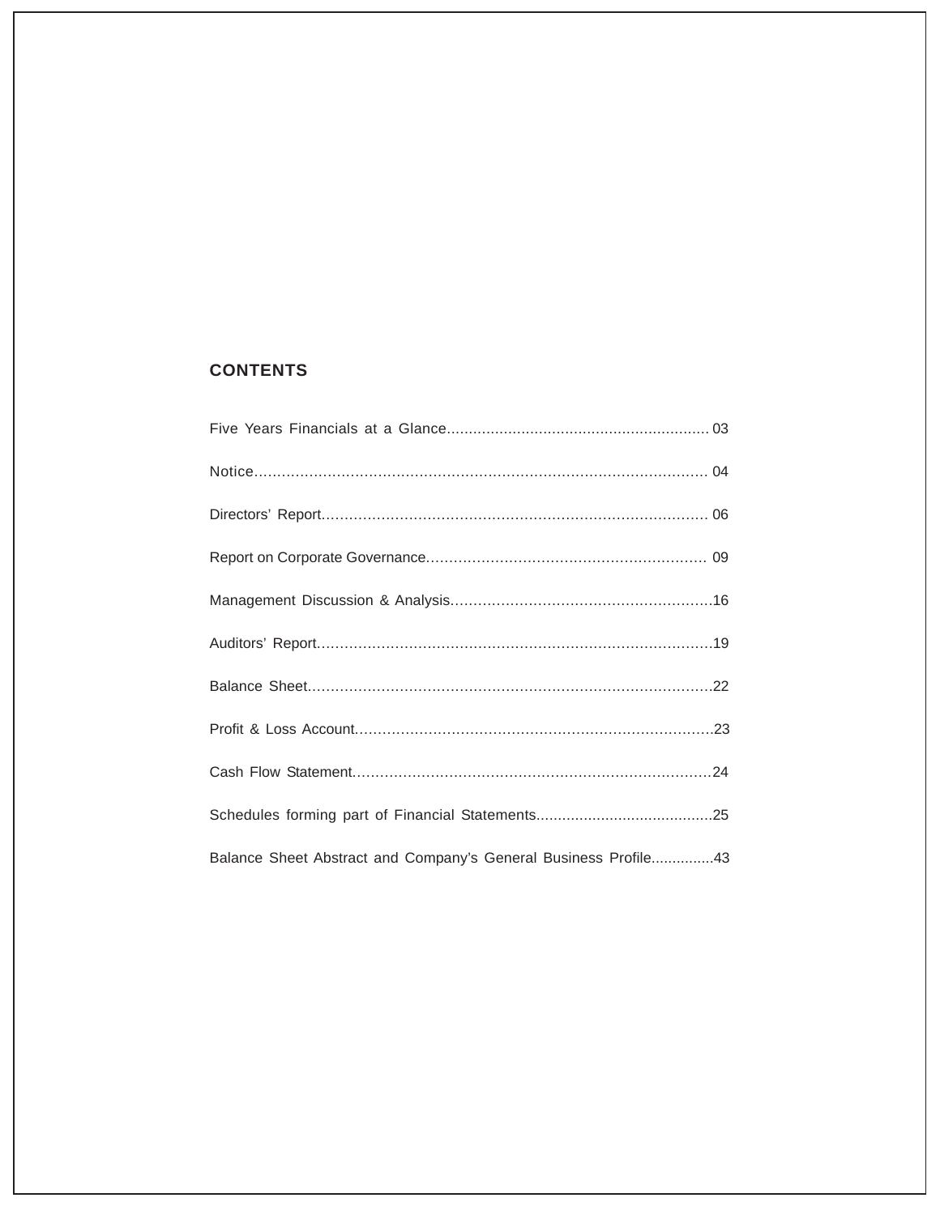## CONTENTS

| | |
|---|---|
| Five Years Financials at a Glance | 03 |
| Notice | 04 |
| Directors' Report | 06 |
| Report on Corporate Governance | 09 |
| Management Discussion & Analysis | 16 |
| Auditors' Report | 19 |
| Balance Sheet | 22 |
| Profit & Loss Account | 23 |
| Cash Flow Statement | 24 |
| Schedules forming part of Financial Statements | 25 |
| Balance Sheet Abstract and Company's General Business Profile | 43 |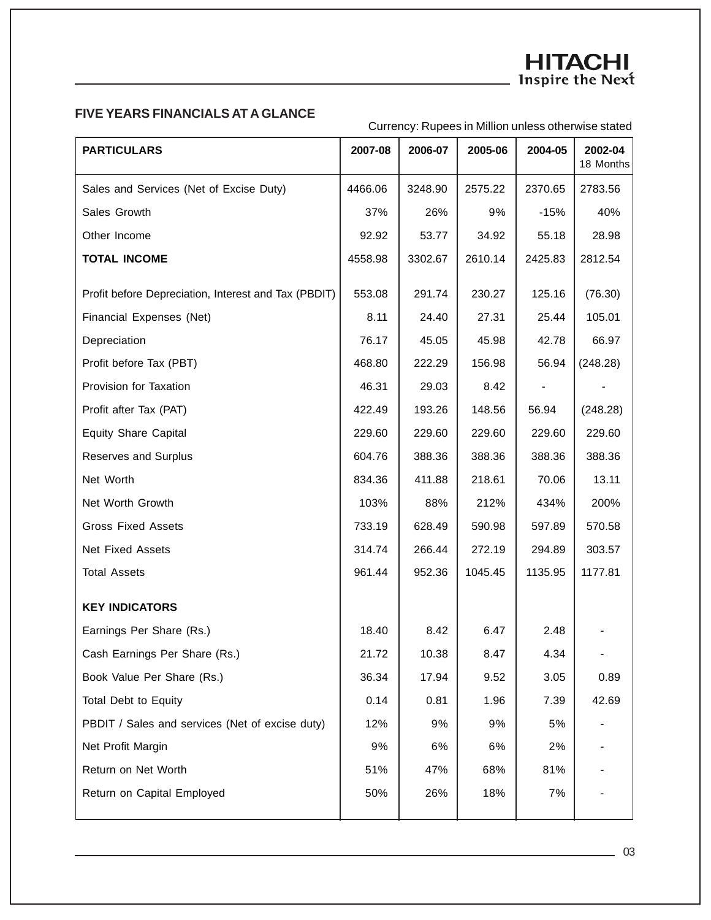## FIVE YEARS FINANCIALS AT A GLANCE

Currency: Rupees in Million unless otherwise stated

| PARTICULARS | 2007-08 | 2006-07 | 2005-06 | 2004-05 | 2002-04 18 Months |
|---|---|---|---|---|---|
| Sales and Services (Net of Excise Duty) | 4466.06 | 3248.90 | 2575.22 | 2370.65 | 2783.56 |
| Sales Growth | 37% | 26% | 9% | -15% | 40% |
| Other Income | 92.92 | 53.77 | 34.92 | 55.18 | 28.98 |
| **TOTAL INCOME** | 4558.98 | 3302.67 | 2610.14 | 2425.83 | 2812.54 |
| Profit before Depreciation, Interest and Tax (PBDIT) | 553.08 | 291.74 | 230.27 | 125.16 | (76.30) |
| Financial Expenses (Net) | 8.11 | 24.40 | 27.31 | 25.44 | 105.01 |
| Depreciation | 76.17 | 45.05 | 45.98 | 42.78 | 66.97 |
| Profit before Tax (PBT) | 468.80 | 222.29 | 156.98 | 56.94 | (248.28) |
| Provision for Taxation | 46.31 | 29.03 | 8.42 | - | - |
| Profit after Tax (PAT) | 422.49 | 193.26 | 148.56 | 56.94 | (248.28) |
| Equity Share Capital | 229.60 | 229.60 | 229.60 | 229.60 | 229.60 |
| Reserves and Surplus | 604.76 | 388.36 | 388.36 | 388.36 | 388.36 |
| Net Worth | 834.36 | 411.88 | 218.61 | 70.06 | 13.11 |
| Net Worth Growth | 103% | 88% | 212% | 434% | 200% |
| Gross Fixed Assets | 733.19 | 628.49 | 590.98 | 597.89 | 570.58 |
| Net Fixed Assets | 314.74 | 266.44 | 272.19 | 294.89 | 303.57 |
| Total Assets | 961.44 | 952.36 | 1045.45 | 1135.95 | 1177.81 |
| **KEY INDICATORS** | | | | | |
| Earnings Per Share (Rs.) | 18.40 | 8.42 | 6.47 | 2.48 | - |
| Cash Earnings Per Share (Rs.) | 21.72 | 10.38 | 8.47 | 4.34 | - |
| Book Value Per Share (Rs.) | 36.34 | 17.94 | 9.52 | 3.05 | 0.89 |
| Total Debt to Equity | 0.14 | 0.81 | 1.96 | 7.39 | 42.69 |
| PBDIT / Sales and services (Net of excise duty) | 12% | 9% | 9% | 5% | - |
| Net Profit Margin | 9% | 6% | 6% | 2% | - |
| Return on Net Worth | 51% | 47% | 68% | 81% | - |
| Return on Capital Employed | 50% | 26% | 18% | 7% | - |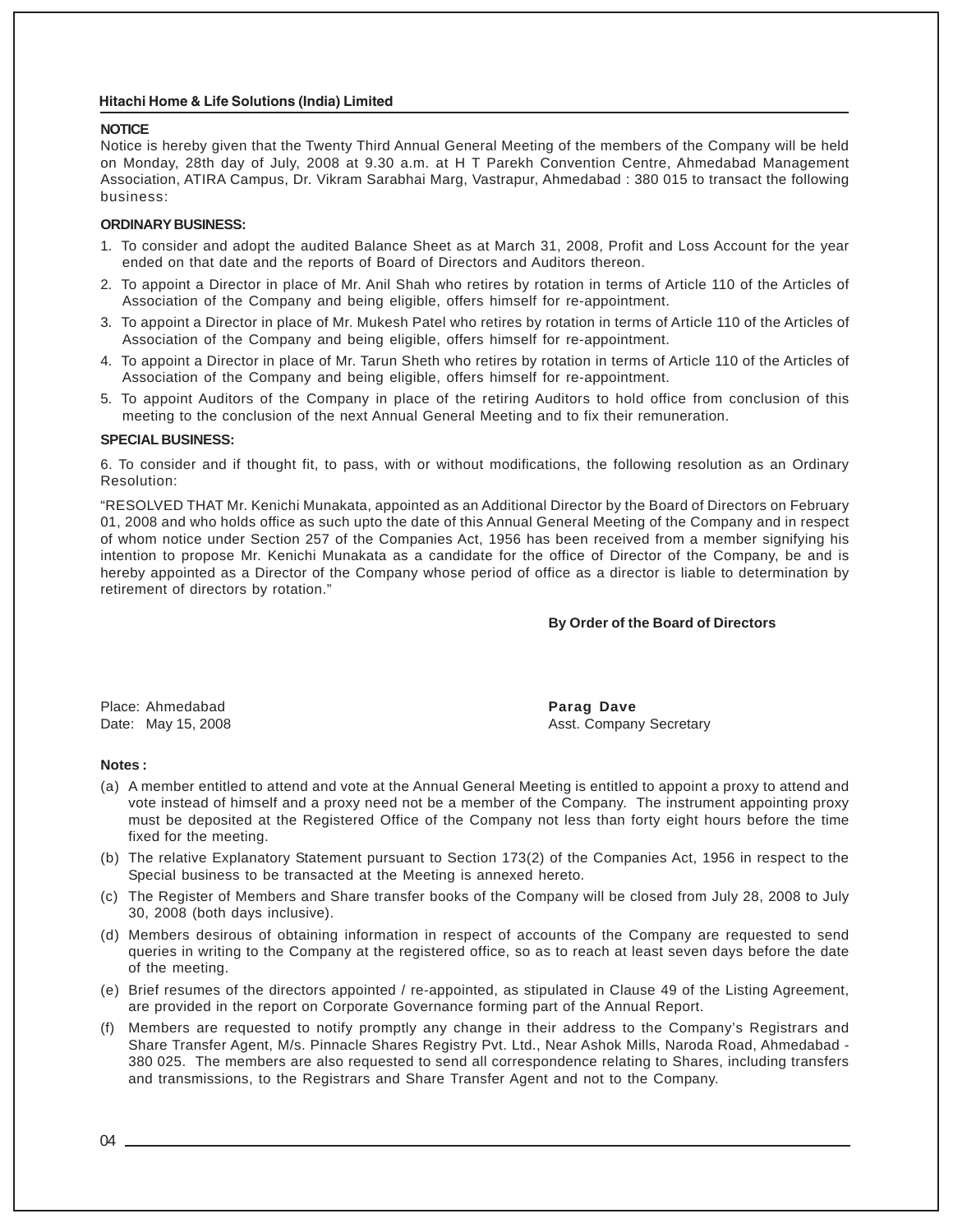## NOTICE

Notice is hereby given that the Twenty Third Annual General Meeting of the members of the Company will be held on Monday, 28th day of July, 2008 at 9.30 a.m. at H T Parekh Convention Centre, Ahmedabad Management Association, ATIRA Campus, Dr. Vikram Sarabhai Marg, Vastrapur, Ahmedabad : 380 015 to transact the following business:

### ORDINARY BUSINESS:

1. To consider and adopt the audited Balance Sheet as at March 31, 2008, Profit and Loss Account for the year ended on that date and the reports of Board of Directors and Auditors thereon.
2. To appoint a Director in place of Mr. Anil Shah who retires by rotation in terms of Article 110 of the Articles of Association of the Company and being eligible, offers himself for re-appointment.
3. To appoint a Director in place of Mr. Mukesh Patel who retires by rotation in terms of Article 110 of the Articles of Association of the Company and being eligible, offers himself for re-appointment.
4. To appoint a Director in place of Mr. Tarun Sheth who retires by rotation in terms of Article 110 of the Articles of Association of the Company and being eligible, offers himself for re-appointment.
5. To appoint Auditors of the Company in place of the retiring Auditors to hold office from conclusion of this meeting to the conclusion of the next Annual General Meeting and to fix their remuneration.

### SPECIAL BUSINESS:

6. To consider and if thought fit, to pass, with or without modifications, the following resolution as an Ordinary Resolution:

"RESOLVED THAT Mr. Kenichi Munakata, appointed as an Additional Director by the Board of Directors on February 01, 2008 and who holds office as such upto the date of this Annual General Meeting of the Company and in respect of whom notice under Section 257 of the Companies Act, 1956 has been received from a member signifying his intention to propose Mr. Kenichi Munakata as a candidate for the office of Director of the Company, be and is hereby appointed as a Director of the Company whose period of office as a director is liable to determination by retirement of directors by rotation."

**By Order of the Board of Directors**

Place: Ahmedabad
Date: May 15, 2008

**Parag Dave**
Asst. Company Secretary

**Notes :**

(a) A member entitled to attend and vote at the Annual General Meeting is entitled to appoint a proxy to attend and vote instead of himself and a proxy need not be a member of the Company. The instrument appointing proxy must be deposited at the Registered Office of the Company not less than forty eight hours before the time fixed for the meeting.

(b) The relative Explanatory Statement pursuant to Section 173(2) of the Companies Act, 1956 in respect to the Special business to be transacted at the Meeting is annexed hereto.

(c) The Register of Members and Share transfer books of the Company will be closed from July 28, 2008 to July 30, 2008 (both days inclusive).

(d) Members desirous of obtaining information in respect of accounts of the Company are requested to send queries in writing to the Company at the registered office, so as to reach at least seven days before the date of the meeting.

(e) Brief resumes of the directors appointed / re-appointed, as stipulated in Clause 49 of the Listing Agreement, are provided in the report on Corporate Governance forming part of the Annual Report.

(f) Members are requested to notify promptly any change in their address to the Company's Registrars and Share Transfer Agent, M/s. Pinnacle Shares Registry Pvt. Ltd., Near Ashok Mills, Naroda Road, Ahmedabad - 380 025. The members are also requested to send all correspondence relating to Shares, including transfers and transmissions, to the Registrars and Share Transfer Agent and not to the Company.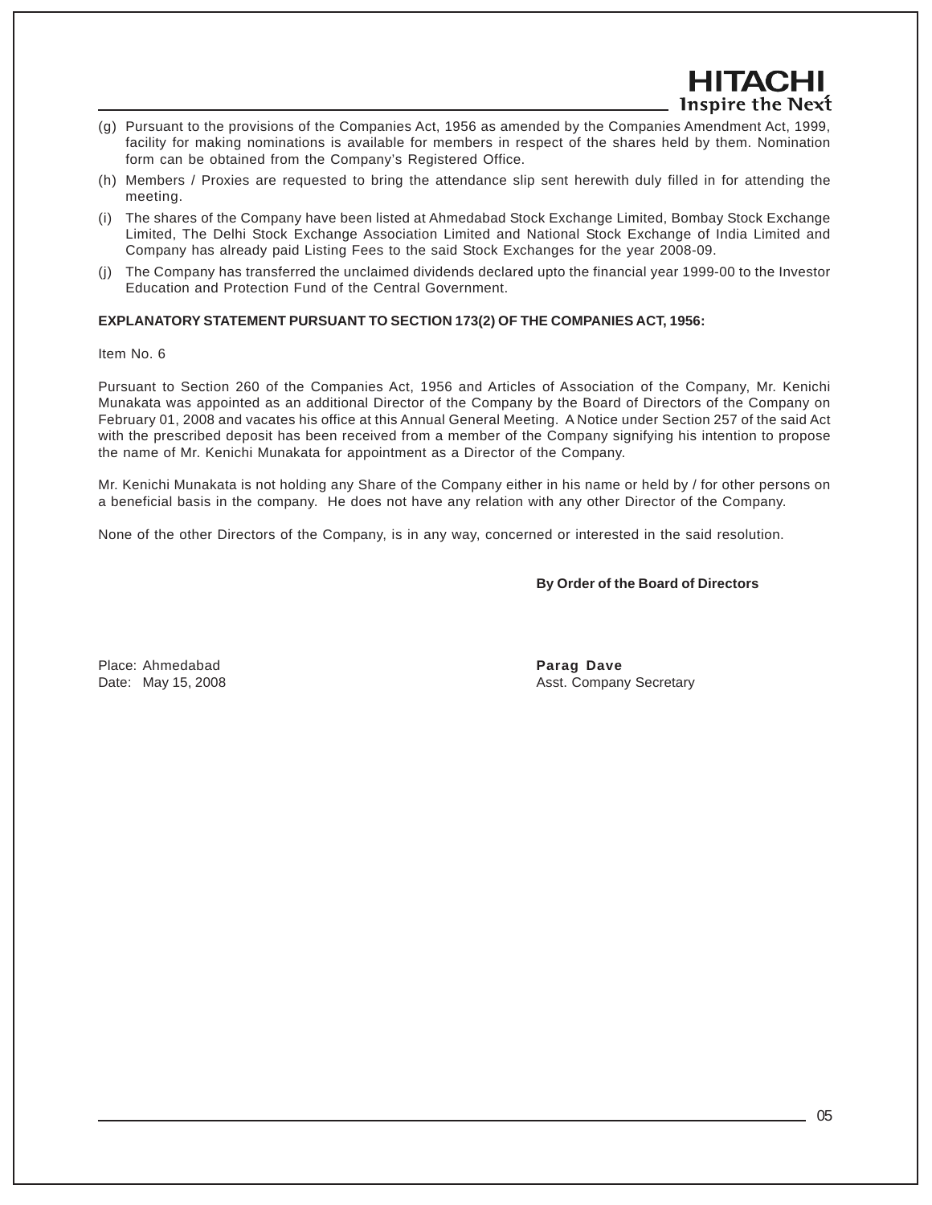(g) Pursuant to the provisions of the Companies Act, 1956 as amended by the Companies Amendment Act, 1999, facility for making nominations is available for members in respect of the shares held by them. Nomination form can be obtained from the Company's Registered Office.

(h) Members / Proxies are requested to bring the attendance slip sent herewith duly filled in for attending the meeting.

(i) The shares of the Company have been listed at Ahmedabad Stock Exchange Limited, Bombay Stock Exchange Limited, The Delhi Stock Exchange Association Limited and National Stock Exchange of India Limited and Company has already paid Listing Fees to the said Stock Exchanges for the year 2008-09.

(j) The Company has transferred the unclaimed dividends declared upto the financial year 1999-00 to the Investor Education and Protection Fund of the Central Government.

**EXPLANATORY STATEMENT PURSUANT TO SECTION 173(2) OF THE COMPANIES ACT, 1956:**

Item No. 6

Pursuant to Section 260 of the Companies Act, 1956 and Articles of Association of the Company, Mr. Kenichi Munakata was appointed as an additional Director of the Company by the Board of Directors of the Company on February 01, 2008 and vacates his office at this Annual General Meeting. A Notice under Section 257 of the said Act with the prescribed deposit has been received from a member of the Company signifying his intention to propose the name of Mr. Kenichi Munakata for appointment as a Director of the Company.

Mr. Kenichi Munakata is not holding any Share of the Company either in his name or held by / for other persons on a beneficial basis in the company. He does not have any relation with any other Director of the Company.

None of the other Directors of the Company, is in any way, concerned or interested in the said resolution.

**By Order of the Board of Directors**

Place: Ahmedabad
Date: May 15, 2008

**Parag Dave**
Asst. Company Secretary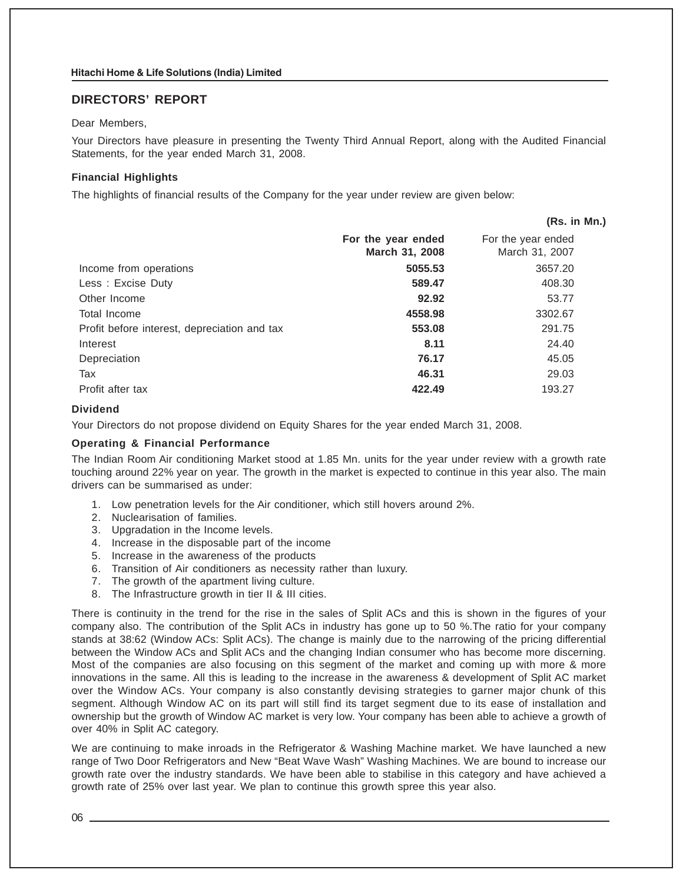## DIRECTORS' REPORT

Dear Members,

Your Directors have pleasure in presenting the Twenty Third Annual Report, along with the Audited Financial Statements, for the year ended March 31, 2008.

### Financial Highlights

The highlights of financial results of the Company for the year under review are given below:

**(Rs. in Mn.)**

| | **For the year ended March 31, 2008** | For the year ended March 31, 2007 |
|---|---|---|
| Income from operations | **5055.53** | 3657.20 |
| Less : Excise Duty | **589.47** | 408.30 |
| Other Income | **92.92** | 53.77 |
| Total Income | **4558.98** | 3302.67 |
| Profit before interest, depreciation and tax | **553.08** | 291.75 |
| Interest | **8.11** | 24.40 |
| Depreciation | **76.17** | 45.05 |
| Tax | **46.31** | 29.03 |
| Profit after tax | **422.49** | 193.27 |

### Dividend

Your Directors do not propose dividend on Equity Shares for the year ended March 31, 2008.

### Operating & Financial Performance

The Indian Room Air conditioning Market stood at 1.85 Mn. units for the year under review with a growth rate touching around 22% year on year. The growth in the market is expected to continue in this year also. The main drivers can be summarised as under:

1. Low penetration levels for the Air conditioner, which still hovers around 2%.
2. Nuclearisation of families.
3. Upgradation in the Income levels.
4. Increase in the disposable part of the income
5. Increase in the awareness of the products
6. Transition of Air conditioners as necessity rather than luxury.
7. The growth of the apartment living culture.
8. The Infrastructure growth in tier II & III cities.

There is continuity in the trend for the rise in the sales of Split ACs and this is shown in the figures of your company also. The contribution of the Split ACs in industry has gone up to 50 %.The ratio for your company stands at 38:62 (Window ACs: Split ACs). The change is mainly due to the narrowing of the pricing differential between the Window ACs and Split ACs and the changing Indian consumer who has become more discerning. Most of the companies are also focusing on this segment of the market and coming up with more & more innovations in the same. All this is leading to the increase in the awareness & development of Split AC market over the Window ACs. Your company is also constantly devising strategies to garner major chunk of this segment. Although Window AC on its part will still find its target segment due to its ease of installation and ownership but the growth of Window AC market is very low. Your company has been able to achieve a growth of over 40% in Split AC category.

We are continuing to make inroads in the Refrigerator & Washing Machine market. We have launched a new range of Two Door Refrigerators and New "Beat Wave Wash" Washing Machines. We are bound to increase our growth rate over the industry standards. We have been able to stabilise in this category and have achieved a growth rate of 25% over last year. We plan to continue this growth spree this year also.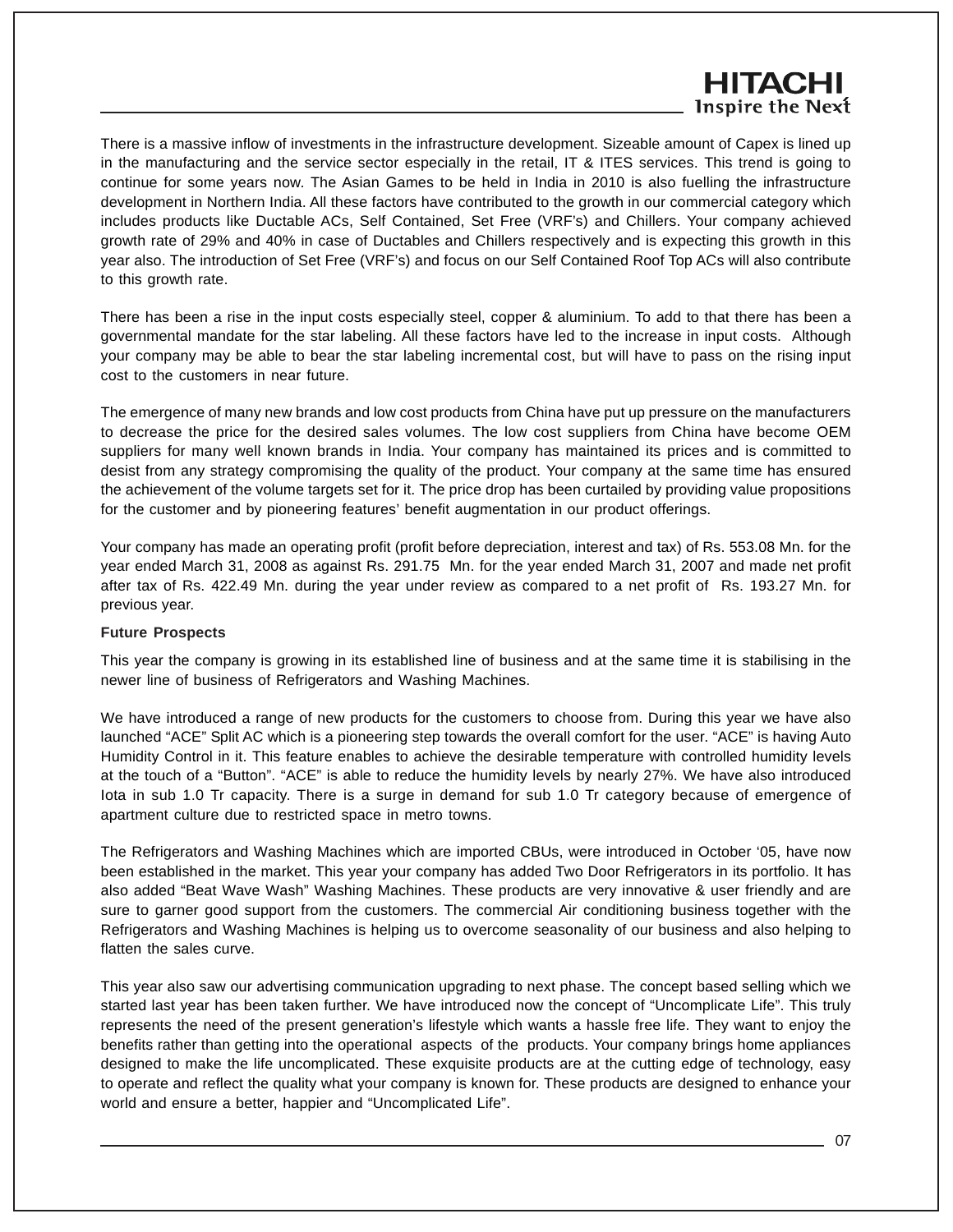There is a massive inflow of investments in the infrastructure development. Sizeable amount of Capex is lined up in the manufacturing and the service sector especially in the retail, IT & ITES services. This trend is going to continue for some years now. The Asian Games to be held in India in 2010 is also fuelling the infrastructure development in Northern India. All these factors have contributed to the growth in our commercial category which includes products like Ductable ACs, Self Contained, Set Free (VRF's) and Chillers. Your company achieved growth rate of 29% and 40% in case of Ductables and Chillers respectively and is expecting this growth in this year also. The introduction of Set Free (VRF's) and focus on our Self Contained Roof Top ACs will also contribute to this growth rate.

There has been a rise in the input costs especially steel, copper & aluminium. To add to that there has been a governmental mandate for the star labeling. All these factors have led to the increase in input costs. Although your company may be able to bear the star labeling incremental cost, but will have to pass on the rising input cost to the customers in near future.

The emergence of many new brands and low cost products from China have put up pressure on the manufacturers to decrease the price for the desired sales volumes. The low cost suppliers from China have become OEM suppliers for many well known brands in India. Your company has maintained its prices and is committed to desist from any strategy compromising the quality of the product. Your company at the same time has ensured the achievement of the volume targets set for it. The price drop has been curtailed by providing value propositions for the customer and by pioneering features' benefit augmentation in our product offerings.

Your company has made an operating profit (profit before depreciation, interest and tax) of Rs. 553.08 Mn. for the year ended March 31, 2008 as against Rs. 291.75 Mn. for the year ended March 31, 2007 and made net profit after tax of Rs. 422.49 Mn. during the year under review as compared to a net profit of Rs. 193.27 Mn. for previous year.

**Future Prospects**

This year the company is growing in its established line of business and at the same time it is stabilising in the newer line of business of Refrigerators and Washing Machines.

We have introduced a range of new products for the customers to choose from. During this year we have also launched "ACE" Split AC which is a pioneering step towards the overall comfort for the user. "ACE" is having Auto Humidity Control in it. This feature enables to achieve the desirable temperature with controlled humidity levels at the touch of a "Button". "ACE" is able to reduce the humidity levels by nearly 27%. We have also introduced Iota in sub 1.0 Tr capacity. There is a surge in demand for sub 1.0 Tr category because of emergence of apartment culture due to restricted space in metro towns.

The Refrigerators and Washing Machines which are imported CBUs, were introduced in October '05, have now been established in the market. This year your company has added Two Door Refrigerators in its portfolio. It has also added "Beat Wave Wash" Washing Machines. These products are very innovative & user friendly and are sure to garner good support from the customers. The commercial Air conditioning business together with the Refrigerators and Washing Machines is helping us to overcome seasonality of our business and also helping to flatten the sales curve.

This year also saw our advertising communication upgrading to next phase. The concept based selling which we started last year has been taken further. We have introduced now the concept of "Uncomplicate Life". This truly represents the need of the present generation's lifestyle which wants a hassle free life. They want to enjoy the benefits rather than getting into the operational aspects of the products. Your company brings home appliances designed to make the life uncomplicated. These exquisite products are at the cutting edge of technology, easy to operate and reflect the quality what your company is known for. These products are designed to enhance your world and ensure a better, happier and "Uncomplicated Life".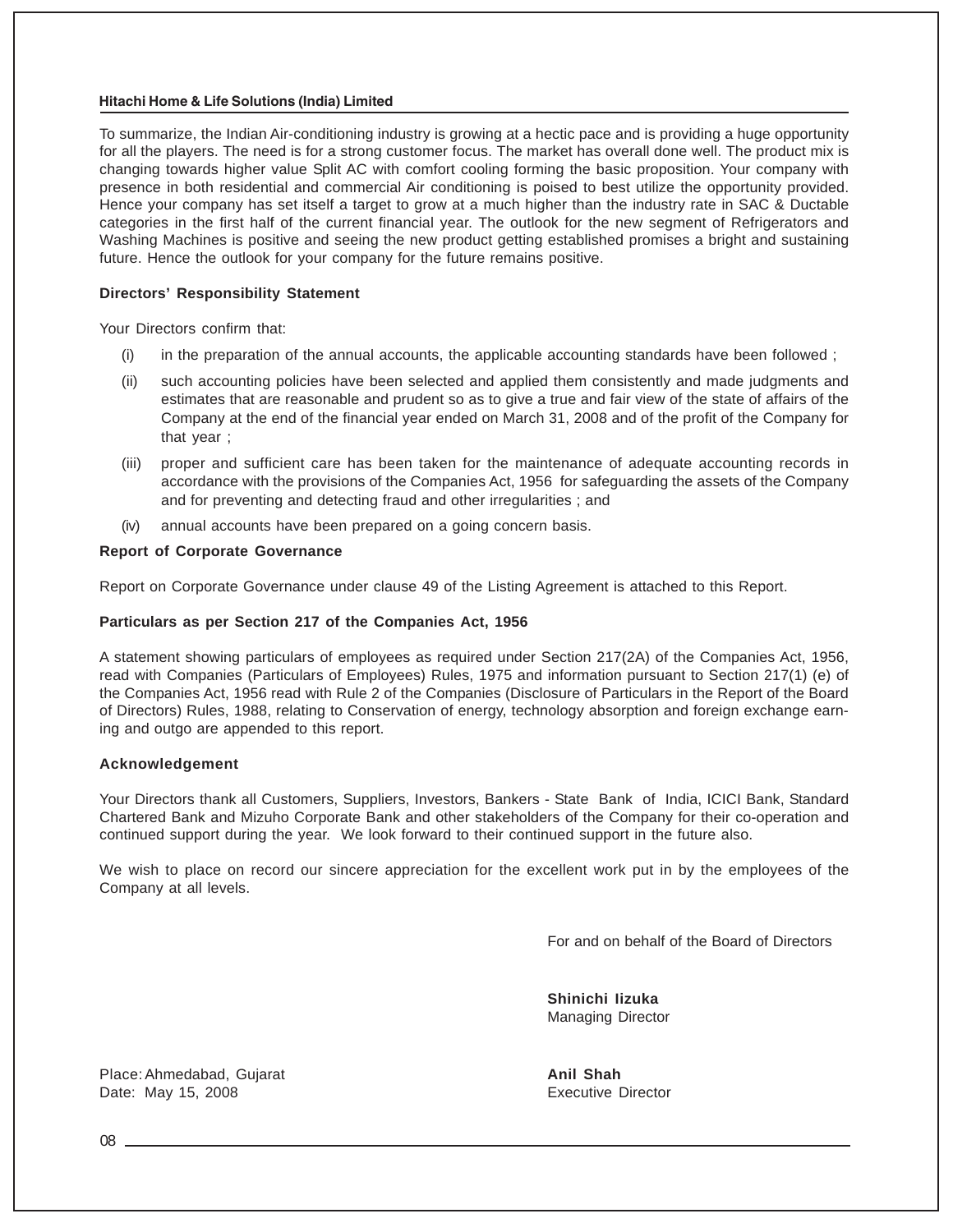To summarize, the Indian Air-conditioning industry is growing at a hectic pace and is providing a huge opportunity for all the players. The need is for a strong customer focus. The market has overall done well. The product mix is changing towards higher value Split AC with comfort cooling forming the basic proposition. Your company with presence in both residential and commercial Air conditioning is poised to best utilize the opportunity provided. Hence your company has set itself a target to grow at a much higher than the industry rate in SAC & Ductable categories in the first half of the current financial year. The outlook for the new segment of Refrigerators and Washing Machines is positive and seeing the new product getting established promises a bright and sustaining future. Hence the outlook for your company for the future remains positive.

**Directors' Responsibility Statement**

Your Directors confirm that:

(i) in the preparation of the annual accounts, the applicable accounting standards have been followed ;

(ii) such accounting policies have been selected and applied them consistently and made judgments and estimates that are reasonable and prudent so as to give a true and fair view of the state of affairs of the Company at the end of the financial year ended on March 31, 2008 and of the profit of the Company for that year ;

(iii) proper and sufficient care has been taken for the maintenance of adequate accounting records in accordance with the provisions of the Companies Act, 1956 for safeguarding the assets of the Company and for preventing and detecting fraud and other irregularities ; and

(iv) annual accounts have been prepared on a going concern basis.

**Report of Corporate Governance**

Report on Corporate Governance under clause 49 of the Listing Agreement is attached to this Report.

**Particulars as per Section 217 of the Companies Act, 1956**

A statement showing particulars of employees as required under Section 217(2A) of the Companies Act, 1956, read with Companies (Particulars of Employees) Rules, 1975 and information pursuant to Section 217(1) (e) of the Companies Act, 1956 read with Rule 2 of the Companies (Disclosure of Particulars in the Report of the Board of Directors) Rules, 1988, relating to Conservation of energy, technology absorption and foreign exchange earning and outgo are appended to this report.

**Acknowledgement**

Your Directors thank all Customers, Suppliers, Investors, Bankers - State Bank of India, ICICI Bank, Standard Chartered Bank and Mizuho Corporate Bank and other stakeholders of the Company for their co-operation and continued support during the year. We look forward to their continued support in the future also.

We wish to place on record our sincere appreciation for the excellent work put in by the employees of the Company at all levels.

For and on behalf of the Board of Directors

**Shinichi Iizuka**
Managing Director

Place: Ahmedabad, Gujarat
Date: May 15, 2008

**Anil Shah**
Executive Director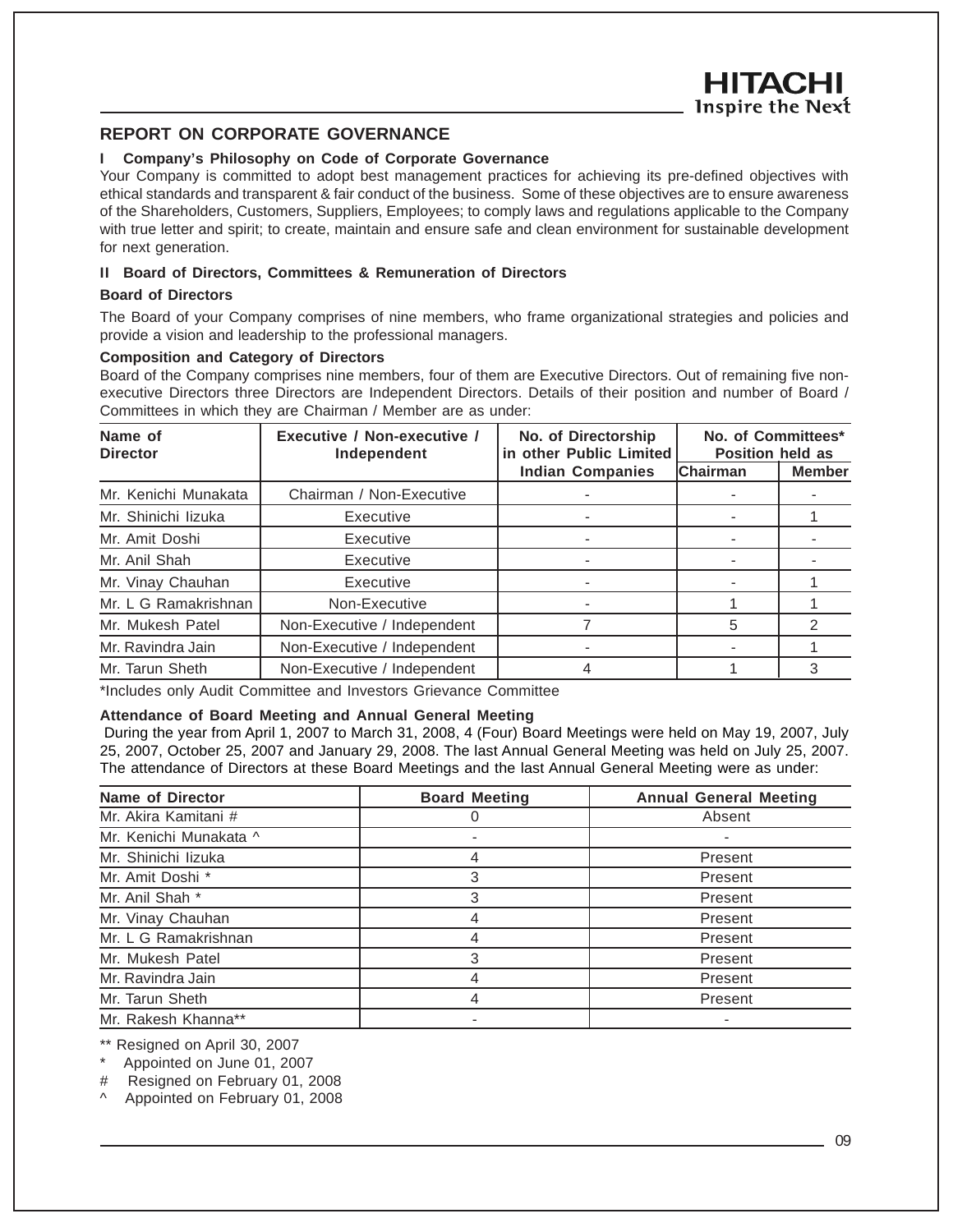## REPORT ON CORPORATE GOVERNANCE

### I Company's Philosophy on Code of Corporate Governance

Your Company is committed to adopt best management practices for achieving its pre-defined objectives with ethical standards and transparent & fair conduct of the business. Some of these objectives are to ensure awareness of the Shareholders, Customers, Suppliers, Employees; to comply laws and regulations applicable to the Company with true letter and spirit; to create, maintain and ensure safe and clean environment for sustainable development for next generation.

### II Board of Directors, Committees & Remuneration of Directors

**Board of Directors**

The Board of your Company comprises of nine members, who frame organizational strategies and policies and provide a vision and leadership to the professional managers.

**Composition and Category of Directors**

Board of the Company comprises nine members, four of them are Executive Directors. Out of remaining five non-executive Directors three Directors are Independent Directors. Details of their position and number of Board / Committees in which they are Chairman / Member are as under:

| Name of Director | Executive / Non-executive / Independent | No. of Directorship in other Public Limited Indian Companies | No. of Committees* Position held as | |
|---|---|---|---|---|
| | | | Chairman | Member |
| Mr. Kenichi Munakata | Chairman / Non-Executive | - | - | - |
| Mr. Shinichi Iizuka | Executive | - | - | 1 |
| Mr. Amit Doshi | Executive | - | - | - |
| Mr. Anil Shah | Executive | - | - | - |
| Mr. Vinay Chauhan | Executive | - | - | 1 |
| Mr. L G Ramakrishnan | Non-Executive | - | 1 | 1 |
| Mr. Mukesh Patel | Non-Executive / Independent | 7 | 5 | 2 |
| Mr. Ravindra Jain | Non-Executive / Independent | - | - | 1 |
| Mr. Tarun Sheth | Non-Executive / Independent | 4 | 1 | 3 |

*Includes only Audit Committee and Investors Grievance Committee

**Attendance of Board Meeting and Annual General Meeting**

During the year from April 1, 2007 to March 31, 2008, 4 (Four) Board Meetings were held on May 19, 2007, July 25, 2007, October 25, 2007 and January 29, 2008. The last Annual General Meeting was held on July 25, 2007. The attendance of Directors at these Board Meetings and the last Annual General Meeting were as under:

| Name of Director | Board Meeting | Annual General Meeting |
|---|---|---|
| Mr. Akira Kamitani # | 0 | Absent |
| Mr. Kenichi Munakata ^ | - | - |
| Mr. Shinichi Iizuka | 4 | Present |
| Mr. Amit Doshi * | 3 | Present |
| Mr. Anil Shah * | 3 | Present |
| Mr. Vinay Chauhan | 4 | Present |
| Mr. L G Ramakrishnan | 4 | Present |
| Mr. Mukesh Patel | 3 | Present |
| Mr. Ravindra Jain | 4 | Present |
| Mr. Tarun Sheth | 4 | Present |
| Mr. Rakesh Khanna** | - | - |

** Resigned on April 30, 2007

\* Appointed on June 01, 2007

\# Resigned on February 01, 2008

^ Appointed on February 01, 2008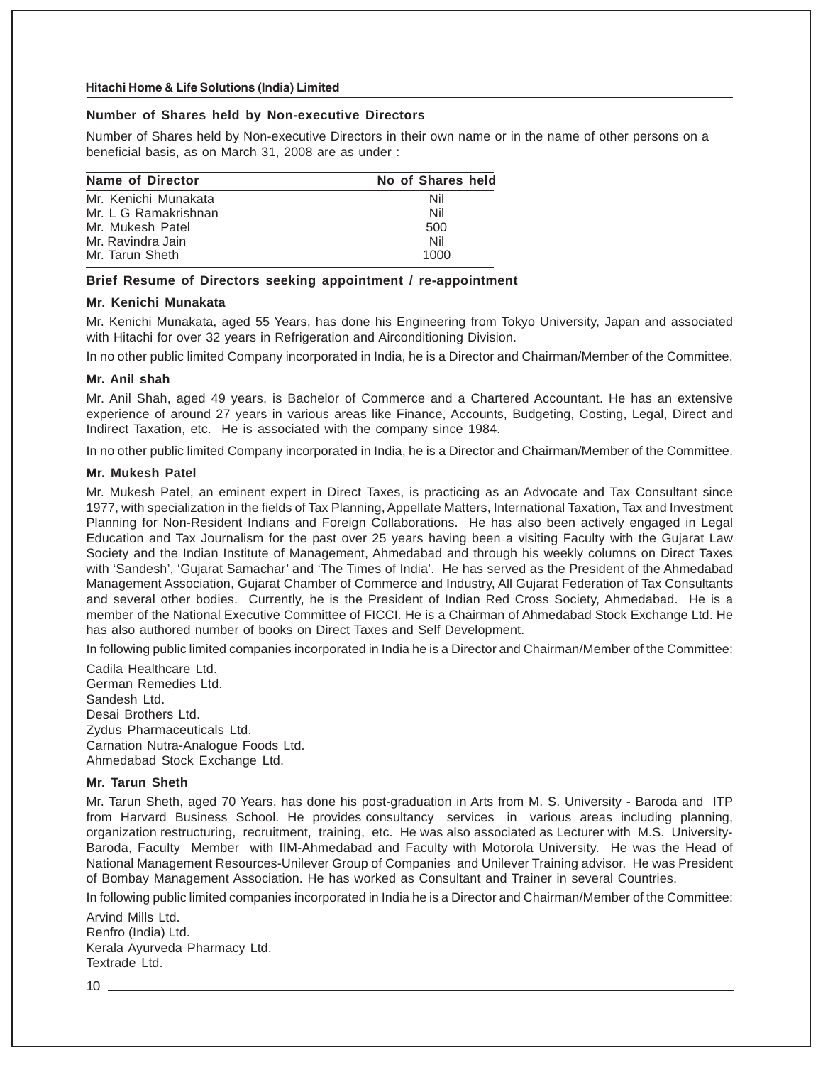### Number of Shares held by Non-executive Directors

Number of Shares held by Non-executive Directors in their own name or in the name of other persons on a beneficial basis, as on March 31, 2008 are as under :

| Name of Director | No of Shares held |
|---|---|
| Mr. Kenichi Munakata | Nil |
| Mr. L G Ramakrishnan | Nil |
| Mr. Mukesh Patel | 500 |
| Mr. Ravindra Jain | Nil |
| Mr. Tarun Sheth | 1000 |

### Brief Resume of Directors seeking appointment / re-appointment

**Mr. Kenichi Munakata**

Mr. Kenichi Munakata, aged 55 Years, has done his Engineering from Tokyo University, Japan and associated with Hitachi for over 32 years in Refrigeration and Airconditioning Division.

In no other public limited Company incorporated in India, he is a Director and Chairman/Member of the Committee.

**Mr. Anil shah**

Mr. Anil Shah, aged 49 years, is Bachelor of Commerce and a Chartered Accountant. He has an extensive experience of around 27 years in various areas like Finance, Accounts, Budgeting, Costing, Legal, Direct and Indirect Taxation, etc. He is associated with the company since 1984.

In no other public limited Company incorporated in India, he is a Director and Chairman/Member of the Committee.

**Mr. Mukesh Patel**

Mr. Mukesh Patel, an eminent expert in Direct Taxes, is practicing as an Advocate and Tax Consultant since 1977, with specialization in the fields of Tax Planning, Appellate Matters, International Taxation, Tax and Investment Planning for Non-Resident Indians and Foreign Collaborations. He has also been actively engaged in Legal Education and Tax Journalism for the past over 25 years having been a visiting Faculty with the Gujarat Law Society and the Indian Institute of Management, Ahmedabad and through his weekly columns on Direct Taxes with 'Sandesh', 'Gujarat Samachar' and 'The Times of India'. He has served as the President of the Ahmedabad Management Association, Gujarat Chamber of Commerce and Industry, All Gujarat Federation of Tax Consultants and several other bodies. Currently, he is the President of Indian Red Cross Society, Ahmedabad. He is a member of the National Executive Committee of FICCI. He is a Chairman of Ahmedabad Stock Exchange Ltd. He has also authored number of books on Direct Taxes and Self Development.

In following public limited companies incorporated in India he is a Director and Chairman/Member of the Committee:

Cadila Healthcare Ltd.
German Remedies Ltd.
Sandesh Ltd.
Desai Brothers Ltd.
Zydus Pharmaceuticals Ltd.
Carnation Nutra-Analogue Foods Ltd.
Ahmedabad Stock Exchange Ltd.

**Mr. Tarun Sheth**

Mr. Tarun Sheth, aged 70 Years, has done his post-graduation in Arts from M. S. University - Baroda and ITP from Harvard Business School. He provides consultancy services in various areas including planning, organization restructuring, recruitment, training, etc. He was also associated as Lecturer with M.S. University-Baroda, Faculty Member with IIM-Ahmedabad and Faculty with Motorola University. He was the Head of National Management Resources-Unilever Group of Companies and Unilever Training advisor. He was President of Bombay Management Association. He has worked as Consultant and Trainer in several Countries.

In following public limited companies incorporated in India he is a Director and Chairman/Member of the Committee:

Arvind Mills Ltd.
Renfro (India) Ltd.
Kerala Ayurveda Pharmacy Ltd.
Textrade Ltd.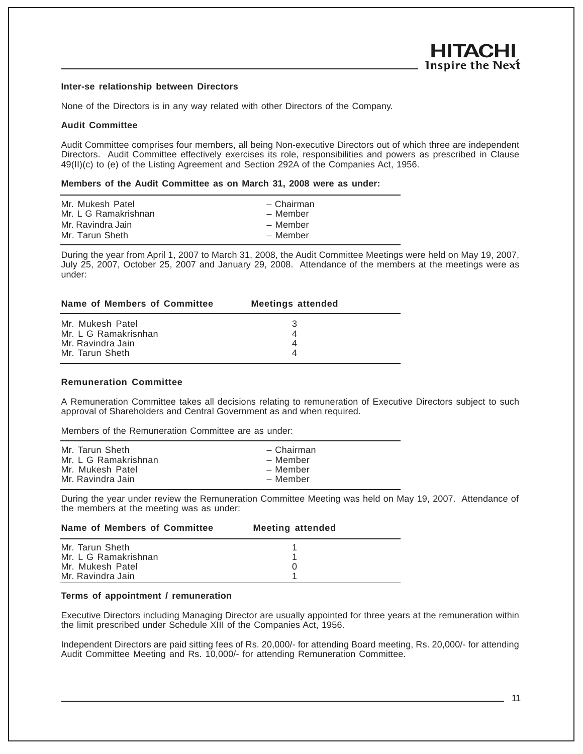### Inter-se relationship between Directors

None of the Directors is in any way related with other Directors of the Company.

### Audit Committee

Audit Committee comprises four members, all being Non-executive Directors out of which three are independent Directors. Audit Committee effectively exercises its role, responsibilities and powers as prescribed in Clause 49(II)(c) to (e) of the Listing Agreement and Section 292A of the Companies Act, 1956.

**Members of the Audit Committee as on March 31, 2008 were as under:**

| | |
|---|---|
| Mr. Mukesh Patel | – Chairman |
| Mr. L G Ramakrishnan | – Member |
| Mr. Ravindra Jain | – Member |
| Mr. Tarun Sheth | – Member |

During the year from April 1, 2007 to March 31, 2008, the Audit Committee Meetings were held on May 19, 2007, July 25, 2007, October 25, 2007 and January 29, 2008. Attendance of the members at the meetings were as under:

| Name of Members of Committee | Meetings attended |
|---|---|
| Mr. Mukesh Patel | 3 |
| Mr. L G Ramakrisnhan | 4 |
| Mr. Ravindra Jain | 4 |
| Mr. Tarun Sheth | 4 |

### Remuneration Committee

A Remuneration Committee takes all decisions relating to remuneration of Executive Directors subject to such approval of Shareholders and Central Government as and when required.

Members of the Remuneration Committee are as under:

| | |
|---|---|
| Mr. Tarun Sheth | – Chairman |
| Mr. L G Ramakrishnan | – Member |
| Mr. Mukesh Patel | – Member |
| Mr. Ravindra Jain | – Member |

During the year under review the Remuneration Committee Meeting was held on May 19, 2007. Attendance of the members at the meeting was as under:

| Name of Members of Committee | Meeting attended |
|---|---|
| Mr. Tarun Sheth | 1 |
| Mr. L G Ramakrishnan | 1 |
| Mr. Mukesh Patel | 0 |
| Mr. Ravindra Jain | 1 |

### Terms of appointment / remuneration

Executive Directors including Managing Director are usually appointed for three years at the remuneration within the limit prescribed under Schedule XIII of the Companies Act, 1956.

Independent Directors are paid sitting fees of Rs. 20,000/- for attending Board meeting, Rs. 20,000/- for attending Audit Committee Meeting and Rs. 10,000/- for attending Remuneration Committee.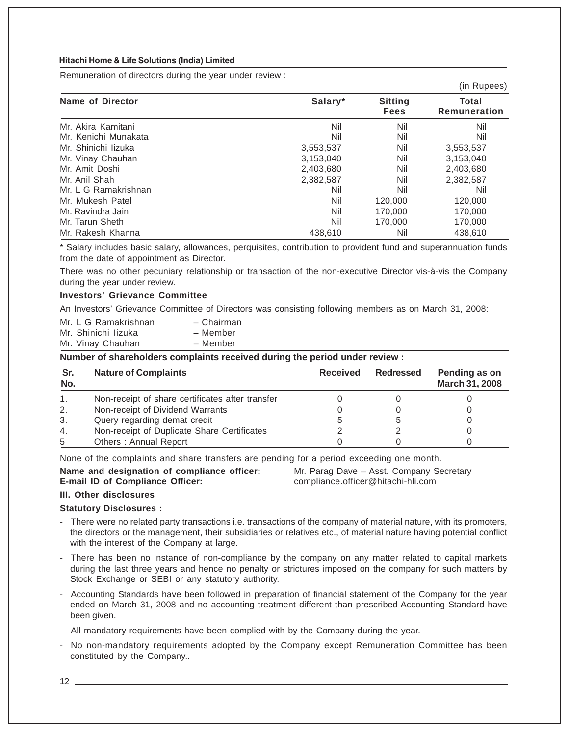Remuneration of directors during the year under review :

(in Rupees)

| Name of Director | Salary* | Sitting Fees | Total Remuneration |
|---|---|---|---|
| Mr. Akira Kamitani | Nil | Nil | Nil |
| Mr. Kenichi Munakata | Nil | Nil | Nil |
| Mr. Shinichi Iizuka | 3,553,537 | Nil | 3,553,537 |
| Mr. Vinay Chauhan | 3,153,040 | Nil | 3,153,040 |
| Mr. Amit Doshi | 2,403,680 | Nil | 2,403,680 |
| Mr. Anil Shah | 2,382,587 | Nil | 2,382,587 |
| Mr. L G Ramakrishnan | Nil | Nil | Nil |
| Mr. Mukesh Patel | Nil | 120,000 | 120,000 |
| Mr. Ravindra Jain | Nil | 170,000 | 170,000 |
| Mr. Tarun Sheth | Nil | 170,000 | 170,000 |
| Mr. Rakesh Khanna | 438,610 | Nil | 438,610 |

\* Salary includes basic salary, allowances, perquisites, contribution to provident fund and superannuation funds from the date of appointment as Director.

There was no other pecuniary relationship or transaction of the non-executive Director vis-à-vis the Company during the year under review.

**Investors' Grievance Committee**

An Investors' Grievance Committee of Directors was consisting following members as on March 31, 2008:

Mr. L G Ramakrishnan – Chairman
Mr. Shinichi Iizuka – Member
Mr. Vinay Chauhan – Member

**Number of shareholders complaints received during the period under review :**

| Sr. No. | Nature of Complaints | Received | Redressed | Pending as on March 31, 2008 |
|---|---|---|---|---|
| 1. | Non-receipt of share certificates after transfer | 0 | 0 | 0 |
| 2. | Non-receipt of Dividend Warrants | 0 | 0 | 0 |
| 3. | Query regarding demat credit | 5 | 5 | 0 |
| 4. | Non-receipt of Duplicate Share Certificates | 2 | 2 | 0 |
| 5 | Others : Annual Report | 0 | 0 | 0 |

None of the complaints and share transfers are pending for a period exceeding one month.

**Name and designation of compliance officer:** Mr. Parag Dave – Asst. Company Secretary
**E-mail ID of Compliance Officer:** compliance.officer@hitachi-hli.com

**III. Other disclosures**

**Statutory Disclosures :**

- There were no related party transactions i.e. transactions of the company of material nature, with its promoters, the directors or the management, their subsidiaries or relatives etc., of material nature having potential conflict with the interest of the Company at large.
- There has been no instance of non-compliance by the company on any matter related to capital markets during the last three years and hence no penalty or strictures imposed on the company for such matters by Stock Exchange or SEBI or any statutory authority.
- Accounting Standards have been followed in preparation of financial statement of the Company for the year ended on March 31, 2008 and no accounting treatment different than prescribed Accounting Standard have been given.
- All mandatory requirements have been complied with by the Company during the year.
- No non-mandatory requirements adopted by the Company except Remuneration Committee has been constituted by the Company..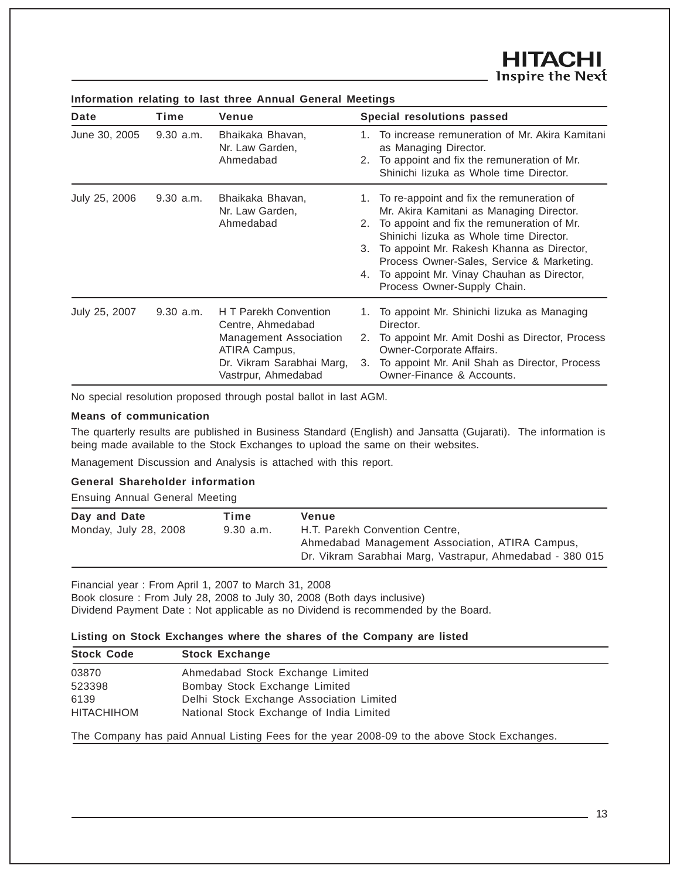### Information relating to last three Annual General Meetings

| Date | Time | Venue | Special resolutions passed |
|---|---|---|---|
| June 30, 2005 | 9.30 a.m. | Bhaikaka Bhavan, Nr. Law Garden, Ahmedabad | 1. To increase remuneration of Mr. Akira Kamitani as Managing Director. 2. To appoint and fix the remuneration of Mr. Shinichi Iizuka as Whole time Director. |
| July 25, 2006 | 9.30 a.m. | Bhaikaka Bhavan, Nr. Law Garden, Ahmedabad | 1. To re-appoint and fix the remuneration of Mr. Akira Kamitani as Managing Director. 2. To appoint and fix the remuneration of Mr. Shinichi Iizuka as Whole time Director. 3. To appoint Mr. Rakesh Khanna as Director, Process Owner-Sales, Service & Marketing. 4. To appoint Mr. Vinay Chauhan as Director, Process Owner-Supply Chain. |
| July 25, 2007 | 9.30 a.m. | H T Parekh Convention Centre, Ahmedabad Management Association ATIRA Campus, Dr. Vikram Sarabhai Marg, Vastrpur, Ahmedabad | 1. To appoint Mr. Shinichi Iizuka as Managing Director. 2. To appoint Mr. Amit Doshi as Director, Process Owner-Corporate Affairs. 3. To appoint Mr. Anil Shah as Director, Process Owner-Finance & Accounts. |

No special resolution proposed through postal ballot in last AGM.

### Means of communication

The quarterly results are published in Business Standard (English) and Jansatta (Gujarati). The information is being made available to the Stock Exchanges to upload the same on their websites.

Management Discussion and Analysis is attached with this report.

### General Shareholder information

Ensuing Annual General Meeting

| Day and Date | Time | Venue |
|---|---|---|
| Monday, July 28, 2008 | 9.30 a.m. | H.T. Parekh Convention Centre, Ahmedabad Management Association, ATIRA Campus, Dr. Vikram Sarabhai Marg, Vastrapur, Ahmedabad - 380 015 |

Financial year : From April 1, 2007 to March 31, 2008

Book closure : From July 28, 2008 to July 30, 2008 (Both days inclusive)

Dividend Payment Date : Not applicable as no Dividend is recommended by the Board.

### Listing on Stock Exchanges where the shares of the Company are listed

| Stock Code | Stock Exchange |
|---|---|
| 03870 | Ahmedabad Stock Exchange Limited |
| 523398 | Bombay Stock Exchange Limited |
| 6139 | Delhi Stock Exchange Association Limited |
| HITACHIHOM | National Stock Exchange of India Limited |

The Company has paid Annual Listing Fees for the year 2008-09 to the above Stock Exchanges.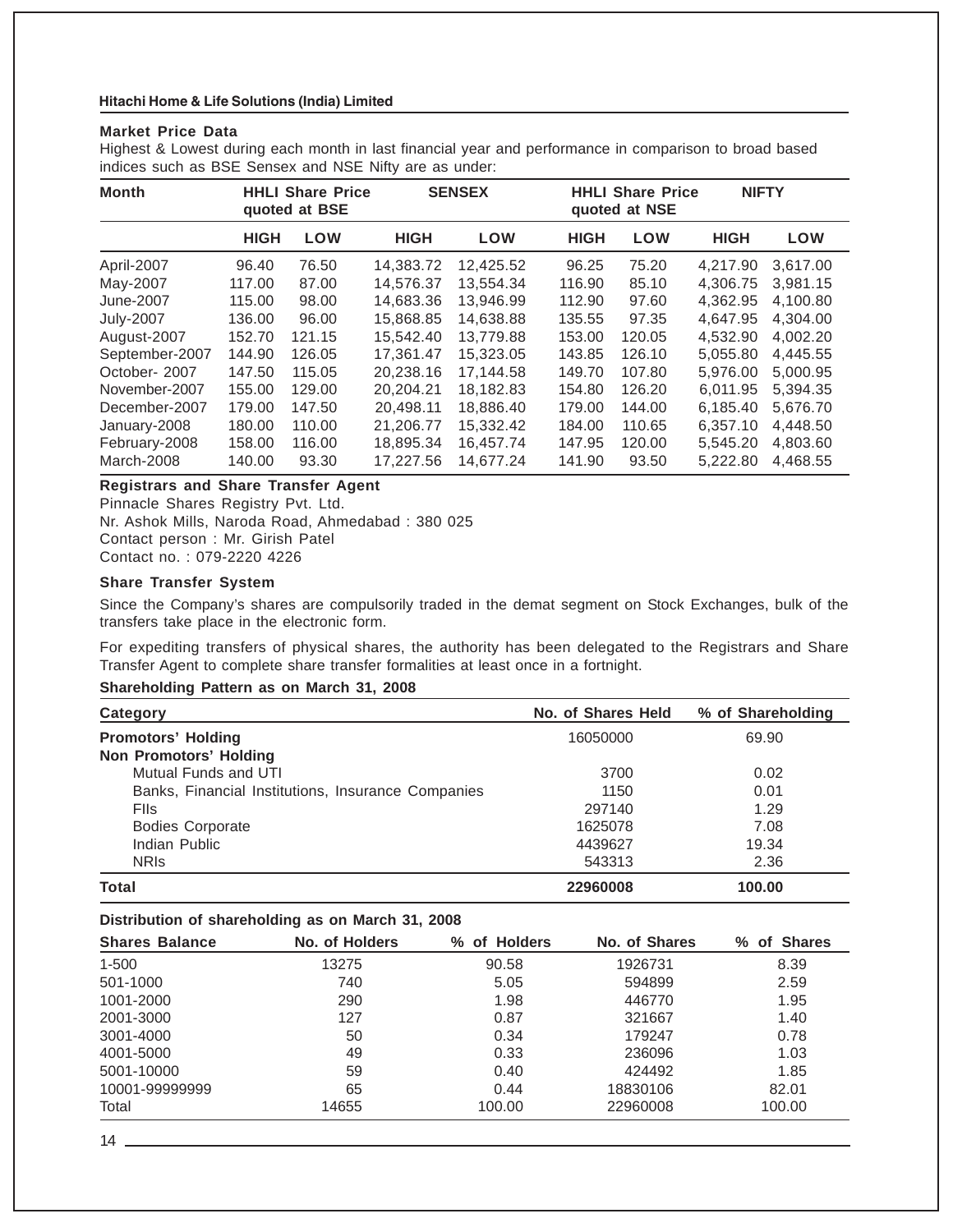### Market Price Data

Highest & Lowest during each month in last financial year and performance in comparison to broad based indices such as BSE Sensex and NSE Nifty are as under:

| Month | HHLI Share Price quoted at BSE | | SENSEX | | HHLI Share Price quoted at NSE | | NIFTY | |
|---|---|---|---|---|---|---|---|---|
| | HIGH | LOW | HIGH | LOW | HIGH | LOW | HIGH | LOW |
| April-2007 | 96.40 | 76.50 | 14,383.72 | 12,425.52 | 96.25 | 75.20 | 4,217.90 | 3,617.00 |
| May-2007 | 117.00 | 87.00 | 14,576.37 | 13,554.34 | 116.90 | 85.10 | 4,306.75 | 3,981.15 |
| June-2007 | 115.00 | 98.00 | 14,683.36 | 13,946.99 | 112.90 | 97.60 | 4,362.95 | 4,100.80 |
| July-2007 | 136.00 | 96.00 | 15,868.85 | 14,638.88 | 135.55 | 97.35 | 4,647.95 | 4,304.00 |
| August-2007 | 152.70 | 121.15 | 15,542.40 | 13,779.88 | 153.00 | 120.05 | 4,532.90 | 4,002.20 |
| September-2007 | 144.90 | 126.05 | 17,361.47 | 15,323.05 | 143.85 | 126.10 | 5,055.80 | 4,445.55 |
| October- 2007 | 147.50 | 115.05 | 20,238.16 | 17,144.58 | 149.70 | 107.80 | 5,976.00 | 5,000.95 |
| November-2007 | 155.00 | 129.00 | 20,204.21 | 18,182.83 | 154.80 | 126.20 | 6,011.95 | 5,394.35 |
| December-2007 | 179.00 | 147.50 | 20,498.11 | 18,886.40 | 179.00 | 144.00 | 6,185.40 | 5,676.70 |
| January-2008 | 180.00 | 110.00 | 21,206.77 | 15,332.42 | 184.00 | 110.65 | 6,357.10 | 4,448.50 |
| February-2008 | 158.00 | 116.00 | 18,895.34 | 16,457.74 | 147.95 | 120.00 | 5,545.20 | 4,803.60 |
| March-2008 | 140.00 | 93.30 | 17,227.56 | 14,677.24 | 141.90 | 93.50 | 5,222.80 | 4,468.55 |

### Registrars and Share Transfer Agent

Pinnacle Shares Registry Pvt. Ltd.
Nr. Ashok Mills, Naroda Road, Ahmedabad : 380 025
Contact person : Mr. Girish Patel
Contact no. : 079-2220 4226

### Share Transfer System

Since the Company's shares are compulsorily traded in the demat segment on Stock Exchanges, bulk of the transfers take place in the electronic form.

For expediting transfers of physical shares, the authority has been delegated to the Registrars and Share Transfer Agent to complete share transfer formalities at least once in a fortnight.

### Shareholding Pattern as on March 31, 2008

| Category | No. of Shares Held | % of Shareholding |
|---|---|---|
| **Promotors' Holding** | 16050000 | 69.90 |
| **Non Promotors' Holding** | | |
| Mutual Funds and UTI | 3700 | 0.02 |
| Banks, Financial Institutions, Insurance Companies | 1150 | 0.01 |
| FIIs | 297140 | 1.29 |
| Bodies Corporate | 1625078 | 7.08 |
| Indian Public | 4439627 | 19.34 |
| NRIs | 543313 | 2.36 |
| **Total** | **22960008** | **100.00** |

### Distribution of shareholding as on March 31, 2008

| Shares Balance | No. of Holders | % of Holders | No. of Shares | % of Shares |
|---|---|---|---|---|
| 1-500 | 13275 | 90.58 | 1926731 | 8.39 |
| 501-1000 | 740 | 5.05 | 594899 | 2.59 |
| 1001-2000 | 290 | 1.98 | 446770 | 1.95 |
| 2001-3000 | 127 | 0.87 | 321667 | 1.40 |
| 3001-4000 | 50 | 0.34 | 179247 | 0.78 |
| 4001-5000 | 49 | 0.33 | 236096 | 1.03 |
| 5001-10000 | 59 | 0.40 | 424492 | 1.85 |
| 10001-99999999 | 65 | 0.44 | 18830106 | 82.01 |
| Total | 14655 | 100.00 | 22960008 | 100.00 |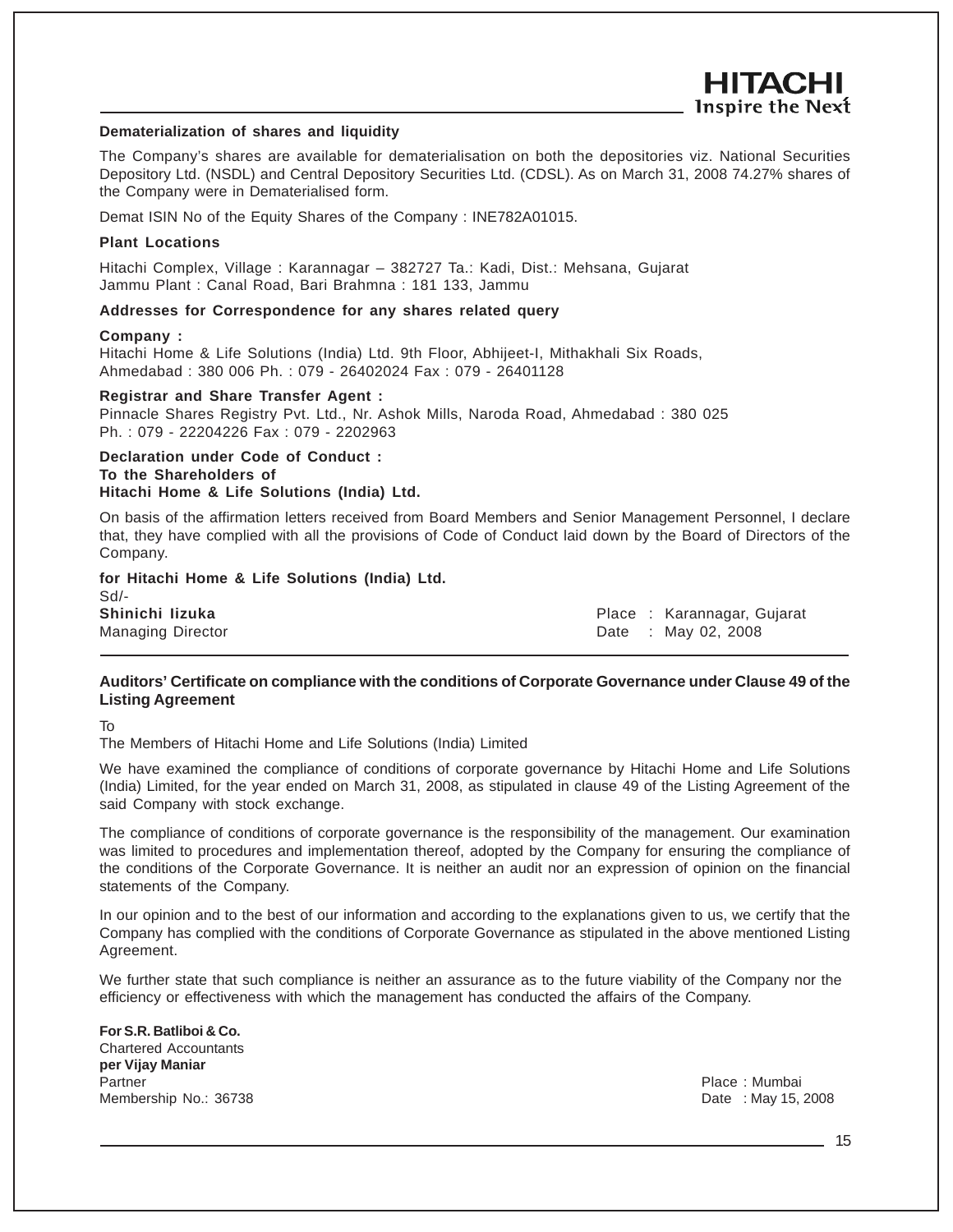### Dematerialization of shares and liquidity

The Company's shares are available for dematerialisation on both the depositories viz. National Securities Depository Ltd. (NSDL) and Central Depository Securities Ltd. (CDSL). As on March 31, 2008 74.27% shares of the Company were in Dematerialised form.

Demat ISIN No of the Equity Shares of the Company : INE782A01015.

### Plant Locations

Hitachi Complex, Village : Karannagar – 382727 Ta.: Kadi, Dist.: Mehsana, Gujarat
Jammu Plant : Canal Road, Bari Brahmna : 181 133, Jammu

### Addresses for Correspondence for any shares related query

**Company :**
Hitachi Home & Life Solutions (India) Ltd. 9th Floor, Abhijeet-I, Mithakhali Six Roads, Ahmedabad : 380 006 Ph. : 079 - 26402024 Fax : 079 - 26401128

**Registrar and Share Transfer Agent :**
Pinnacle Shares Registry Pvt. Ltd., Nr. Ashok Mills, Naroda Road, Ahmedabad : 380 025
Ph. : 079 - 22204226 Fax : 079 - 2202963

**Declaration under Code of Conduct :**
**To the Shareholders of**
**Hitachi Home & Life Solutions (India) Ltd.**

On basis of the affirmation letters received from Board Members and Senior Management Personnel, I declare that, they have complied with all the provisions of Code of Conduct laid down by the Board of Directors of the Company.

**for Hitachi Home & Life Solutions (India) Ltd.**
Sd/-
**Shinichi Iizuka**
Managing Director

Place : Karannagar, Gujarat
Date : May 02, 2008

---

### Auditors' Certificate on compliance with the conditions of Corporate Governance under Clause 49 of the Listing Agreement

To
The Members of Hitachi Home and Life Solutions (India) Limited

We have examined the compliance of conditions of corporate governance by Hitachi Home and Life Solutions (India) Limited, for the year ended on March 31, 2008, as stipulated in clause 49 of the Listing Agreement of the said Company with stock exchange.

The compliance of conditions of corporate governance is the responsibility of the management. Our examination was limited to procedures and implementation thereof, adopted by the Company for ensuring the compliance of the conditions of the Corporate Governance. It is neither an audit nor an expression of opinion on the financial statements of the Company.

In our opinion and to the best of our information and according to the explanations given to us, we certify that the Company has complied with the conditions of Corporate Governance as stipulated in the above mentioned Listing Agreement.

We further state that such compliance is neither an assurance as to the future viability of the Company nor the efficiency or effectiveness with which the management has conducted the affairs of the Company.

**For S.R. Batliboi & Co.**
Chartered Accountants
**per Vijay Maniar**
Partner
Membership No.: 36738

Place : Mumbai
Date : May 15, 2008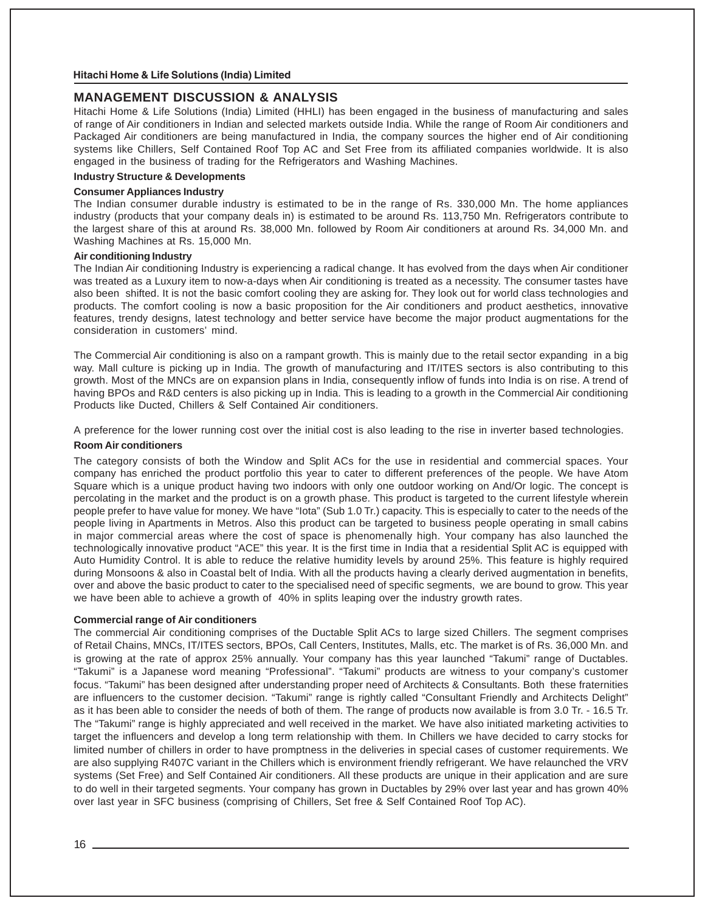## MANAGEMENT DISCUSSION & ANALYSIS

Hitachi Home & Life Solutions (India) Limited (HHLI) has been engaged in the business of manufacturing and sales of range of Air conditioners in Indian and selected markets outside India. While the range of Room Air conditioners and Packaged Air conditioners are being manufactured in India, the company sources the higher end of Air conditioning systems like Chillers, Self Contained Roof Top AC and Set Free from its affiliated companies worldwide. It is also engaged in the business of trading for the Refrigerators and Washing Machines.

### Industry Structure & Developments

#### Consumer Appliances Industry

The Indian consumer durable industry is estimated to be in the range of Rs. 330,000 Mn. The home appliances industry (products that your company deals in) is estimated to be around Rs. 113,750 Mn. Refrigerators contribute to the largest share of this at around Rs. 38,000 Mn. followed by Room Air conditioners at around Rs. 34,000 Mn. and Washing Machines at Rs. 15,000 Mn.

#### Air conditioning Industry

The Indian Air conditioning Industry is experiencing a radical change. It has evolved from the days when Air conditioner was treated as a Luxury item to now-a-days when Air conditioning is treated as a necessity. The consumer tastes have also been shifted. It is not the basic comfort cooling they are asking for. They look out for world class technologies and products. The comfort cooling is now a basic proposition for the Air conditioners and product aesthetics, innovative features, trendy designs, latest technology and better service have become the major product augmentations for the consideration in customers' mind.

The Commercial Air conditioning is also on a rampant growth. This is mainly due to the retail sector expanding in a big way. Mall culture is picking up in India. The growth of manufacturing and IT/ITES sectors is also contributing to this growth. Most of the MNCs are on expansion plans in India, consequently inflow of funds into India is on rise. A trend of having BPOs and R&D centers is also picking up in India. This is leading to a growth in the Commercial Air conditioning Products like Ducted, Chillers & Self Contained Air conditioners.

A preference for the lower running cost over the initial cost is also leading to the rise in inverter based technologies.

#### Room Air conditioners

The category consists of both the Window and Split ACs for the use in residential and commercial spaces. Your company has enriched the product portfolio this year to cater to different preferences of the people. We have Atom Square which is a unique product having two indoors with only one outdoor working on And/Or logic. The concept is percolating in the market and the product is on a growth phase. This product is targeted to the current lifestyle wherein people prefer to have value for money. We have "Iota" (Sub 1.0 Tr.) capacity. This is especially to cater to the needs of the people living in Apartments in Metros. Also this product can be targeted to business people operating in small cabins in major commercial areas where the cost of space is phenomenally high. Your company has also launched the technologically innovative product "ACE" this year. It is the first time in India that a residential Split AC is equipped with Auto Humidity Control. It is able to reduce the relative humidity levels by around 25%. This feature is highly required during Monsoons & also in Coastal belt of India. With all the products having a clearly derived augmentation in benefits, over and above the basic product to cater to the specialised need of specific segments, we are bound to grow. This year we have been able to achieve a growth of 40% in splits leaping over the industry growth rates.

#### Commercial range of Air conditioners

The commercial Air conditioning comprises of the Ductable Split ACs to large sized Chillers. The segment comprises of Retail Chains, MNCs, IT/ITES sectors, BPOs, Call Centers, Institutes, Malls, etc. The market is of Rs. 36,000 Mn. and is growing at the rate of approx 25% annually. Your company has this year launched "Takumi" range of Ductables. "Takumi" is a Japanese word meaning "Professional". "Takumi" products are witness to your company's customer focus. "Takumi" has been designed after understanding proper need of Architects & Consultants. Both these fraternities are influencers to the customer decision. "Takumi" range is rightly called "Consultant Friendly and Architects Delight" as it has been able to consider the needs of both of them. The range of products now available is from 3.0 Tr. - 16.5 Tr. The "Takumi" range is highly appreciated and well received in the market. We have also initiated marketing activities to target the influencers and develop a long term relationship with them. In Chillers we have decided to carry stocks for limited number of chillers in order to have promptness in the deliveries in special cases of customer requirements. We are also supplying R407C variant in the Chillers which is environment friendly refrigerant. We have relaunched the VRV systems (Set Free) and Self Contained Air conditioners. All these products are unique in their application and are sure to do well in their targeted segments. Your company has grown in Ductables by 29% over last year and has grown 40% over last year in SFC business (comprising of Chillers, Set free & Self Contained Roof Top AC).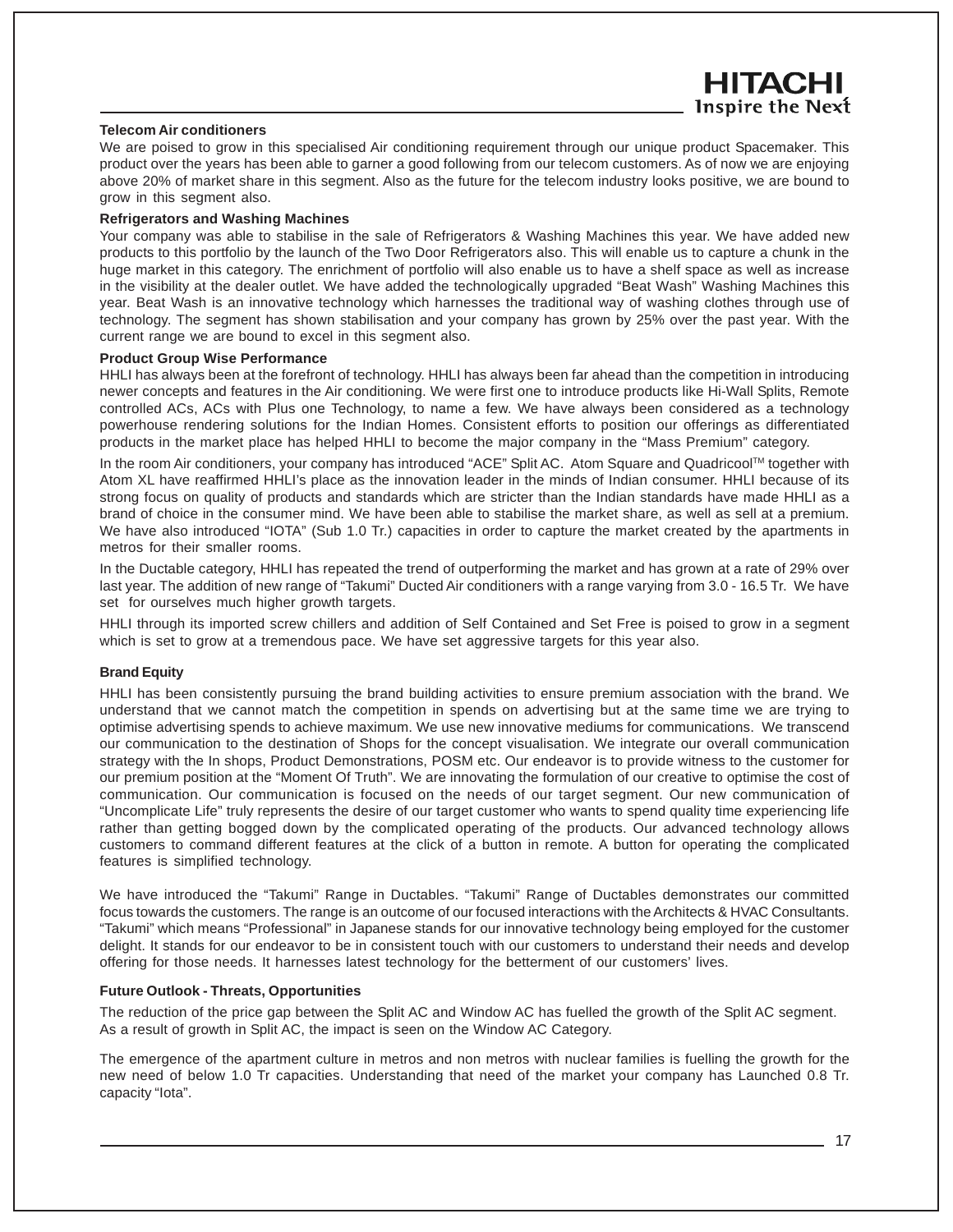### Telecom Air conditioners

We are poised to grow in this specialised Air conditioning requirement through our unique product Spacemaker. This product over the years has been able to garner a good following from our telecom customers. As of now we are enjoying above 20% of market share in this segment. Also as the future for the telecom industry looks positive, we are bound to grow in this segment also.

### Refrigerators and Washing Machines

Your company was able to stabilise in the sale of Refrigerators & Washing Machines this year. We have added new products to this portfolio by the launch of the Two Door Refrigerators also. This will enable us to capture a chunk in the huge market in this category. The enrichment of portfolio will also enable us to have a shelf space as well as increase in the visibility at the dealer outlet. We have added the technologically upgraded "Beat Wash" Washing Machines this year. Beat Wash is an innovative technology which harnesses the traditional way of washing clothes through use of technology. The segment has shown stabilisation and your company has grown by 25% over the past year. With the current range we are bound to excel in this segment also.

### Product Group Wise Performance

HHLI has always been at the forefront of technology. HHLI has always been far ahead than the competition in introducing newer concepts and features in the Air conditioning. We were first one to introduce products like Hi-Wall Splits, Remote controlled ACs, ACs with Plus one Technology, to name a few. We have always been considered as a technology powerhouse rendering solutions for the Indian Homes. Consistent efforts to position our offerings as differentiated products in the market place has helped HHLI to become the major company in the "Mass Premium" category.

In the room Air conditioners, your company has introduced "ACE" Split AC. Atom Square and Quadricool™ together with Atom XL have reaffirmed HHLI's place as the innovation leader in the minds of Indian consumer. HHLI because of its strong focus on quality of products and standards which are stricter than the Indian standards have made HHLI as a brand of choice in the consumer mind. We have been able to stabilise the market share, as well as sell at a premium. We have also introduced "IOTA" (Sub 1.0 Tr.) capacities in order to capture the market created by the apartments in metros for their smaller rooms.

In the Ductable category, HHLI has repeated the trend of outperforming the market and has grown at a rate of 29% over last year. The addition of new range of "Takumi" Ducted Air conditioners with a range varying from 3.0 - 16.5 Tr. We have set for ourselves much higher growth targets.

HHLI through its imported screw chillers and addition of Self Contained and Set Free is poised to grow in a segment which is set to grow at a tremendous pace. We have set aggressive targets for this year also.

### Brand Equity

HHLI has been consistently pursuing the brand building activities to ensure premium association with the brand. We understand that we cannot match the competition in spends on advertising but at the same time we are trying to optimise advertising spends to achieve maximum. We use new innovative mediums for communications. We transcend our communication to the destination of Shops for the concept visualisation. We integrate our overall communication strategy with the In shops, Product Demonstrations, POSM etc. Our endeavor is to provide witness to the customer for our premium position at the "Moment Of Truth". We are innovating the formulation of our creative to optimise the cost of communication. Our communication is focused on the needs of our target segment. Our new communication of "Uncomplicate Life" truly represents the desire of our target customer who wants to spend quality time experiencing life rather than getting bogged down by the complicated operating of the products. Our advanced technology allows customers to command different features at the click of a button in remote. A button for operating the complicated features is simplified technology.

We have introduced the "Takumi" Range in Ductables. "Takumi" Range of Ductables demonstrates our committed focus towards the customers. The range is an outcome of our focused interactions with the Architects & HVAC Consultants. "Takumi" which means "Professional" in Japanese stands for our innovative technology being employed for the customer delight. It stands for our endeavor to be in consistent touch with our customers to understand their needs and develop offering for those needs. It harnesses latest technology for the betterment of our customers' lives.

### Future Outlook - Threats, Opportunities

The reduction of the price gap between the Split AC and Window AC has fuelled the growth of the Split AC segment. As a result of growth in Split AC, the impact is seen on the Window AC Category.

The emergence of the apartment culture in metros and non metros with nuclear families is fuelling the growth for the new need of below 1.0 Tr capacities. Understanding that need of the market your company has Launched 0.8 Tr. capacity "Iota".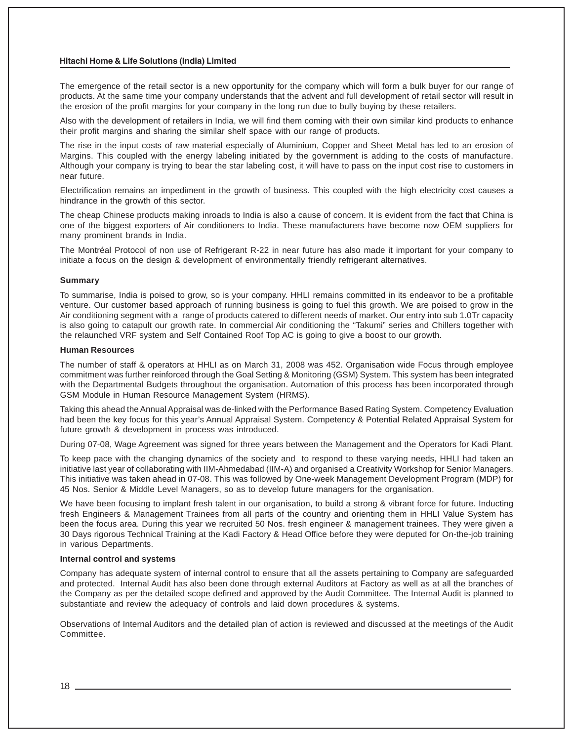The emergence of the retail sector is a new opportunity for the company which will form a bulk buyer for our range of products. At the same time your company understands that the advent and full development of retail sector will result in the erosion of the profit margins for your company in the long run due to bully buying by these retailers.

Also with the development of retailers in India, we will find them coming with their own similar kind products to enhance their profit margins and sharing the similar shelf space with our range of products.

The rise in the input costs of raw material especially of Aluminium, Copper and Sheet Metal has led to an erosion of Margins. This coupled with the energy labeling initiated by the government is adding to the costs of manufacture. Although your company is trying to bear the star labeling cost, it will have to pass on the input cost rise to customers in near future.

Electrification remains an impediment in the growth of business. This coupled with the high electricity cost causes a hindrance in the growth of this sector.

The cheap Chinese products making inroads to India is also a cause of concern. It is evident from the fact that China is one of the biggest exporters of Air conditioners to India. These manufacturers have become now OEM suppliers for many prominent brands in India.

The Montréal Protocol of non use of Refrigerant R-22 in near future has also made it important for your company to initiate a focus on the design & development of environmentally friendly refrigerant alternatives.

**Summary**

To summarise, India is poised to grow, so is your company. HHLI remains committed in its endeavor to be a profitable venture. Our customer based approach of running business is going to fuel this growth. We are poised to grow in the Air conditioning segment with a range of products catered to different needs of market. Our entry into sub 1.0Tr capacity is also going to catapult our growth rate. In commercial Air conditioning the "Takumi" series and Chillers together with the relaunched VRF system and Self Contained Roof Top AC is going to give a boost to our growth.

**Human Resources**

The number of staff & operators at HHLI as on March 31, 2008 was 452. Organisation wide Focus through employee commitment was further reinforced through the Goal Setting & Monitoring (GSM) System. This system has been integrated with the Departmental Budgets throughout the organisation. Automation of this process has been incorporated through GSM Module in Human Resource Management System (HRMS).

Taking this ahead the Annual Appraisal was de-linked with the Performance Based Rating System. Competency Evaluation had been the key focus for this year's Annual Appraisal System. Competency & Potential Related Appraisal System for future growth & development in process was introduced.

During 07-08, Wage Agreement was signed for three years between the Management and the Operators for Kadi Plant.

To keep pace with the changing dynamics of the society and to respond to these varying needs, HHLI had taken an initiative last year of collaborating with IIM-Ahmedabad (IIM-A) and organised a Creativity Workshop for Senior Managers. This initiative was taken ahead in 07-08. This was followed by One-week Management Development Program (MDP) for 45 Nos. Senior & Middle Level Managers, so as to develop future managers for the organisation.

We have been focusing to implant fresh talent in our organisation, to build a strong & vibrant force for future. Inducting fresh Engineers & Management Trainees from all parts of the country and orienting them in HHLI Value System has been the focus area. During this year we recruited 50 Nos. fresh engineer & management trainees. They were given a 30 Days rigorous Technical Training at the Kadi Factory & Head Office before they were deputed for On-the-job training in various Departments.

**Internal control and systems**

Company has adequate system of internal control to ensure that all the assets pertaining to Company are safeguarded and protected. Internal Audit has also been done through external Auditors at Factory as well as at all the branches of the Company as per the detailed scope defined and approved by the Audit Committee. The Internal Audit is planned to substantiate and review the adequacy of controls and laid down procedures & systems.

Observations of Internal Auditors and the detailed plan of action is reviewed and discussed at the meetings of the Audit Committee.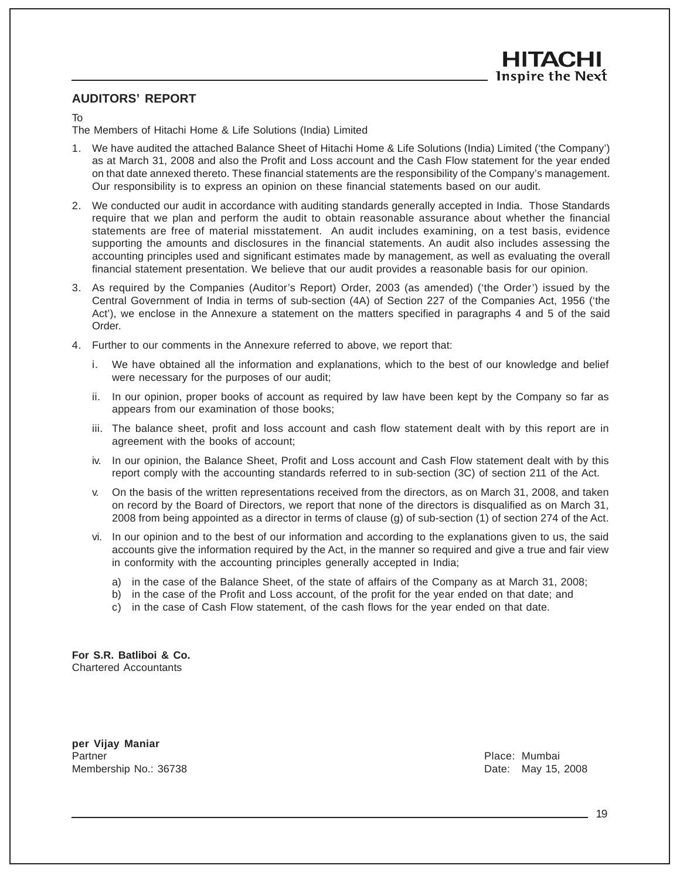## AUDITORS' REPORT

To

The Members of Hitachi Home & Life Solutions (India) Limited

1. We have audited the attached Balance Sheet of Hitachi Home & Life Solutions (India) Limited ('the Company') as at March 31, 2008 and also the Profit and Loss account and the Cash Flow statement for the year ended on that date annexed thereto. These financial statements are the responsibility of the Company's management. Our responsibility is to express an opinion on these financial statements based on our audit.

2. We conducted our audit in accordance with auditing standards generally accepted in India. Those Standards require that we plan and perform the audit to obtain reasonable assurance about whether the financial statements are free of material misstatement. An audit includes examining, on a test basis, evidence supporting the amounts and disclosures in the financial statements. An audit also includes assessing the accounting principles used and significant estimates made by management, as well as evaluating the overall financial statement presentation. We believe that our audit provides a reasonable basis for our opinion.

3. As required by the Companies (Auditor's Report) Order, 2003 (as amended) ('the Order') issued by the Central Government of India in terms of sub-section (4A) of Section 227 of the Companies Act, 1956 ('the Act'), we enclose in the Annexure a statement on the matters specified in paragraphs 4 and 5 of the said Order.

4. Further to our comments in the Annexure referred to above, we report that:

   i. We have obtained all the information and explanations, which to the best of our knowledge and belief were necessary for the purposes of our audit;

   ii. In our opinion, proper books of account as required by law have been kept by the Company so far as appears from our examination of those books;

   iii. The balance sheet, profit and loss account and cash flow statement dealt with by this report are in agreement with the books of account;

   iv. In our opinion, the Balance Sheet, Profit and Loss account and Cash Flow statement dealt with by this report comply with the accounting standards referred to in sub-section (3C) of section 211 of the Act.

   v. On the basis of the written representations received from the directors, as on March 31, 2008, and taken on record by the Board of Directors, we report that none of the directors is disqualified as on March 31, 2008 from being appointed as a director in terms of clause (g) of sub-section (1) of section 274 of the Act.

   vi. In our opinion and to the best of our information and according to the explanations given to us, the said accounts give the information required by the Act, in the manner so required and give a true and fair view in conformity with the accounting principles generally accepted in India;

      a) in the case of the Balance Sheet, of the state of affairs of the Company as at March 31, 2008;
      b) in the case of the Profit and Loss account, of the profit for the year ended on that date; and
      c) in the case of Cash Flow statement, of the cash flows for the year ended on that date.

**For S.R. Batliboi & Co.**
Chartered Accountants

**per Vijay Maniar**
Partner
Membership No.: 36738

Place: Mumbai
Date: May 15, 2008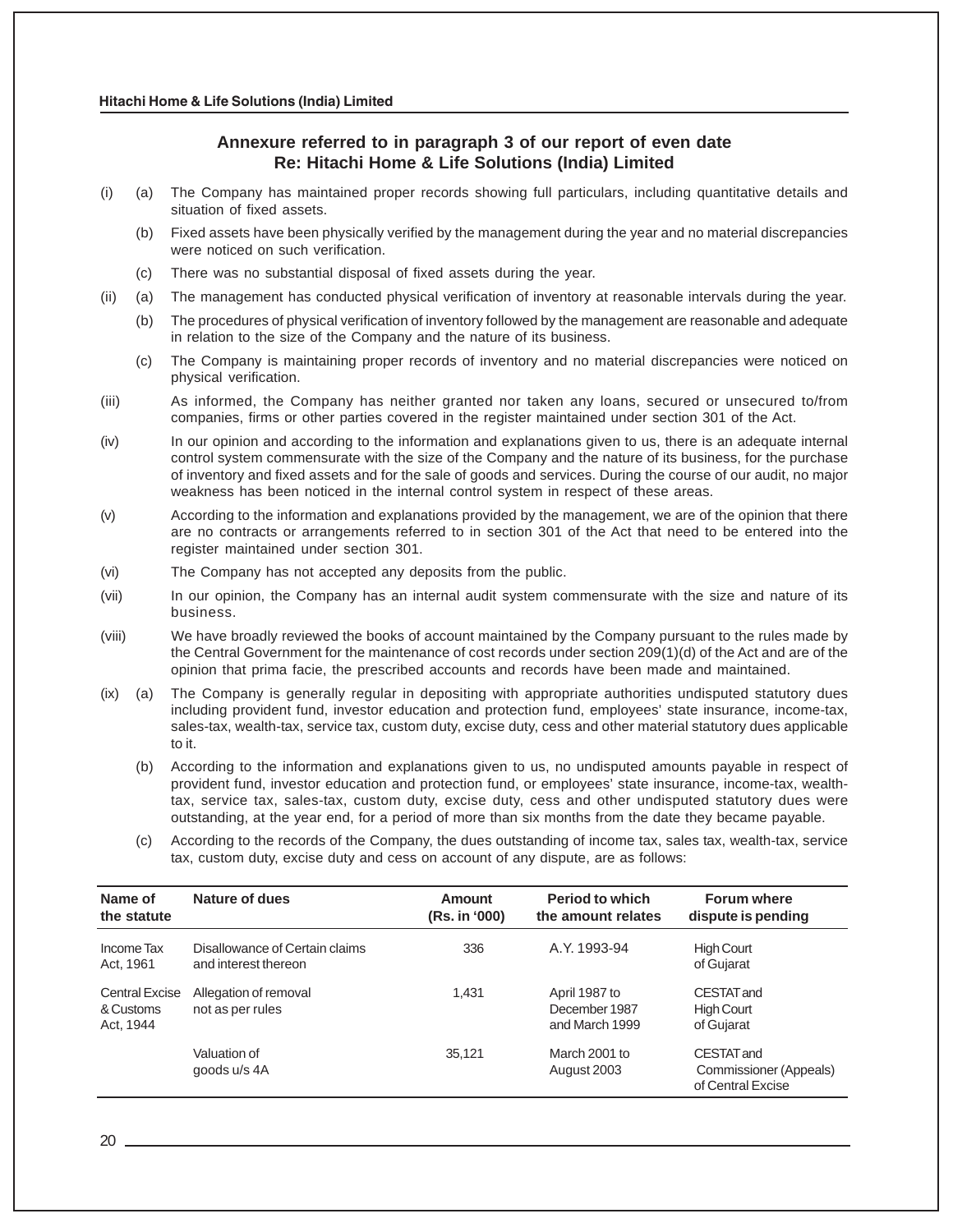## Annexure referred to in paragraph 3 of our report of even date
## Re: Hitachi Home & Life Solutions (India) Limited

(i) (a) The Company has maintained proper records showing full particulars, including quantitative details and situation of fixed assets.

(b) Fixed assets have been physically verified by the management during the year and no material discrepancies were noticed on such verification.

(c) There was no substantial disposal of fixed assets during the year.

(ii) (a) The management has conducted physical verification of inventory at reasonable intervals during the year.

(b) The procedures of physical verification of inventory followed by the management are reasonable and adequate in relation to the size of the Company and the nature of its business.

(c) The Company is maintaining proper records of inventory and no material discrepancies were noticed on physical verification.

(iii) As informed, the Company has neither granted nor taken any loans, secured or unsecured to/from companies, firms or other parties covered in the register maintained under section 301 of the Act.

(iv) In our opinion and according to the information and explanations given to us, there is an adequate internal control system commensurate with the size of the Company and the nature of its business, for the purchase of inventory and fixed assets and for the sale of goods and services. During the course of our audit, no major weakness has been noticed in the internal control system in respect of these areas.

(v) According to the information and explanations provided by the management, we are of the opinion that there are no contracts or arrangements referred to in section 301 of the Act that need to be entered into the register maintained under section 301.

(vi) The Company has not accepted any deposits from the public.

(vii) In our opinion, the Company has an internal audit system commensurate with the size and nature of its business.

(viii) We have broadly reviewed the books of account maintained by the Company pursuant to the rules made by the Central Government for the maintenance of cost records under section 209(1)(d) of the Act and are of the opinion that prima facie, the prescribed accounts and records have been made and maintained.

(ix) (a) The Company is generally regular in depositing with appropriate authorities undisputed statutory dues including provident fund, investor education and protection fund, employees' state insurance, income-tax, sales-tax, wealth-tax, service tax, custom duty, excise duty, cess and other material statutory dues applicable to it.

(b) According to the information and explanations given to us, no undisputed amounts payable in respect of provident fund, investor education and protection fund, or employees' state insurance, income-tax, wealth-tax, service tax, sales-tax, custom duty, excise duty, cess and other undisputed statutory dues were outstanding, at the year end, for a period of more than six months from the date they became payable.

(c) According to the records of the Company, the dues outstanding of income tax, sales tax, wealth-tax, service tax, custom duty, excise duty and cess on account of any dispute, are as follows:

| Name of the statute | Nature of dues | Amount (Rs. in '000) | Period to which the amount relates | Forum where dispute is pending |
|---|---|---|---|---|
| Income Tax Act, 1961 | Disallowance of Certain claims and interest thereon | 336 | A.Y. 1993-94 | High Court of Gujarat |
| Central Excise & Customs Act, 1944 | Allegation of removal not as per rules | 1,431 | April 1987 to December 1987 and March 1999 | CESTAT and High Court of Gujarat |
| | Valuation of goods u/s 4A | 35,121 | March 2001 to August 2003 | CESTAT and Commissioner (Appeals) of Central Excise |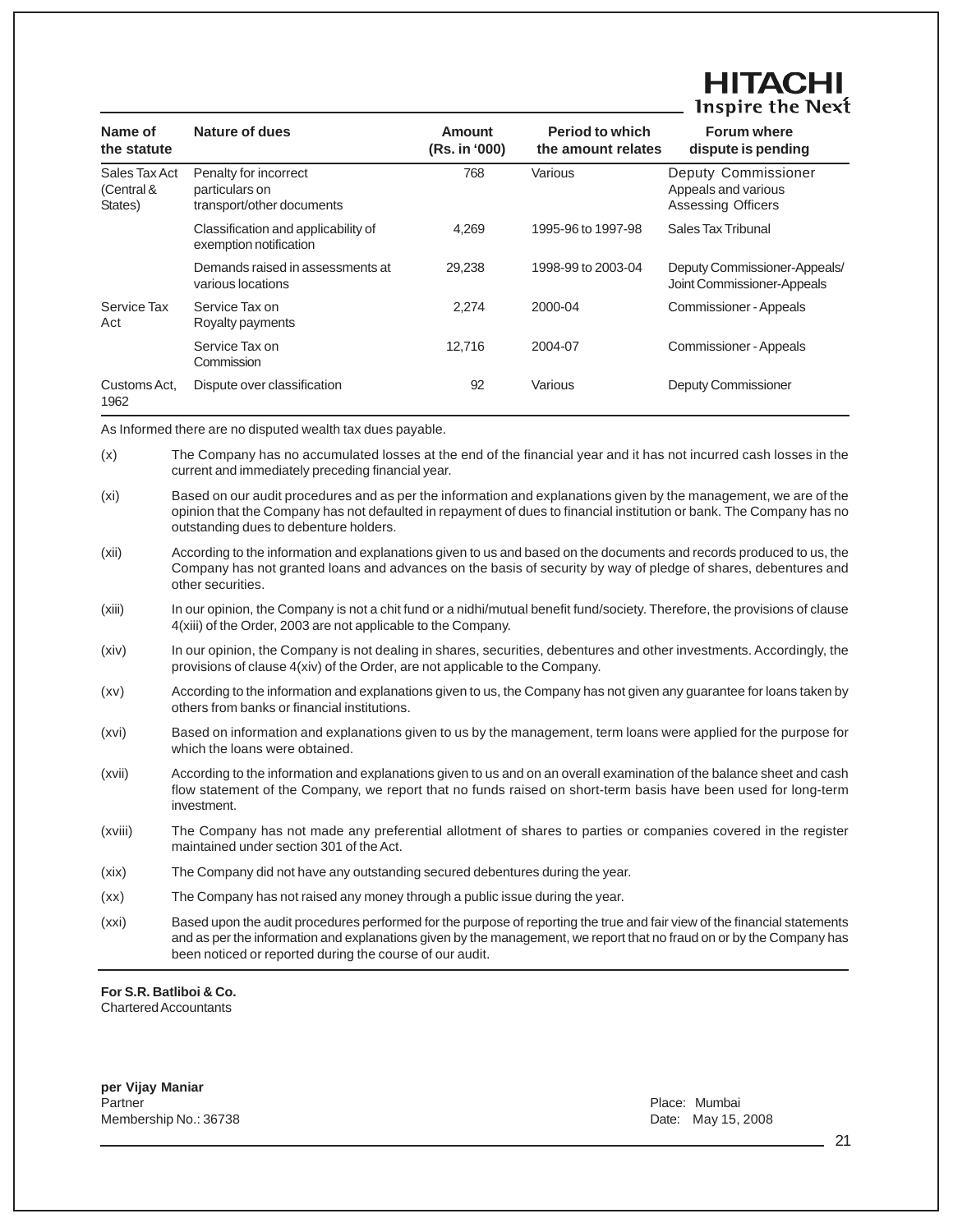| Name of the statute | Nature of dues | Amount (Rs. in '000) | Period to which the amount relates | Forum where dispute is pending |
|---|---|---|---|---|
| Sales Tax Act (Central & States) | Penalty for incorrect particulars on transport/other documents | 768 | Various | Deputy Commissioner Appeals and various Assessing Officers |
| | Classification and applicability of exemption notification | 4,269 | 1995-96 to 1997-98 | Sales Tax Tribunal |
| | Demands raised in assessments at various locations | 29,238 | 1998-99 to 2003-04 | Deputy Commissioner-Appeals/ Joint Commissioner-Appeals |
| Service Tax Act | Service Tax on Royalty payments | 2,274 | 2000-04 | Commissioner - Appeals |
| | Service Tax on Commission | 12,716 | 2004-07 | Commissioner - Appeals |
| Customs Act, 1962 | Dispute over classification | 92 | Various | Deputy Commissioner |

As Informed there are no disputed wealth tax dues payable.

(x) The Company has no accumulated losses at the end of the financial year and it has not incurred cash losses in the current and immediately preceding financial year.

(xi) Based on our audit procedures and as per the information and explanations given by the management, we are of the opinion that the Company has not defaulted in repayment of dues to financial institution or bank. The Company has no outstanding dues to debenture holders.

(xii) According to the information and explanations given to us and based on the documents and records produced to us, the Company has not granted loans and advances on the basis of security by way of pledge of shares, debentures and other securities.

(xiii) In our opinion, the Company is not a chit fund or a nidhi/mutual benefit fund/society. Therefore, the provisions of clause 4(xiii) of the Order, 2003 are not applicable to the Company.

(xiv) In our opinion, the Company is not dealing in shares, securities, debentures and other investments. Accordingly, the provisions of clause 4(xiv) of the Order, are not applicable to the Company.

(xv) According to the information and explanations given to us, the Company has not given any guarantee for loans taken by others from banks or financial institutions.

(xvi) Based on information and explanations given to us by the management, term loans were applied for the purpose for which the loans were obtained.

(xvii) According to the information and explanations given to us and on an overall examination of the balance sheet and cash flow statement of the Company, we report that no funds raised on short-term basis have been used for long-term investment.

(xviii) The Company has not made any preferential allotment of shares to parties or companies covered in the register maintained under section 301 of the Act.

(xix) The Company did not have any outstanding secured debentures during the year.

(xx) The Company has not raised any money through a public issue during the year.

(xxi) Based upon the audit procedures performed for the purpose of reporting the true and fair view of the financial statements and as per the information and explanations given by the management, we report that no fraud on or by the Company has been noticed or reported during the course of our audit.

**For S.R. Batliboi & Co.**
Chartered Accountants

**per Vijay Maniar**
Partner
Membership No.: 36738

Place: Mumbai
Date: May 15, 2008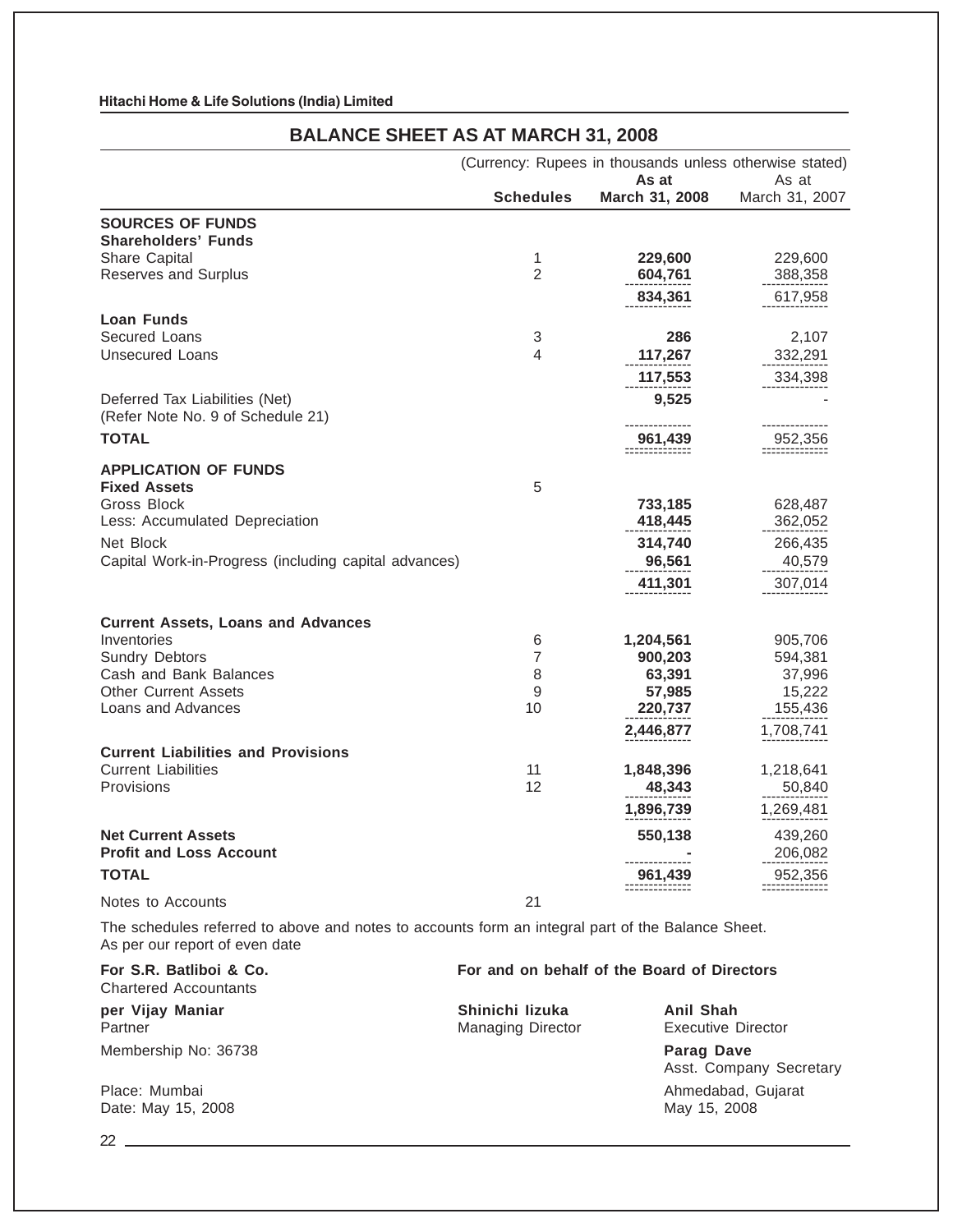Hitachi Home & Life Solutions (India) Limited

## BALANCE SHEET AS AT MARCH 31, 2008

(Currency: Rupees in thousands unless otherwise stated)

| | Schedules | As at March 31, 2008 | As at March 31, 2007 |
|---|---|---|---|
| **SOURCES OF FUNDS** | | | |
| **Shareholders' Funds** | | | |
| Share Capital | 1 | **229,600** | 229,600 |
| Reserves and Surplus | 2 | **604,761** | 388,358 |
| | | **834,361** | 617,958 |
| **Loan Funds** | | | |
| Secured Loans | 3 | **286** | 2,107 |
| Unsecured Loans | 4 | **117,267** | 332,291 |
| | | **117,553** | 334,398 |
| Deferred Tax Liabilities (Net) (Refer Note No. 9 of Schedule 21) | | **9,525** | - |
| **TOTAL** | | **961,439** | 952,356 |
| **APPLICATION OF FUNDS** | | | |
| **Fixed Assets** | 5 | | |
| Gross Block | | **733,185** | 628,487 |
| Less: Accumulated Depreciation | | **418,445** | 362,052 |
| Net Block | | **314,740** | 266,435 |
| Capital Work-in-Progress (including capital advances) | | **96,561** | 40,579 |
| | | **411,301** | 307,014 |
| **Current Assets, Loans and Advances** | | | |
| Inventories | 6 | **1,204,561** | 905,706 |
| Sundry Debtors | 7 | **900,203** | 594,381 |
| Cash and Bank Balances | 8 | **63,391** | 37,996 |
| Other Current Assets | 9 | **57,985** | 15,222 |
| Loans and Advances | 10 | **220,737** | 155,436 |
| | | **2,446,877** | 1,708,741 |
| **Current Liabilities and Provisions** | | | |
| Current Liabilities | 11 | **1,848,396** | 1,218,641 |
| Provisions | 12 | **48,343** | 50,840 |
| | | **1,896,739** | 1,269,481 |
| **Net Current Assets** | | **550,138** | 439,260 |
| **Profit and Loss Account** | | **-** | 206,082 |
| **TOTAL** | | **961,439** | 952,356 |
| Notes to Accounts | 21 | | |

The schedules referred to above and notes to accounts form an integral part of the Balance Sheet.
As per our report of even date

**For S.R. Batliboi & Co.**
Chartered Accountants

**per Vijay Maniar**
Partner
Membership No: 36738

Place: Mumbai
Date: May 15, 2008

**For and on behalf of the Board of Directors**

**Shinichi Iizuka**
Managing Director

**Anil Shah**
Executive Director

**Parag Dave**
Asst. Company Secretary

Ahmedabad, Gujarat
May 15, 2008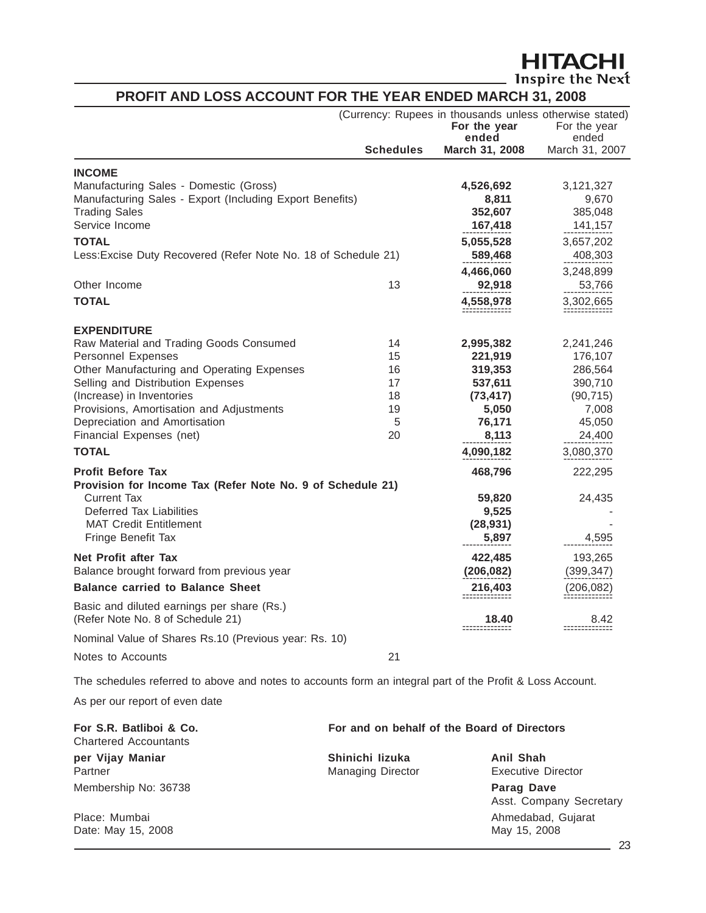HITACHI
Inspire the Next

# PROFIT AND LOSS ACCOUNT FOR THE YEAR ENDED MARCH 31, 2008

(Currency: Rupees in thousands unless otherwise stated)

| | Schedules | For the year ended March 31, 2008 | For the year ended March 31, 2007 |
|---|---|---|---|
| **INCOME** | | | |
| Manufacturing Sales - Domestic (Gross) | | **4,526,692** | 3,121,327 |
| Manufacturing Sales - Export (Including Export Benefits) | | **8,811** | 9,670 |
| Trading Sales | | **352,607** | 385,048 |
| Service Income | | **167,418** | 141,157 |
| **TOTAL** | | **5,055,528** | 3,657,202 |
| Less:Excise Duty Recovered (Refer Note No. 18 of Schedule 21) | | **589,468** | 408,303 |
| | | **4,466,060** | 3,248,899 |
| Other Income | 13 | **92,918** | 53,766 |
| **TOTAL** | | **4,558,978** | 3,302,665 |
| **EXPENDITURE** | | | |
| Raw Material and Trading Goods Consumed | 14 | **2,995,382** | 2,241,246 |
| Personnel Expenses | 15 | **221,919** | 176,107 |
| Other Manufacturing and Operating Expenses | 16 | **319,353** | 286,564 |
| Selling and Distribution Expenses | 17 | **537,611** | 390,710 |
| (Increase) in Inventories | 18 | **(73,417)** | (90,715) |
| Provisions, Amortisation and Adjustments | 19 | **5,050** | 7,008 |
| Depreciation and Amortisation | 5 | **76,171** | 45,050 |
| Financial Expenses (net) | 20 | **8,113** | 24,400 |
| **TOTAL** | | **4,090,182** | 3,080,370 |
| **Profit Before Tax** | | **468,796** | 222,295 |
| **Provision for Income Tax (Refer Note No. 9 of Schedule 21)** | | | |
| Current Tax | | **59,820** | 24,435 |
| Deferred Tax Liabilities | | **9,525** | - |
| MAT Credit Entitlement | | **(28,931)** | - |
| Fringe Benefit Tax | | **5,897** | 4,595 |
| **Net Profit after Tax** | | **422,485** | 193,265 |
| Balance brought forward from previous year | | **(206,082)** | (399,347) |
| **Balance carried to Balance Sheet** | | **216,403** | (206,082) |
| Basic and diluted earnings per share (Rs.) (Refer Note No. 8 of Schedule 21) | | **18.40** | 8.42 |
| Nominal Value of Shares Rs.10 (Previous year: Rs. 10) | | | |
| Notes to Accounts | 21 | | |

The schedules referred to above and notes to accounts form an integral part of the Profit & Loss Account.

As per our report of even date

**For S.R. Batliboi & Co.**
Chartered Accountants

**per Vijay Maniar**
Partner
Membership No: 36738

Place: Mumbai
Date: May 15, 2008

**For and on behalf of the Board of Directors**

**Shinichi Iizuka**
Managing Director

**Anil Shah**
Executive Director

**Parag Dave**
Asst. Company Secretary

Ahmedabad, Gujarat
May 15, 2008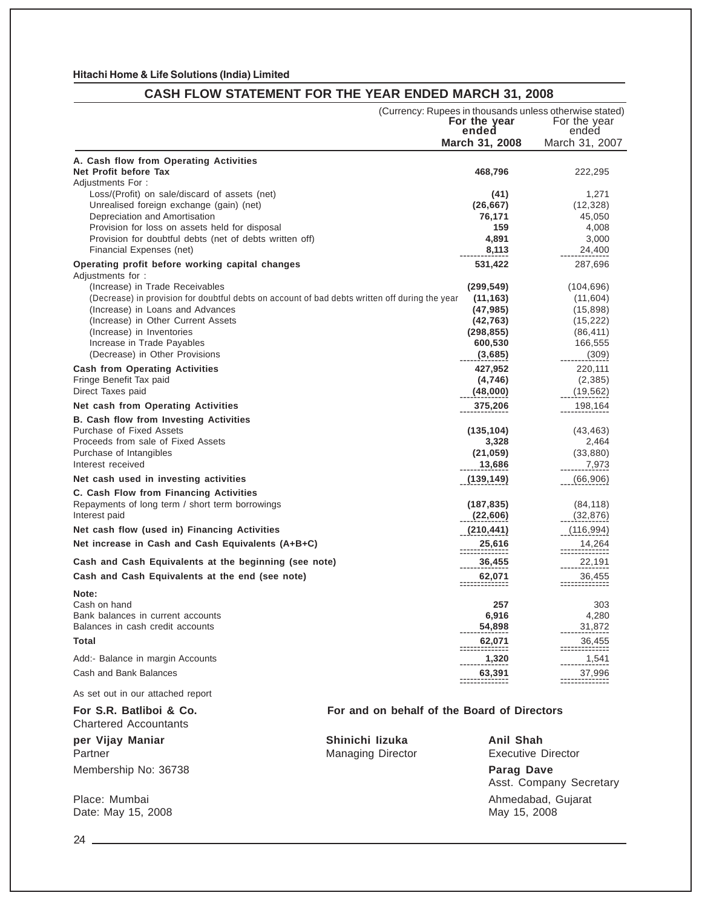**Hitachi Home & Life Solutions (India) Limited**

## CASH FLOW STATEMENT FOR THE YEAR ENDED MARCH 31, 2008

(Currency: Rupees in thousands unless otherwise stated)

| | For the year ended March 31, 2008 | For the year ended March 31, 2007 |
|---|---|---|
| **A. Cash flow from Operating Activities** | | |
| **Net Profit before Tax** | **468,796** | 222,295 |
| Adjustments For : | | |
| Loss/(Profit) on sale/discard of assets (net) | **(41)** | 1,271 |
| Unrealised foreign exchange (gain) (net) | **(26,667)** | (12,328) |
| Depreciation and Amortisation | **76,171** | 45,050 |
| Provision for loss on assets held for disposal | **159** | 4,008 |
| Provision for doubtful debts (net of debts written off) | **4,891** | 3,000 |
| Financial Expenses (net) | **8,113** | 24,400 |
| **Operating profit before working capital changes** | **531,422** | 287,696 |
| Adjustments for : | | |
| (Increase) in Trade Receivables | **(299,549)** | (104,696) |
| (Decrease) in provision for doubtful debts on account of bad debts written off during the year | **(11,163)** | (11,604) |
| (Increase) in Loans and Advances | **(47,985)** | (15,898) |
| (Increase) in Other Current Assets | **(42,763)** | (15,222) |
| (Increase) in Inventories | **(298,855)** | (86,411) |
| Increase in Trade Payables | **600,530** | 166,555 |
| (Decrease) in Other Provisions | **(3,685)** | (309) |
| **Cash from Operating Activities** | **427,952** | 220,111 |
| Fringe Benefit Tax paid | **(4,746)** | (2,385) |
| Direct Taxes paid | **(48,000)** | (19,562) |
| **Net cash from Operating Activities** | **375,206** | 198,164 |
| **B. Cash flow from Investing Activities** | | |
| Purchase of Fixed Assets | **(135,104)** | (43,463) |
| Proceeds from sale of Fixed Assets | **3,328** | 2,464 |
| Purchase of Intangibles | **(21,059)** | (33,880) |
| Interest received | **13,686** | 7,973 |
| **Net cash used in investing activities** | **(139,149)** | (66,906) |
| **C. Cash Flow from Financing Activities** | | |
| Repayments of long term / short term borrowings | **(187,835)** | (84,118) |
| Interest paid | **(22,606)** | (32,876) |
| **Net cash flow (used in) Financing Activities** | **(210,441)** | (116,994) |
| **Net increase in Cash and Cash Equivalents (A+B+C)** | **25,616** | 14,264 |
| **Cash and Cash Equivalents at the beginning (see note)** | **36,455** | 22,191 |
| **Cash and Cash Equivalents at the end (see note)** | **62,071** | 36,455 |
| **Note:** | | |
| Cash on hand | **257** | 303 |
| Bank balances in current accounts | **6,916** | 4,280 |
| Balances in cash credit accounts | **54,898** | 31,872 |
| **Total** | **62,071** | 36,455 |
| Add:- Balance in margin Accounts | **1,320** | 1,541 |
| Cash and Bank Balances | **63,391** | 37,996 |

As set out in our attached report

**For S.R. Batliboi & Co.**
Chartered Accountants

**per Vijay Maniar**
Partner
Membership No: 36738

Place: Mumbai
Date: May 15, 2008

**For and on behalf of the Board of Directors**

**Shinichi Iizuka**
Managing Director

**Anil Shah**
Executive Director

**Parag Dave**
Asst. Company Secretary

Ahmedabad, Gujarat
May 15, 2008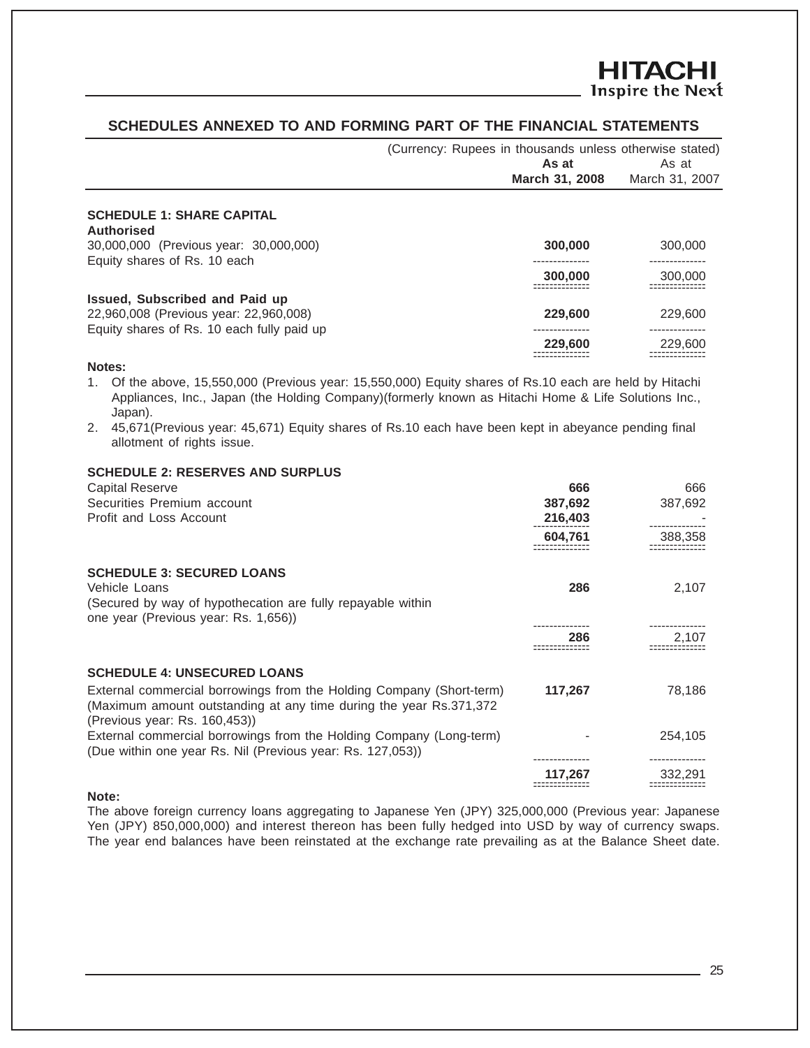## SCHEDULES ANNEXED TO AND FORMING PART OF THE FINANCIAL STATEMENTS

(Currency: Rupees in thousands unless otherwise stated)

| | **As at March 31, 2008** | As at March 31, 2007 |
|---|---|---|
| **SCHEDULE 1: SHARE CAPITAL** | | |
| **Authorised** | | |
| 30,000,000 (Previous year: 30,000,000) Equity shares of Rs. 10 each | **300,000** | 300,000 |
| | **300,000** | 300,000 |
| **Issued, Subscribed and Paid up** | | |
| 22,960,008 (Previous year: 22,960,008) Equity shares of Rs. 10 each fully paid up | **229,600** | 229,600 |
| | **229,600** | 229,600 |

**Notes:**

1. Of the above, 15,550,000 (Previous year: 15,550,000) Equity shares of Rs.10 each are held by Hitachi Appliances, Inc., Japan (the Holding Company)(formerly known as Hitachi Home & Life Solutions Inc., Japan).
2. 45,671(Previous year: 45,671) Equity shares of Rs.10 each have been kept in abeyance pending final allotment of rights issue.

| | **As at March 31, 2008** | As at March 31, 2007 |
|---|---|---|
| **SCHEDULE 2: RESERVES AND SURPLUS** | | |
| Capital Reserve | **666** | 666 |
| Securities Premium account | **387,692** | 387,692 |
| Profit and Loss Account | **216,403** | - |
| | **604,761** | 388,358 |
| **SCHEDULE 3: SECURED LOANS** | | |
| Vehicle Loans (Secured by way of hypothecation are fully repayable within one year (Previous year: Rs. 1,656)) | **286** | 2,107 |
| | **286** | 2,107 |
| **SCHEDULE 4: UNSECURED LOANS** | | |
| External commercial borrowings from the Holding Company (Short-term) (Maximum amount outstanding at any time during the year Rs.371,372 (Previous year: Rs. 160,453)) | **117,267** | 78,186 |
| External commercial borrowings from the Holding Company (Long-term) (Due within one year Rs. Nil (Previous year: Rs. 127,053)) | - | 254,105 |
| | **117,267** | 332,291 |

**Note:**

The above foreign currency loans aggregating to Japanese Yen (JPY) 325,000,000 (Previous year: Japanese Yen (JPY) 850,000,000) and interest thereon has been fully hedged into USD by way of currency swaps. The year end balances have been reinstated at the exchange rate prevailing as at the Balance Sheet date.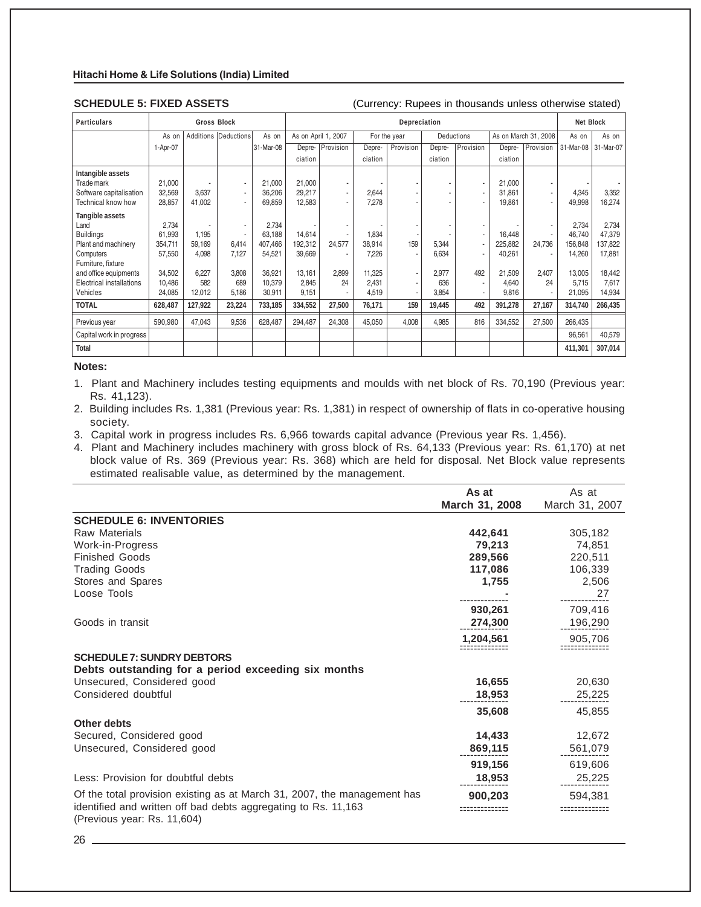**SCHEDULE 5: FIXED ASSETS** (Currency: Rupees in thousands unless otherwise stated)

| Particulars | Gross Block | | | | Depreciation | | | | | | | | Net Block | |
|---|---|---|---|---|---|---|---|---|---|---|---|---|---|---|
| | As on 1-Apr-07 | Additions | Deductions | As on 31-Mar-08 | As on April 1, 2007 | | For the year | | Deductions | | As on March 31, 2008 | | As on 31-Mar-08 | As on 31-Mar-07 |
| | | | | | Depreciation | Provision | Depreciation | Provision | Depreciation | Provision | Depreciation | Provision | | |
| **Intangible assets** | | | | | | | | | | | | | | |
| Trade mark | 21,000 | - | - | 21,000 | 21,000 | - | - | - | - | - | 21,000 | - | - | - |
| Software capitalisation | 32,569 | 3,637 | - | 36,206 | 29,217 | - | 2,644 | - | - | - | 31,861 | - | 4,345 | 3,352 |
| Technical know how | 28,857 | 41,002 | - | 69,859 | 12,583 | - | 7,278 | - | - | - | 19,861 | - | 49,998 | 16,274 |
| **Tangible assets** | | | | | | | | | | | | | | |
| Land | 2,734 | - | - | 2,734 | - | - | - | - | - | - | - | - | 2,734 | 2,734 |
| Buildings | 61,993 | 1,195 | - | 63,188 | 14,614 | - | 1,834 | - | - | - | 16,448 | - | 46,740 | 47,379 |
| Plant and machinery | 354,711 | 59,169 | 6,414 | 407,466 | 192,312 | 24,577 | 38,914 | 159 | 5,344 | - | 225,882 | 24,736 | 156,848 | 137,822 |
| Computers | 57,550 | 4,098 | 7,127 | 54,521 | 39,669 | - | 7,226 | - | 6,634 | - | 40,261 | - | 14,260 | 17,881 |
| Furniture, fixture and office equipments | 34,502 | 6,227 | 3,808 | 36,921 | 13,161 | 2,899 | 11,325 | - | 2,977 | 492 | 21,509 | 2,407 | 13,005 | 18,442 |
| Electrical installations | 10,486 | 582 | 689 | 10,379 | 2,845 | 24 | 2,431 | - | 636 | - | 4,640 | 24 | 5,715 | 7,617 |
| Vehicles | 24,085 | 12,012 | 5,186 | 30,911 | 9,151 | - | 4,519 | - | 3,854 | - | 9,816 | - | 21,095 | 14,934 |
| **TOTAL** | **628,487** | **127,922** | **23,224** | **733,185** | **334,552** | **27,500** | **76,171** | **159** | **19,445** | **492** | **391,278** | **27,167** | **314,740** | **266,435** |
| Previous year | 590,980 | 47,043 | 9,536 | 628,487 | 294,487 | 24,308 | 45,050 | 4,008 | 4,985 | 816 | 334,552 | 27,500 | 266,435 | |
| Capital work in progress | | | | | | | | | | | | | 96,561 | 40,579 |
| **Total** | | | | | | | | | | | | | **411,301** | **307,014** |

**Notes:**

1. Plant and Machinery includes testing equipments and moulds with net block of Rs. 70,190 (Previous year: Rs. 41,123).
2. Building includes Rs. 1,381 (Previous year: Rs. 1,381) in respect of ownership of flats in co-operative housing society.
3. Capital work in progress includes Rs. 6,966 towards capital advance (Previous year Rs. 1,456).
4. Plant and Machinery includes machinery with gross block of Rs. 64,133 (Previous year: Rs. 61,170) at net block value of Rs. 369 (Previous year: Rs. 368) which are held for disposal. Net Block value represents estimated realisable value, as determined by the management.

| | As at March 31, 2008 | As at March 31, 2007 |
|---|---|---|
| **SCHEDULE 6: INVENTORIES** | | |
| Raw Materials | **442,641** | 305,182 |
| Work-in-Progress | **79,213** | 74,851 |
| Finished Goods | **289,566** | 220,511 |
| Trading Goods | **117,086** | 106,339 |
| Stores and Spares | **1,755** | 2,506 |
| Loose Tools | **-** | 27 |
| | **930,261** | 709,416 |
| Goods in transit | **274,300** | 196,290 |
| | **1,204,561** | 905,706 |
| **SCHEDULE 7: SUNDRY DEBTORS** | | |
| **Debts outstanding for a period exceeding six months** | | |
| Unsecured, Considered good | **16,655** | 20,630 |
| Considered doubtful | **18,953** | 25,225 |
| | **35,608** | 45,855 |
| **Other debts** | | |
| Secured, Considered good | **14,433** | 12,672 |
| Unsecured, Considered good | **869,115** | 561,079 |
| | **919,156** | 619,606 |
| Less: Provision for doubtful debts | **18,953** | 25,225 |
| Of the total provision existing as at March 31, 2007, the management has identified and written off bad debts aggregating to Rs. 11,163 (Previous year: Rs. 11,604) | **900,203** | 594,381 |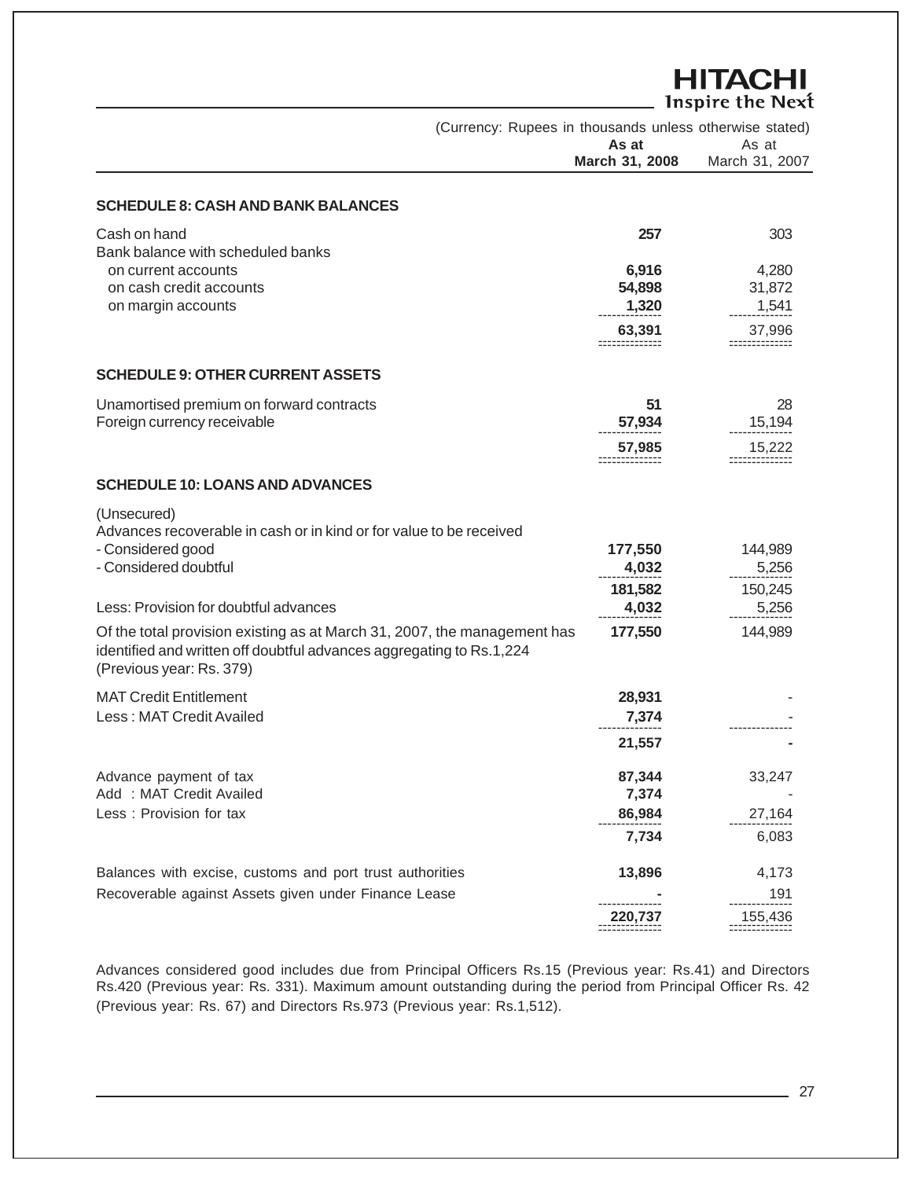(Currency: Rupees in thousands unless otherwise stated)

| | As at March 31, 2008 | As at March 31, 2007 |
|---|---|---|
| **SCHEDULE 8: CASH AND BANK BALANCES** | | |
| Cash on hand | **257** | 303 |
| Bank balance with scheduled banks | | |
| on current accounts | **6,916** | 4,280 |
| on cash credit accounts | **54,898** | 31,872 |
| on margin accounts | **1,320** | 1,541 |
| | **63,391** | 37,996 |
| **SCHEDULE 9: OTHER CURRENT ASSETS** | | |
| Unamortised premium on forward contracts | **51** | 28 |
| Foreign currency receivable | **57,934** | 15,194 |
| | **57,985** | 15,222 |
| **SCHEDULE 10: LOANS AND ADVANCES** | | |
| (Unsecured) | | |
| Advances recoverable in cash or in kind or for value to be received | | |
| - Considered good | **177,550** | 144,989 |
| - Considered doubtful | **4,032** | 5,256 |
| | **181,582** | 150,245 |
| Less: Provision for doubtful advances | **4,032** | 5,256 |
| Of the total provision existing as at March 31, 2007, the management has identified and written off doubtful advances aggregating to Rs.1,224 (Previous year: Rs. 379) | **177,550** | 144,989 |
| MAT Credit Entitlement | **28,931** | - |
| Less : MAT Credit Availed | **7,374** | - |
| | **21,557** | **-** |
| Advance payment of tax | **87,344** | 33,247 |
| Add : MAT Credit Availed | **7,374** | - |
| Less : Provision for tax | **86,984** | 27,164 |
| | **7,734** | 6,083 |
| Balances with excise, customs and port trust authorities | **13,896** | 4,173 |
| Recoverable against Assets given under Finance Lease | **-** | 191 |
| | **220,737** | 155,436 |

Advances considered good includes due from Principal Officers Rs.15 (Previous year: Rs.41) and Directors Rs.420 (Previous year: Rs. 331). Maximum amount outstanding during the period from Principal Officer Rs. 42 (Previous year: Rs. 67) and Directors Rs.973 (Previous year: Rs.1,512).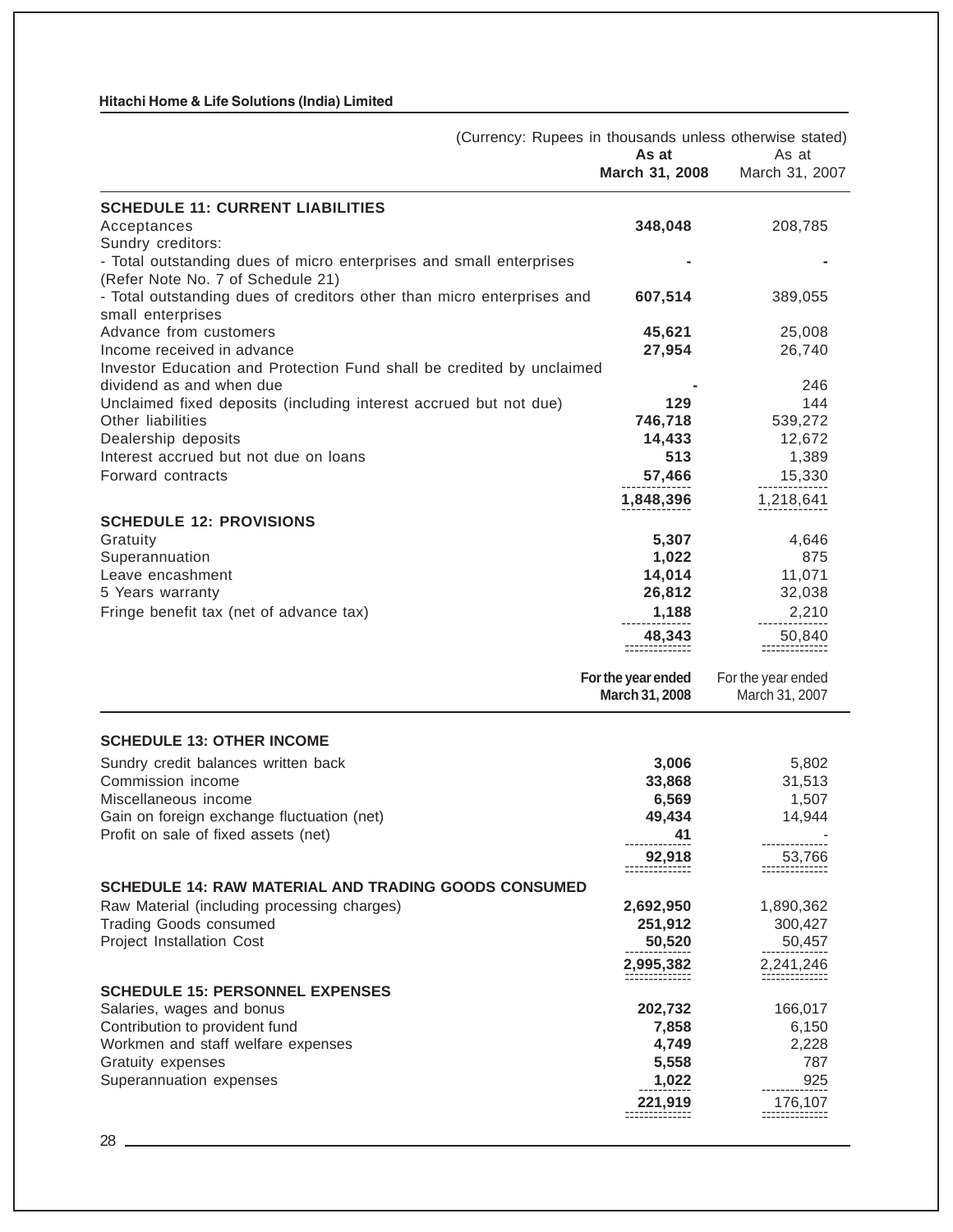(Currency: Rupees in thousands unless otherwise stated)

| | As at March 31, 2008 | As at March 31, 2007 |
|---|---|---|
| **SCHEDULE 11: CURRENT LIABILITIES** | | |
| Acceptances | **348,048** | 208,785 |
| Sundry creditors: | | |
| - Total outstanding dues of micro enterprises and small enterprises (Refer Note No. 7 of Schedule 21) | **-** | - |
| - Total outstanding dues of creditors other than micro enterprises and small enterprises | **607,514** | 389,055 |
| Advance from customers | **45,621** | 25,008 |
| Income received in advance | **27,954** | 26,740 |
| Investor Education and Protection Fund shall be credited by unclaimed dividend as and when due | **-** | 246 |
| Unclaimed fixed deposits (including interest accrued but not due) | **129** | 144 |
| Other liabilities | **746,718** | 539,272 |
| Dealership deposits | **14,433** | 12,672 |
| Interest accrued but not due on loans | **513** | 1,389 |
| Forward contracts | **57,466** | 15,330 |
| | **1,848,396** | 1,218,641 |
| **SCHEDULE 12: PROVISIONS** | | |
| Gratuity | **5,307** | 4,646 |
| Superannuation | **1,022** | 875 |
| Leave encashment | **14,014** | 11,071 |
| 5 Years warranty | **26,812** | 32,038 |
| Fringe benefit tax (net of advance tax) | **1,188** | 2,210 |
| | **48,343** | 50,840 |

| | For the year ended March 31, 2008 | For the year ended March 31, 2007 |
|---|---|---|
| **SCHEDULE 13: OTHER INCOME** | | |
| Sundry credit balances written back | **3,006** | 5,802 |
| Commission income | **33,868** | 31,513 |
| Miscellaneous income | **6,569** | 1,507 |
| Gain on foreign exchange fluctuation (net) | **49,434** | 14,944 |
| Profit on sale of fixed assets (net) | **41** | - |
| | **92,918** | 53,766 |
| **SCHEDULE 14: RAW MATERIAL AND TRADING GOODS CONSUMED** | | |
| Raw Material (including processing charges) | **2,692,950** | 1,890,362 |
| Trading Goods consumed | **251,912** | 300,427 |
| Project Installation Cost | **50,520** | 50,457 |
| | **2,995,382** | 2,241,246 |
| **SCHEDULE 15: PERSONNEL EXPENSES** | | |
| Salaries, wages and bonus | **202,732** | 166,017 |
| Contribution to provident fund | **7,858** | 6,150 |
| Workmen and staff welfare expenses | **4,749** | 2,228 |
| Gratuity expenses | **5,558** | 787 |
| Superannuation expenses | **1,022** | 925 |
| | **221,919** | 176,107 |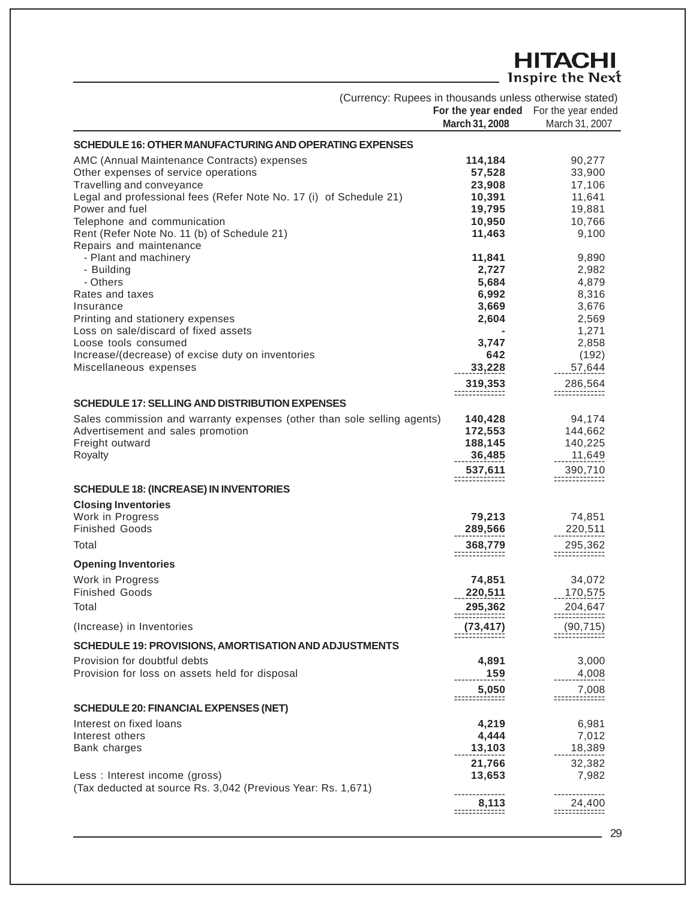(Currency: Rupees in thousands unless otherwise stated)

| | For the year ended March 31, 2008 | For the year ended March 31, 2007 |
|---|---|---|
| **SCHEDULE 16: OTHER MANUFACTURING AND OPERATING EXPENSES** | | |
| AMC (Annual Maintenance Contracts) expenses | **114,184** | 90,277 |
| Other expenses of service operations | **57,528** | 33,900 |
| Travelling and conveyance | **23,908** | 17,106 |
| Legal and professional fees (Refer Note No. 17 (i) of Schedule 21) | **10,391** | 11,641 |
| Power and fuel | **19,795** | 19,881 |
| Telephone and communication | **10,950** | 10,766 |
| Rent (Refer Note No. 11 (b) of Schedule 21) | **11,463** | 9,100 |
| Repairs and maintenance | | |
| - Plant and machinery | **11,841** | 9,890 |
| - Building | **2,727** | 2,982 |
| - Others | **5,684** | 4,879 |
| Rates and taxes | **6,992** | 8,316 |
| Insurance | **3,669** | 3,676 |
| Printing and stationery expenses | **2,604** | 2,569 |
| Loss on sale/discard of fixed assets | **-** | 1,271 |
| Loose tools consumed | **3,747** | 2,858 |
| Increase/(decrease) of excise duty on inventories | **642** | (192) |
| Miscellaneous expenses | **33,228** | 57,644 |
| | **319,353** | 286,564 |
| **SCHEDULE 17: SELLING AND DISTRIBUTION EXPENSES** | | |
| Sales commission and warranty expenses (other than sole selling agents) | **140,428** | 94,174 |
| Advertisement and sales promotion | **172,553** | 144,662 |
| Freight outward | **188,145** | 140,225 |
| Royalty | **36,485** | 11,649 |
| | **537,611** | 390,710 |
| **SCHEDULE 18: (INCREASE) IN INVENTORIES** | | |
| **Closing Inventories** | | |
| Work in Progress | **79,213** | 74,851 |
| Finished Goods | **289,566** | 220,511 |
| Total | **368,779** | 295,362 |
| **Opening Inventories** | | |
| Work in Progress | **74,851** | 34,072 |
| Finished Goods | **220,511** | 170,575 |
| Total | **295,362** | 204,647 |
| (Increase) in Inventories | **(73,417)** | (90,715) |
| **SCHEDULE 19: PROVISIONS, AMORTISATION AND ADJUSTMENTS** | | |
| Provision for doubtful debts | **4,891** | 3,000 |
| Provision for loss on assets held for disposal | **159** | 4,008 |
| | **5,050** | 7,008 |
| **SCHEDULE 20: FINANCIAL EXPENSES (NET)** | | |
| Interest on fixed loans | **4,219** | 6,981 |
| Interest others | **4,444** | 7,012 |
| Bank charges | **13,103** | 18,389 |
| | **21,766** | 32,382 |
| Less : Interest income (gross) | **13,653** | 7,982 |
| (Tax deducted at source Rs. 3,042 (Previous Year: Rs. 1,671) | | |
| | **8,113** | 24,400 |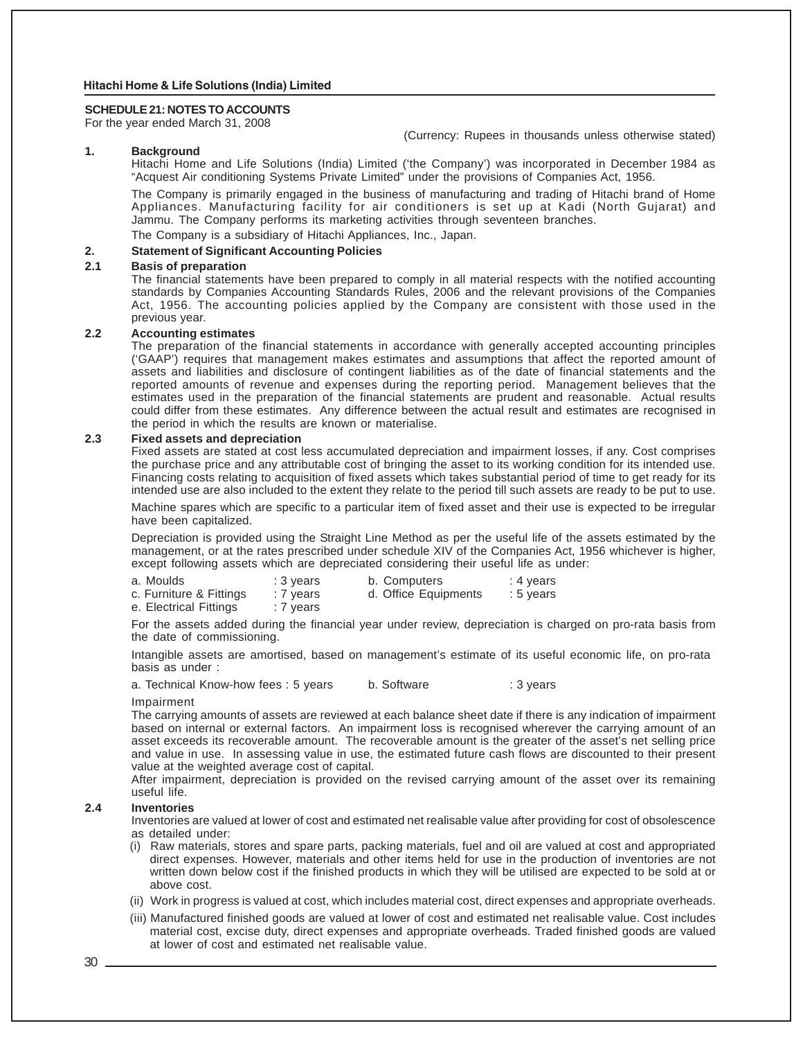**SCHEDULE 21: NOTES TO ACCOUNTS**

For the year ended March 31, 2008

(Currency: Rupees in thousands unless otherwise stated)

**1. Background**

Hitachi Home and Life Solutions (India) Limited ('the Company') was incorporated in December 1984 as "Acquest Air conditioning Systems Private Limited" under the provisions of Companies Act, 1956.

The Company is primarily engaged in the business of manufacturing and trading of Hitachi brand of Home Appliances. Manufacturing facility for air conditioners is set up at Kadi (North Gujarat) and Jammu. The Company performs its marketing activities through seventeen branches.

The Company is a subsidiary of Hitachi Appliances, Inc., Japan.

**2. Statement of Significant Accounting Policies**

**2.1 Basis of preparation**

The financial statements have been prepared to comply in all material respects with the notified accounting standards by Companies Accounting Standards Rules, 2006 and the relevant provisions of the Companies Act, 1956. The accounting policies applied by the Company are consistent with those used in the previous year.

**2.2 Accounting estimates**

The preparation of the financial statements in accordance with generally accepted accounting principles ('GAAP') requires that management makes estimates and assumptions that affect the reported amount of assets and liabilities and disclosure of contingent liabilities as of the date of financial statements and the reported amounts of revenue and expenses during the reporting period. Management believes that the estimates used in the preparation of the financial statements are prudent and reasonable. Actual results could differ from these estimates. Any difference between the actual result and estimates are recognised in the period in which the results are known or materialise.

**2.3 Fixed assets and depreciation**

Fixed assets are stated at cost less accumulated depreciation and impairment losses, if any. Cost comprises the purchase price and any attributable cost of bringing the asset to its working condition for its intended use. Financing costs relating to acquisition of fixed assets which takes substantial period of time to get ready for its intended use are also included to the extent they relate to the period till such assets are ready to be put to use.

Machine spares which are specific to a particular item of fixed asset and their use is expected to be irregular have been capitalized.

Depreciation is provided using the Straight Line Method as per the useful life of the assets estimated by the management, or at the rates prescribed under schedule XIV of the Companies Act, 1956 whichever is higher, except following assets which are depreciated considering their useful life as under:

a. Moulds : 3 years
b. Computers : 4 years
c. Furniture & Fittings : 7 years
d. Office Equipments : 5 years
e. Electrical Fittings : 7 years

For the assets added during the financial year under review, depreciation is charged on pro-rata basis from the date of commissioning.

Intangible assets are amortised, based on management's estimate of its useful economic life, on pro-rata basis as under :

a. Technical Know-how fees : 5 years
b. Software : 3 years

Impairment

The carrying amounts of assets are reviewed at each balance sheet date if there is any indication of impairment based on internal or external factors. An impairment loss is recognised wherever the carrying amount of an asset exceeds its recoverable amount. The recoverable amount is the greater of the asset's net selling price and value in use. In assessing value in use, the estimated future cash flows are discounted to their present value at the weighted average cost of capital.

After impairment, depreciation is provided on the revised carrying amount of the asset over its remaining useful life.

**2.4 Inventories**

Inventories are valued at lower of cost and estimated net realisable value after providing for cost of obsolescence as detailed under:

(i) Raw materials, stores and spare parts, packing materials, fuel and oil are valued at cost and appropriated direct expenses. However, materials and other items held for use in the production of inventories are not written down below cost if the finished products in which they will be utilised are expected to be sold at or above cost.

(ii) Work in progress is valued at cost, which includes material cost, direct expenses and appropriate overheads.

(iii) Manufactured finished goods are valued at lower of cost and estimated net realisable value. Cost includes material cost, excise duty, direct expenses and appropriate overheads. Traded finished goods are valued at lower of cost and estimated net realisable value.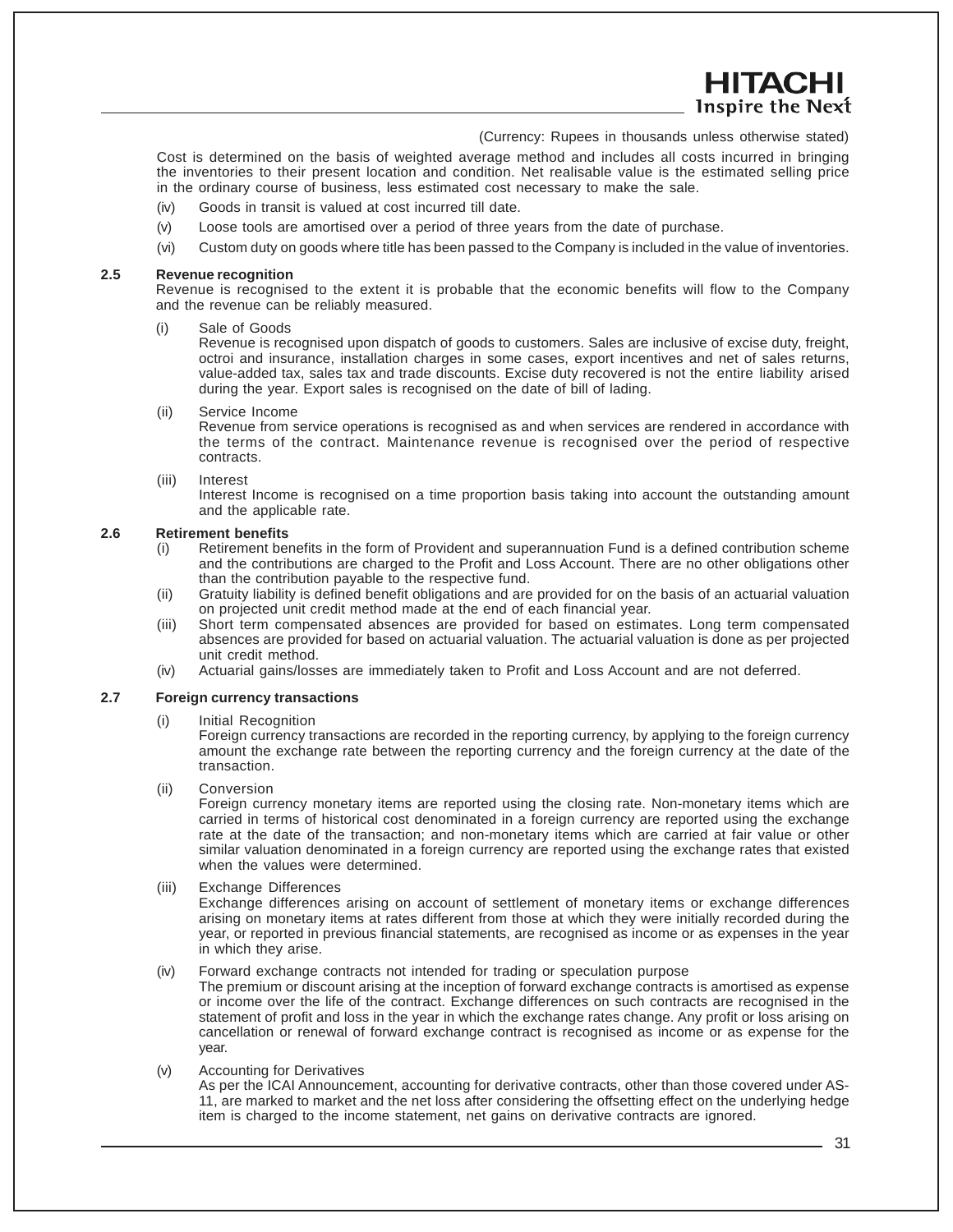(Currency: Rupees in thousands unless otherwise stated)

Cost is determined on the basis of weighted average method and includes all costs incurred in bringing the inventories to their present location and condition. Net realisable value is the estimated selling price in the ordinary course of business, less estimated cost necessary to make the sale.

(iv) Goods in transit is valued at cost incurred till date.

(v) Loose tools are amortised over a period of three years from the date of purchase.

(vi) Custom duty on goods where title has been passed to the Company is included in the value of inventories.

**2.5 Revenue recognition**

Revenue is recognised to the extent it is probable that the economic benefits will flow to the Company and the revenue can be reliably measured.

(i) Sale of Goods

Revenue is recognised upon dispatch of goods to customers. Sales are inclusive of excise duty, freight, octroi and insurance, installation charges in some cases, export incentives and net of sales returns, value-added tax, sales tax and trade discounts. Excise duty recovered is not the entire liability arised during the year. Export sales is recognised on the date of bill of lading.

(ii) Service Income

Revenue from service operations is recognised as and when services are rendered in accordance with the terms of the contract. Maintenance revenue is recognised over the period of respective contracts.

(iii) Interest

Interest Income is recognised on a time proportion basis taking into account the outstanding amount and the applicable rate.

**2.6 Retirement benefits**

(i) Retirement benefits in the form of Provident and superannuation Fund is a defined contribution scheme and the contributions are charged to the Profit and Loss Account. There are no other obligations other than the contribution payable to the respective fund.

(ii) Gratuity liability is defined benefit obligations and are provided for on the basis of an actuarial valuation on projected unit credit method made at the end of each financial year.

(iii) Short term compensated absences are provided for based on estimates. Long term compensated absences are provided for based on actuarial valuation. The actuarial valuation is done as per projected unit credit method.

(iv) Actuarial gains/losses are immediately taken to Profit and Loss Account and are not deferred.

**2.7 Foreign currency transactions**

(i) Initial Recognition

Foreign currency transactions are recorded in the reporting currency, by applying to the foreign currency amount the exchange rate between the reporting currency and the foreign currency at the date of the transaction.

(ii) Conversion

Foreign currency monetary items are reported using the closing rate. Non-monetary items which are carried in terms of historical cost denominated in a foreign currency are reported using the exchange rate at the date of the transaction; and non-monetary items which are carried at fair value or other similar valuation denominated in a foreign currency are reported using the exchange rates that existed when the values were determined.

(iii) Exchange Differences

Exchange differences arising on account of settlement of monetary items or exchange differences arising on monetary items at rates different from those at which they were initially recorded during the year, or reported in previous financial statements, are recognised as income or as expenses in the year in which they arise.

(iv) Forward exchange contracts not intended for trading or speculation purpose

The premium or discount arising at the inception of forward exchange contracts is amortised as expense or income over the life of the contract. Exchange differences on such contracts are recognised in the statement of profit and loss in the year in which the exchange rates change. Any profit or loss arising on cancellation or renewal of forward exchange contract is recognised as income or as expense for the year.

(v) Accounting for Derivatives

As per the ICAI Announcement, accounting for derivative contracts, other than those covered under AS-11, are marked to market and the net loss after considering the offsetting effect on the underlying hedge item is charged to the income statement, net gains on derivative contracts are ignored.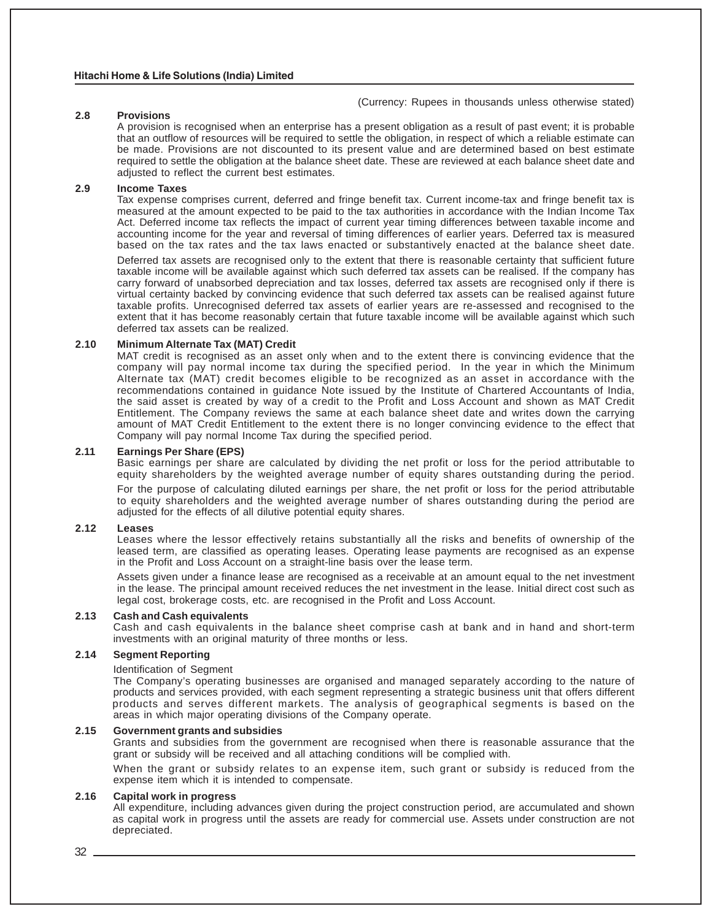(Currency: Rupees in thousands unless otherwise stated)

### 2.8 Provisions

A provision is recognised when an enterprise has a present obligation as a result of past event; it is probable that an outflow of resources will be required to settle the obligation, in respect of which a reliable estimate can be made. Provisions are not discounted to its present value and are determined based on best estimate required to settle the obligation at the balance sheet date. These are reviewed at each balance sheet date and adjusted to reflect the current best estimates.

### 2.9 Income Taxes

Tax expense comprises current, deferred and fringe benefit tax. Current income-tax and fringe benefit tax is measured at the amount expected to be paid to the tax authorities in accordance with the Indian Income Tax Act. Deferred income tax reflects the impact of current year timing differences between taxable income and accounting income for the year and reversal of timing differences of earlier years. Deferred tax is measured based on the tax rates and the tax laws enacted or substantively enacted at the balance sheet date.

Deferred tax assets are recognised only to the extent that there is reasonable certainty that sufficient future taxable income will be available against which such deferred tax assets can be realised. If the company has carry forward of unabsorbed depreciation and tax losses, deferred tax assets are recognised only if there is virtual certainty backed by convincing evidence that such deferred tax assets can be realised against future taxable profits. Unrecognised deferred tax assets of earlier years are re-assessed and recognised to the extent that it has become reasonably certain that future taxable income will be available against which such deferred tax assets can be realized.

### 2.10 Minimum Alternate Tax (MAT) Credit

MAT credit is recognised as an asset only when and to the extent there is convincing evidence that the company will pay normal income tax during the specified period. In the year in which the Minimum Alternate tax (MAT) credit becomes eligible to be recognized as an asset in accordance with the recommendations contained in guidance Note issued by the Institute of Chartered Accountants of India, the said asset is created by way of a credit to the Profit and Loss Account and shown as MAT Credit Entitlement. The Company reviews the same at each balance sheet date and writes down the carrying amount of MAT Credit Entitlement to the extent there is no longer convincing evidence to the effect that Company will pay normal Income Tax during the specified period.

### 2.11 Earnings Per Share (EPS)

Basic earnings per share are calculated by dividing the net profit or loss for the period attributable to equity shareholders by the weighted average number of equity shares outstanding during the period.

For the purpose of calculating diluted earnings per share, the net profit or loss for the period attributable to equity shareholders and the weighted average number of shares outstanding during the period are adjusted for the effects of all dilutive potential equity shares.

### 2.12 Leases

Leases where the lessor effectively retains substantially all the risks and benefits of ownership of the leased term, are classified as operating leases. Operating lease payments are recognised as an expense in the Profit and Loss Account on a straight-line basis over the lease term.

Assets given under a finance lease are recognised as a receivable at an amount equal to the net investment in the lease. The principal amount received reduces the net investment in the lease. Initial direct cost such as legal cost, brokerage costs, etc. are recognised in the Profit and Loss Account.

### 2.13 Cash and Cash equivalents

Cash and cash equivalents in the balance sheet comprise cash at bank and in hand and short-term investments with an original maturity of three months or less.

### 2.14 Segment Reporting

Identification of Segment

The Company's operating businesses are organised and managed separately according to the nature of products and services provided, with each segment representing a strategic business unit that offers different products and serves different markets. The analysis of geographical segments is based on the areas in which major operating divisions of the Company operate.

### 2.15 Government grants and subsidies

Grants and subsidies from the government are recognised when there is reasonable assurance that the grant or subsidy will be received and all attaching conditions will be complied with.

When the grant or subsidy relates to an expense item, such grant or subsidy is reduced from the expense item which it is intended to compensate.

### 2.16 Capital work in progress

All expenditure, including advances given during the project construction period, are accumulated and shown as capital work in progress until the assets are ready for commercial use. Assets under construction are not depreciated.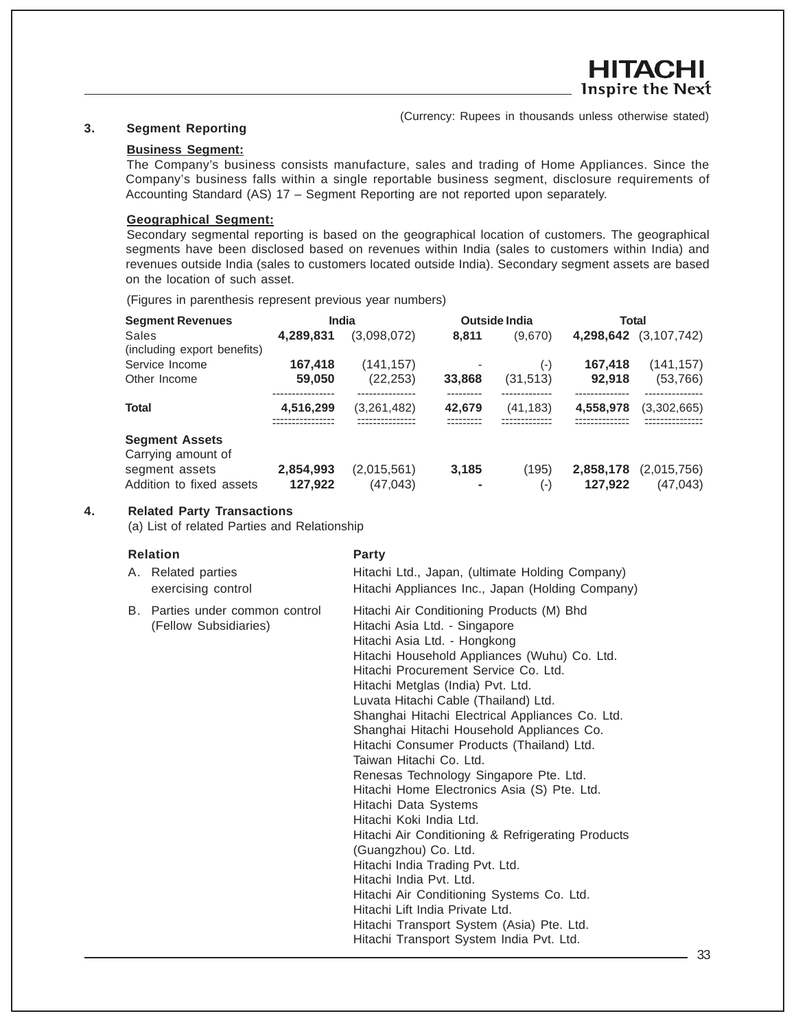(Currency: Rupees in thousands unless otherwise stated)

## 3. Segment Reporting

**Business Segment:**

The Company's business consists manufacture, sales and trading of Home Appliances. Since the Company's business falls within a single reportable business segment, disclosure requirements of Accounting Standard (AS) 17 – Segment Reporting are not reported upon separately.

**Geographical Segment:**

Secondary segmental reporting is based on the geographical location of customers. The geographical segments have been disclosed based on revenues within India (sales to customers within India) and revenues outside India (sales to customers located outside India). Secondary segment assets are based on the location of such asset.

(Figures in parenthesis represent previous year numbers)

| Segment Revenues | India | | Outside India | | Total | |
|---|---|---|---|---|---|---|
| Sales (including export benefits) | **4,289,831** | (3,098,072) | **8,811** | (9,670) | **4,298,642** | (3,107,742) |
| Service Income | **167,418** | (141,157) | - | (-) | **167,418** | (141,157) |
| Other Income | **59,050** | (22,253) | **33,868** | (31,513) | **92,918** | (53,766) |
| **Total** | **4,516,299** | (3,261,482) | **42,679** | (41,183) | **4,558,978** | (3,302,665) |
| **Segment Assets** | | | | | | |
| Carrying amount of segment assets | **2,854,993** | (2,015,561) | **3,185** | (195) | **2,858,178** | (2,015,756) |
| Addition to fixed assets | **127,922** | (47,043) | **-** | (-) | **127,922** | (47,043) |

## 4. Related Party Transactions

(a) List of related Parties and Relationship

| Relation | Party |
|---|---|
| A. Related parties exercising control | Hitachi Ltd., Japan, (ultimate Holding Company)<br>Hitachi Appliances Inc., Japan (Holding Company) |
| B. Parties under common control (Fellow Subsidiaries) | Hitachi Air Conditioning Products (M) Bhd<br>Hitachi Asia Ltd. - Singapore<br>Hitachi Asia Ltd. - Hongkong<br>Hitachi Household Appliances (Wuhu) Co. Ltd.<br>Hitachi Procurement Service Co. Ltd.<br>Hitachi Metglas (India) Pvt. Ltd.<br>Luvata Hitachi Cable (Thailand) Ltd.<br>Shanghai Hitachi Electrical Appliances Co. Ltd.<br>Shanghai Hitachi Household Appliances Co.<br>Hitachi Consumer Products (Thailand) Ltd.<br>Taiwan Hitachi Co. Ltd.<br>Renesas Technology Singapore Pte. Ltd.<br>Hitachi Home Electronics Asia (S) Pte. Ltd.<br>Hitachi Data Systems<br>Hitachi Koki India Ltd.<br>Hitachi Air Conditioning & Refrigerating Products (Guangzhou) Co. Ltd.<br>Hitachi India Trading Pvt. Ltd.<br>Hitachi India Pvt. Ltd.<br>Hitachi Air Conditioning Systems Co. Ltd.<br>Hitachi Lift India Private Ltd.<br>Hitachi Transport System (Asia) Pte. Ltd.<br>Hitachi Transport System India Pvt. Ltd. |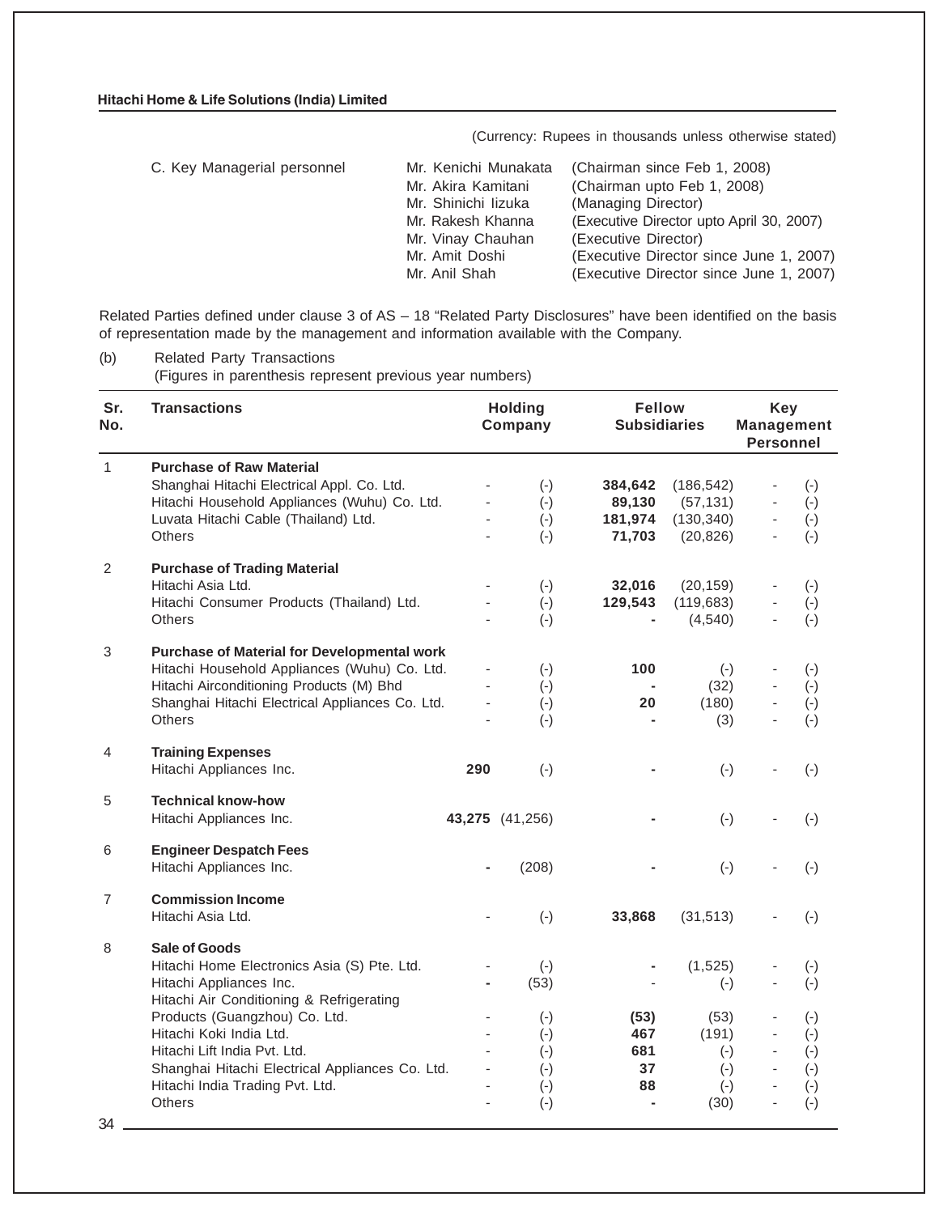(Currency: Rupees in thousands unless otherwise stated)

C. Key Managerial personnel

| | |
|---|---|
| Mr. Kenichi Munakata | (Chairman since Feb 1, 2008) |
| Mr. Akira Kamitani | (Chairman upto Feb 1, 2008) |
| Mr. Shinichi Iizuka | (Managing Director) |
| Mr. Rakesh Khanna | (Executive Director upto April 30, 2007) |
| Mr. Vinay Chauhan | (Executive Director) |
| Mr. Amit Doshi | (Executive Director since June 1, 2007) |
| Mr. Anil Shah | (Executive Director since June 1, 2007) |

Related Parties defined under clause 3 of AS – 18 "Related Party Disclosures" have been identified on the basis of representation made by the management and information available with the Company.

(b) Related Party Transactions
(Figures in parenthesis represent previous year numbers)

| Sr. No. | Transactions | Holding Company | | Fellow Subsidiaries | | Key Management Personnel | |
|---|---|---|---|---|---|---|---|
| 1 | **Purchase of Raw Material** | | | | | | |
| | Shanghai Hitachi Electrical Appl. Co. Ltd. | - | (-) | **384,642** | (186,542) | - | (-) |
| | Hitachi Household Appliances (Wuhu) Co. Ltd. | - | (-) | **89,130** | (57,131) | - | (-) |
| | Luvata Hitachi Cable (Thailand) Ltd. | - | (-) | **181,974** | (130,340) | - | (-) |
| | Others | - | (-) | **71,703** | (20,826) | - | (-) |
| 2 | **Purchase of Trading Material** | | | | | | |
| | Hitachi Asia Ltd. | - | (-) | **32,016** | (20,159) | - | (-) |
| | Hitachi Consumer Products (Thailand) Ltd. | - | (-) | **129,543** | (119,683) | - | (-) |
| | Others | - | (-) | **-** | (4,540) | - | (-) |
| 3 | **Purchase of Material for Developmental work** | | | | | | |
| | Hitachi Household Appliances (Wuhu) Co. Ltd. | - | (-) | **100** | (-) | - | (-) |
| | Hitachi Airconditioning Products (M) Bhd | - | (-) | **-** | (32) | - | (-) |
| | Shanghai Hitachi Electrical Appliances Co. Ltd. | - | (-) | **20** | (180) | - | (-) |
| | Others | - | (-) | **-** | (3) | - | (-) |
| 4 | **Training Expenses** | | | | | | |
| | Hitachi Appliances Inc. | **290** | (-) | **-** | (-) | - | (-) |
| 5 | **Technical know-how** | | | | | | |
| | Hitachi Appliances Inc. | **43,275** | (41,256) | **-** | (-) | - | (-) |
| 6 | **Engineer Despatch Fees** | | | | | | |
| | Hitachi Appliances Inc. | **-** | (208) | **-** | (-) | - | (-) |
| 7 | **Commission Income** | | | | | | |
| | Hitachi Asia Ltd. | - | (-) | **33,868** | (31,513) | - | (-) |
| 8 | **Sale of Goods** | | | | | | |
| | Hitachi Home Electronics Asia (S) Pte. Ltd. | - | (-) | **-** | (1,525) | - | (-) |
| | Hitachi Appliances Inc. | **-** | (53) | - | (-) | - | (-) |
| | Hitachi Air Conditioning & Refrigerating Products (Guangzhou) Co. Ltd. | - | (-) | **(53)** | (53) | - | (-) |
| | Hitachi Koki India Ltd. | - | (-) | **467** | (191) | - | (-) |
| | Hitachi Lift India Pvt. Ltd. | - | (-) | **681** | (-) | - | (-) |
| | Shanghai Hitachi Electrical Appliances Co. Ltd. | - | (-) | **37** | (-) | - | (-) |
| | Hitachi India Trading Pvt. Ltd. | - | (-) | **88** | (-) | - | (-) |
| | Others | - | (-) | **-** | (30) | - | (-) |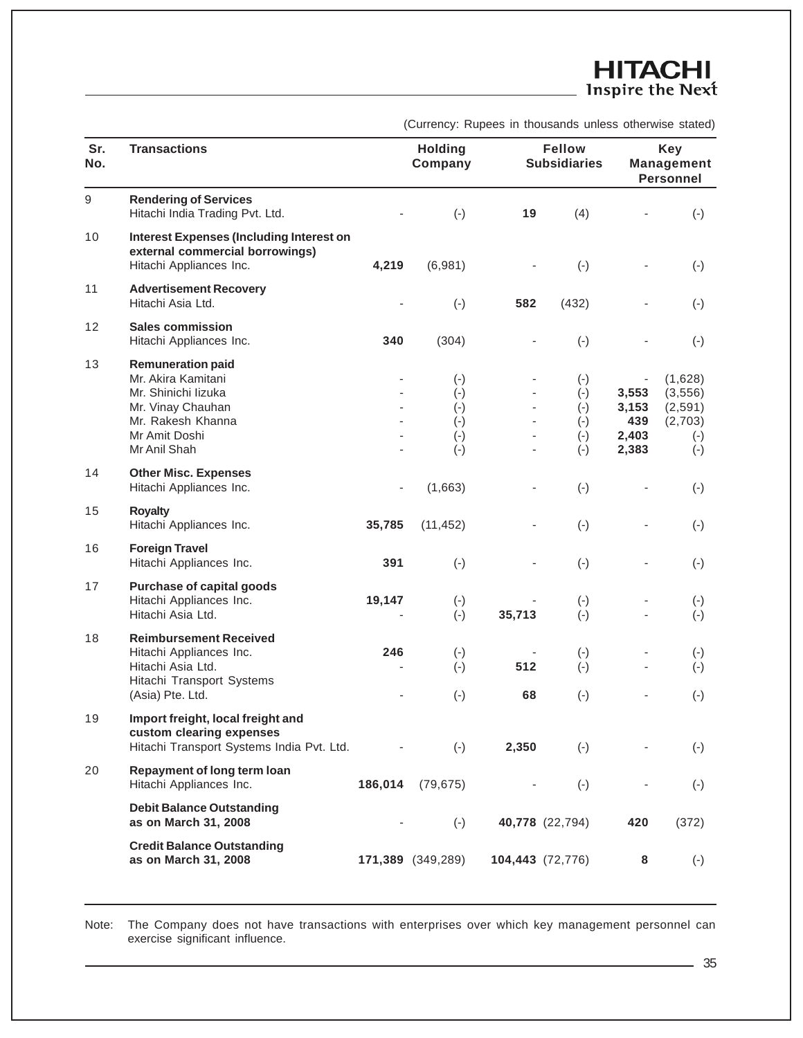(Currency: Rupees in thousands unless otherwise stated)

| Sr. No. | Transactions | Holding Company | | Fellow Subsidiaries | | Key Management Personnel | |
|---|---|---|---|---|---|---|---|
| 9 | **Rendering of Services** | | | | | | |
| | Hitachi India Trading Pvt. Ltd. | - | (-) | **19** | (4) | - | (-) |
| 10 | **Interest Expenses (Including Interest on external commercial borrowings)** | | | | | | |
| | Hitachi Appliances Inc. | **4,219** | (6,981) | - | (-) | - | (-) |
| 11 | **Advertisement Recovery** | | | | | | |
| | Hitachi Asia Ltd. | - | (-) | **582** | (432) | - | (-) |
| 12 | **Sales commission** | | | | | | |
| | Hitachi Appliances Inc. | **340** | (304) | - | (-) | - | (-) |
| 13 | **Remuneration paid** | | | | | | |
| | Mr. Akira Kamitani | - | (-) | - | (-) | - | (1,628) |
| | Mr. Shinichi Iizuka | - | (-) | - | (-) | **3,553** | (3,556) |
| | Mr. Vinay Chauhan | - | (-) | - | (-) | **3,153** | (2,591) |
| | Mr. Rakesh Khanna | - | (-) | - | (-) | **439** | (2,703) |
| | Mr Amit Doshi | - | (-) | - | (-) | **2,403** | (-) |
| | Mr Anil Shah | - | (-) | - | (-) | **2,383** | (-) |
| 14 | **Other Misc. Expenses** | | | | | | |
| | Hitachi Appliances Inc. | - | (1,663) | - | (-) | - | (-) |
| 15 | **Royalty** | | | | | | |
| | Hitachi Appliances Inc. | **35,785** | (11,452) | - | (-) | - | (-) |
| 16 | **Foreign Travel** | | | | | | |
| | Hitachi Appliances Inc. | **391** | (-) | - | (-) | - | (-) |
| 17 | **Purchase of capital goods** | | | | | | |
| | Hitachi Appliances Inc. | **19,147** | (-) | - | (-) | - | (-) |
| | Hitachi Asia Ltd. | - | (-) | **35,713** | (-) | - | (-) |
| 18 | **Reimbursement Received** | | | | | | |
| | Hitachi Appliances Inc. | **246** | (-) | - | (-) | - | (-) |
| | Hitachi Asia Ltd. | - | (-) | **512** | (-) | - | (-) |
| | Hitachi Transport Systems (Asia) Pte. Ltd. | - | (-) | **68** | (-) | - | (-) |
| 19 | **Import freight, local freight and custom clearing expenses** | | | | | | |
| | Hitachi Transport Systems India Pvt. Ltd. | - | (-) | **2,350** | (-) | - | (-) |
| 20 | **Repayment of long term loan** | | | | | | |
| | Hitachi Appliances Inc. | **186,014** | (79,675) | - | (-) | - | (-) |
| | **Debit Balance Outstanding as on March 31, 2008** | - | (-) | **40,778** | (22,794) | **420** | (372) |
| | **Credit Balance Outstanding as on March 31, 2008** | **171,389** | (349,289) | **104,443** | (72,776) | **8** | (-) |

Note: The Company does not have transactions with enterprises over which key management personnel can exercise significant influence.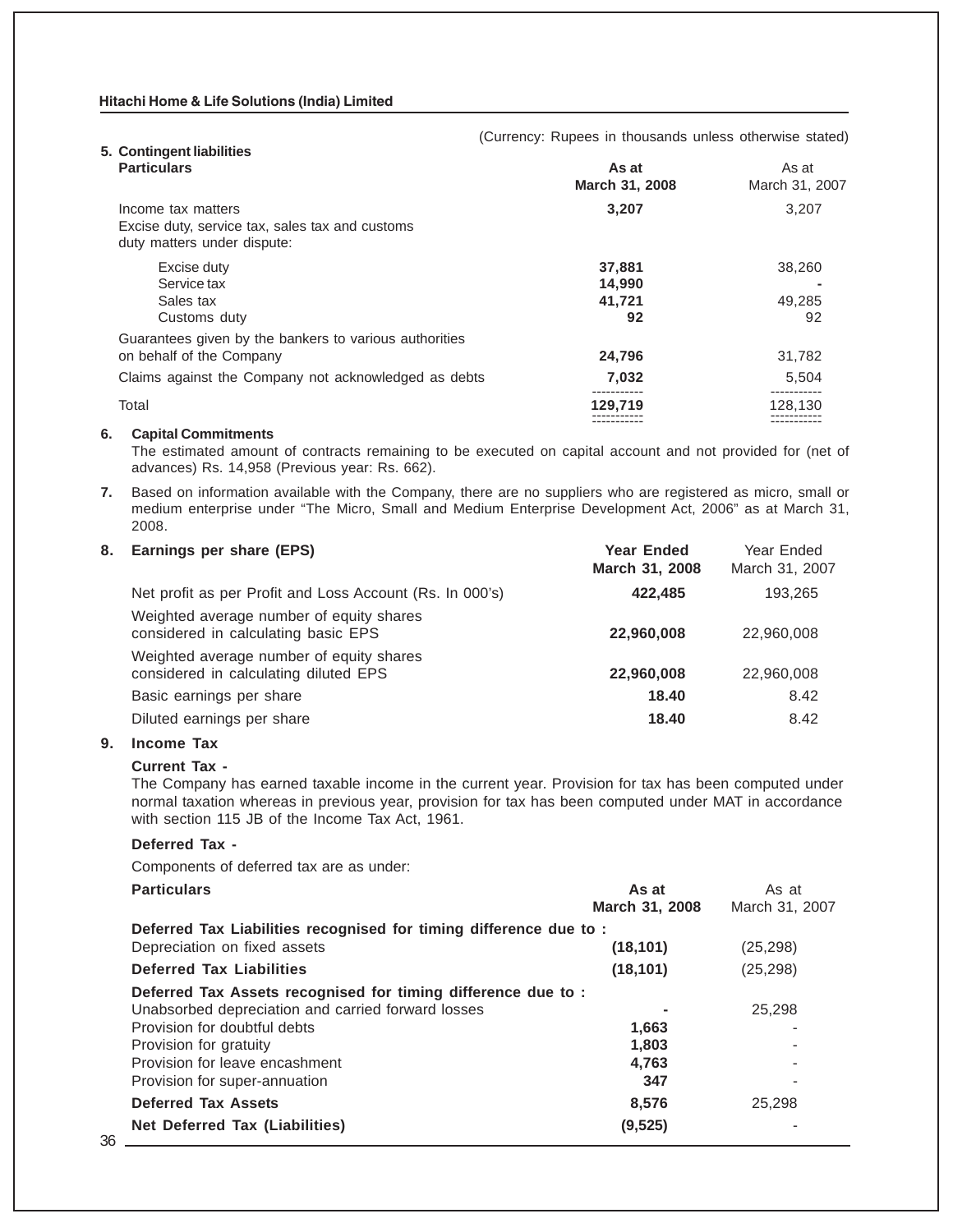(Currency: Rupees in thousands unless otherwise stated)

**5. Contingent liabilities**

| Particulars | As at March 31, 2008 | As at March 31, 2007 |
|---|---|---|
| Income tax matters | **3,207** | 3,207 |
| Excise duty, service tax, sales tax and customs duty matters under dispute: | | |
| Excise duty | **37,881** | 38,260 |
| Service tax | **14,990** | - |
| Sales tax | **41,721** | 49,285 |
| Customs duty | **92** | 92 |
| Guarantees given by the bankers to various authorities on behalf of the Company | **24,796** | 31,782 |
| Claims against the Company not acknowledged as debts | **7,032** | 5,504 |
| Total | **129,719** | 128,130 |

**6. Capital Commitments**

The estimated amount of contracts remaining to be executed on capital account and not provided for (net of advances) Rs. 14,958 (Previous year: Rs. 662).

**7.** Based on information available with the Company, there are no suppliers who are registered as micro, small or medium enterprise under "The Micro, Small and Medium Enterprise Development Act, 2006" as at March 31, 2008.

**8. Earnings per share (EPS)**

| | Year Ended March 31, 2008 | Year Ended March 31, 2007 |
|---|---|---|
| Net profit as per Profit and Loss Account (Rs. In 000's) | **422,485** | 193,265 |
| Weighted average number of equity shares considered in calculating basic EPS | **22,960,008** | 22,960,008 |
| Weighted average number of equity shares considered in calculating diluted EPS | **22,960,008** | 22,960,008 |
| Basic earnings per share | **18.40** | 8.42 |
| Diluted earnings per share | **18.40** | 8.42 |

**9. Income Tax**

**Current Tax -**

The Company has earned taxable income in the current year. Provision for tax has been computed under normal taxation whereas in previous year, provision for tax has been computed under MAT in accordance with section 115 JB of the Income Tax Act, 1961.

**Deferred Tax -**

Components of deferred tax are as under:

| Particulars | As at March 31, 2008 | As at March 31, 2007 |
|---|---|---|
| **Deferred Tax Liabilities recognised for timing difference due to :** | | |
| Depreciation on fixed assets | **(18,101)** | (25,298) |
| **Deferred Tax Liabilities** | **(18,101)** | (25,298) |
| **Deferred Tax Assets recognised for timing difference due to :** | | |
| Unabsorbed depreciation and carried forward losses | **-** | 25,298 |
| Provision for doubtful debts | **1,663** | - |
| Provision for gratuity | **1,803** | - |
| Provision for leave encashment | **4,763** | - |
| Provision for super-annuation | **347** | - |
| **Deferred Tax Assets** | **8,576** | 25,298 |
| **Net Deferred Tax (Liabilities)** | **(9,525)** | - |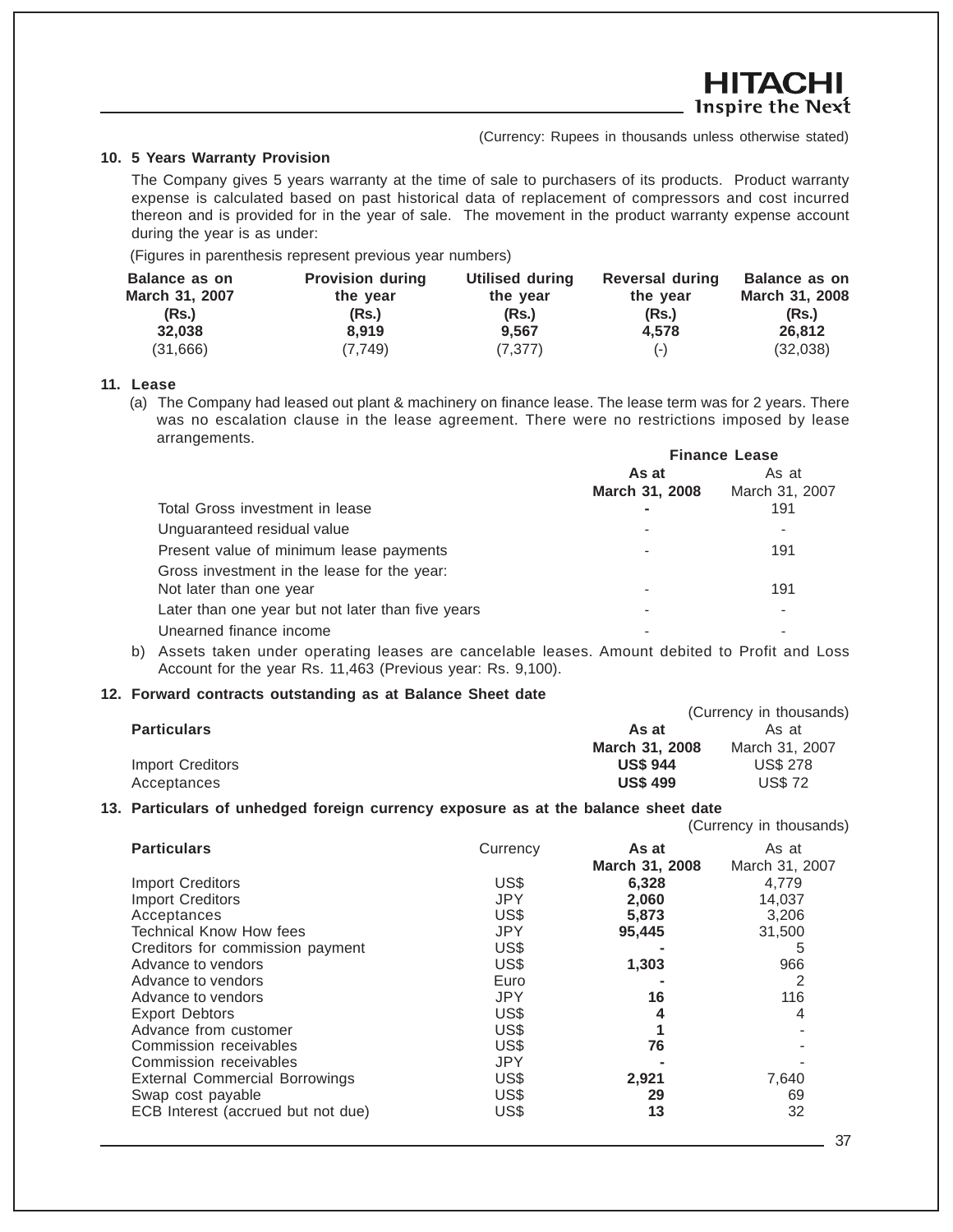(Currency: Rupees in thousands unless otherwise stated)

**10. 5 Years Warranty Provision**

The Company gives 5 years warranty at the time of sale to purchasers of its products. Product warranty expense is calculated based on past historical data of replacement of compressors and cost incurred thereon and is provided for in the year of sale. The movement in the product warranty expense account during the year is as under:

(Figures in parenthesis represent previous year numbers)

| Balance as on March 31, 2007 (Rs.) | Provision during the year (Rs.) | Utilised during the year (Rs.) | Reversal during the year (Rs.) | Balance as on March 31, 2008 (Rs.) |
|---|---|---|---|---|
| **32,038** | **8,919** | **9,567** | **4,578** | **26,812** |
| (31,666) | (7,749) | (7,377) | (-) | (32,038) |

**11. Lease**

(a) The Company had leased out plant & machinery on finance lease. The lease term was for 2 years. There was no escalation clause in the lease agreement. There were no restrictions imposed by lease arrangements.

| | **Finance Lease** | |
|---|---|---|
| | **As at March 31, 2008** | As at March 31, 2007 |
| Total Gross investment in lease | **-** | 191 |
| Unguaranteed residual value | - | - |
| Present value of minimum lease payments | - | 191 |
| Gross investment in the lease for the year: | | |
| Not later than one year | - | 191 |
| Later than one year but not later than five years | - | - |
| Unearned finance income | - | - |

b) Assets taken under operating leases are cancelable leases. Amount debited to Profit and Loss Account for the year Rs. 11,463 (Previous year: Rs. 9,100).

**12. Forward contracts outstanding as at Balance Sheet date**

(Currency in thousands)

| **Particulars** | **As at March 31, 2008** | As at March 31, 2007 |
|---|---|---|
| Import Creditors | **US$ 944** | US$ 278 |
| Acceptances | **US$ 499** | US$ 72 |

**13. Particulars of unhedged foreign currency exposure as at the balance sheet date**

(Currency in thousands)

| **Particulars** | Currency | **As at March 31, 2008** | As at March 31, 2007 |
|---|---|---|---|
| Import Creditors | US$ | **6,328** | 4,779 |
| Import Creditors | JPY | **2,060** | 14,037 |
| Acceptances | US$ | **5,873** | 3,206 |
| Technical Know How fees | JPY | **95,445** | 31,500 |
| Creditors for commission payment | US$ | **-** | 5 |
| Advance to vendors | US$ | **1,303** | 966 |
| Advance to vendors | Euro | **-** | 2 |
| Advance to vendors | JPY | **16** | 116 |
| Export Debtors | US$ | **4** | 4 |
| Advance from customer | US$ | **1** | - |
| Commission receivables | US$ | **76** | - |
| Commission receivables | JPY | **-** | - |
| External Commercial Borrowings | US$ | **2,921** | 7,640 |
| Swap cost payable | US$ | **29** | 69 |
| ECB Interest (accrued but not due) | US$ | **13** | 32 |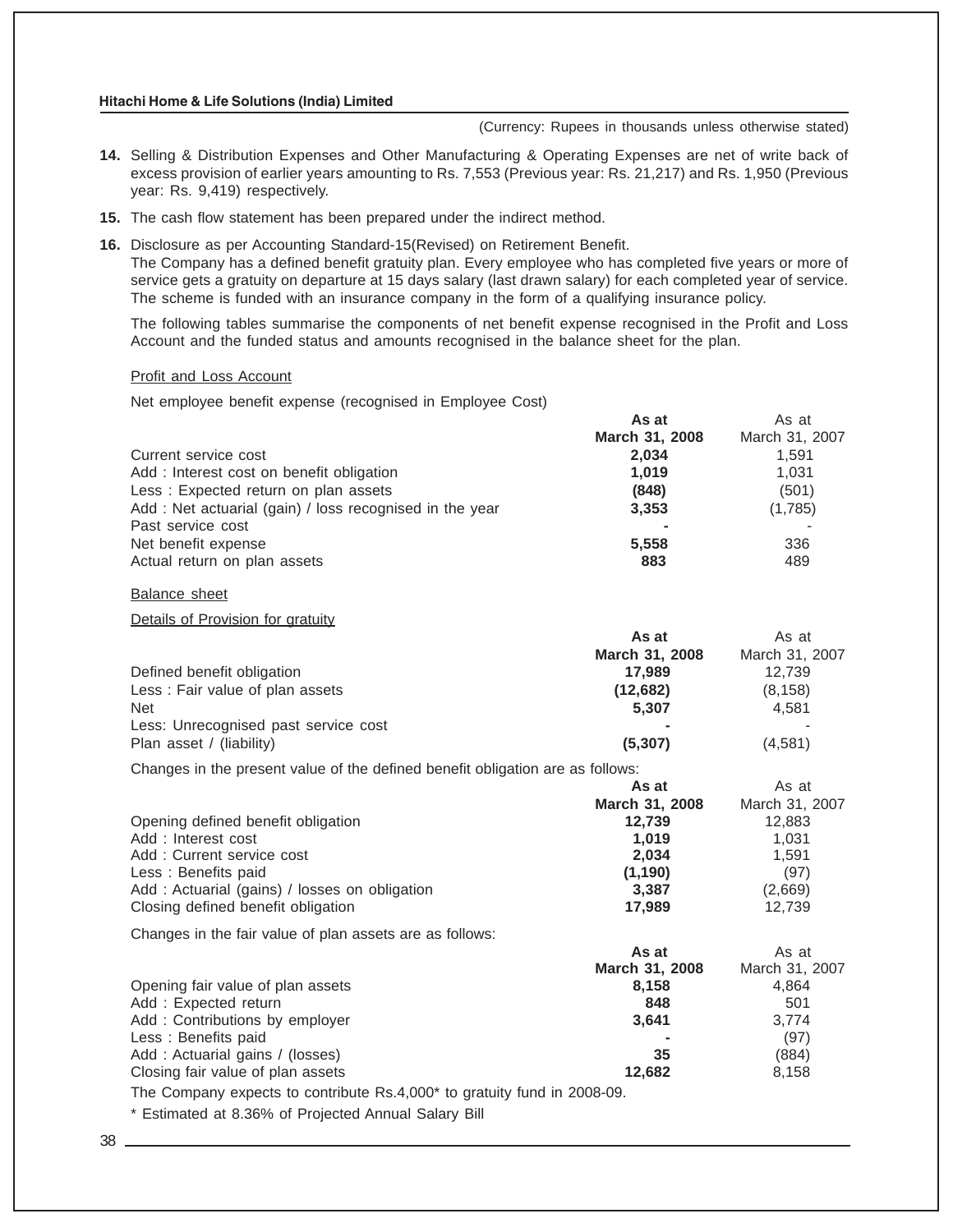(Currency: Rupees in thousands unless otherwise stated)

**14.** Selling & Distribution Expenses and Other Manufacturing & Operating Expenses are net of write back of excess provision of earlier years amounting to Rs. 7,553 (Previous year: Rs. 21,217) and Rs. 1,950 (Previous year: Rs. 9,419) respectively.

**15.** The cash flow statement has been prepared under the indirect method.

**16.** Disclosure as per Accounting Standard-15(Revised) on Retirement Benefit.

The Company has a defined benefit gratuity plan. Every employee who has completed five years or more of service gets a gratuity on departure at 15 days salary (last drawn salary) for each completed year of service. The scheme is funded with an insurance company in the form of a qualifying insurance policy.

The following tables summarise the components of net benefit expense recognised in the Profit and Loss Account and the funded status and amounts recognised in the balance sheet for the plan.

Profit and Loss Account

Net employee benefit expense (recognised in Employee Cost)

| | **As at March 31, 2008** | As at March 31, 2007 |
|---|---|---|
| Current service cost | **2,034** | 1,591 |
| Add : Interest cost on benefit obligation | **1,019** | 1,031 |
| Less : Expected return on plan assets | **(848)** | (501) |
| Add : Net actuarial (gain) / loss recognised in the year | **3,353** | (1,785) |
| Past service cost | **-** | - |
| Net benefit expense | **5,558** | 336 |
| Actual return on plan assets | **883** | 489 |

Balance sheet

Details of Provision for gratuity

| | **As at March 31, 2008** | As at March 31, 2007 |
|---|---|---|
| Defined benefit obligation | **17,989** | 12,739 |
| Less : Fair value of plan assets | **(12,682)** | (8,158) |
| Net | **5,307** | 4,581 |
| Less: Unrecognised past service cost | **-** | - |
| Plan asset / (liability) | **(5,307)** | (4,581) |

Changes in the present value of the defined benefit obligation are as follows:

| | **As at March 31, 2008** | As at March 31, 2007 |
|---|---|---|
| Opening defined benefit obligation | **12,739** | 12,883 |
| Add : Interest cost | **1,019** | 1,031 |
| Add : Current service cost | **2,034** | 1,591 |
| Less : Benefits paid | **(1,190)** | (97) |
| Add : Actuarial (gains) / losses on obligation | **3,387** | (2,669) |
| Closing defined benefit obligation | **17,989** | 12,739 |

Changes in the fair value of plan assets are as follows:

| | **As at March 31, 2008** | As at March 31, 2007 |
|---|---|---|
| Opening fair value of plan assets | **8,158** | 4,864 |
| Add : Expected return | **848** | 501 |
| Add : Contributions by employer | **3,641** | 3,774 |
| Less : Benefits paid | **-** | (97) |
| Add : Actuarial gains / (losses) | **35** | (884) |
| Closing fair value of plan assets | **12,682** | 8,158 |

The Company expects to contribute Rs.4,000* to gratuity fund in 2008-09.

* Estimated at 8.36% of Projected Annual Salary Bill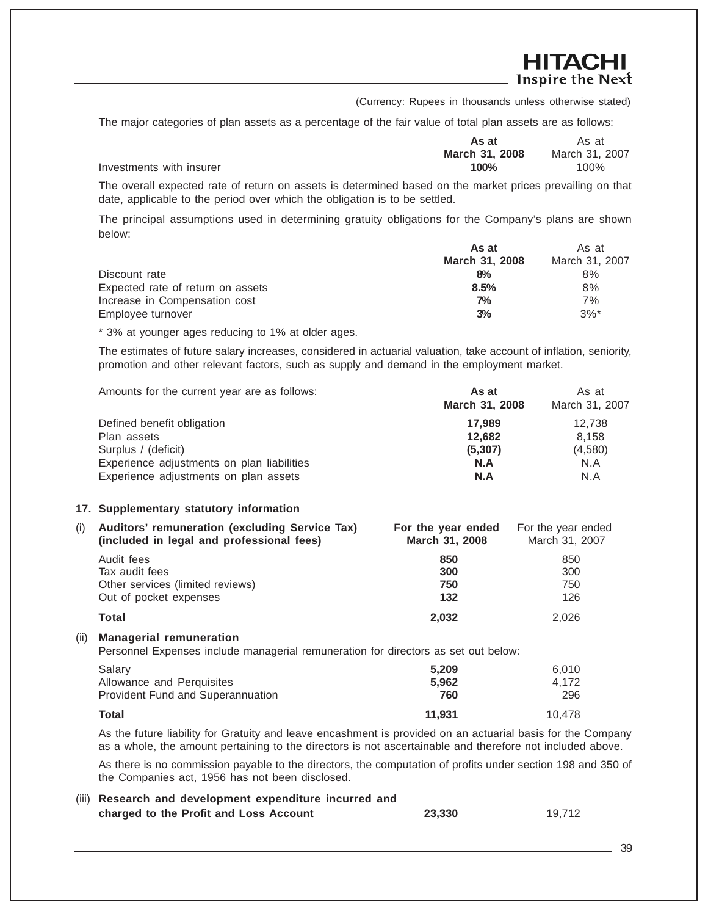(Currency: Rupees in thousands unless otherwise stated)

The major categories of plan assets as a percentage of the fair value of total plan assets are as follows:

| | **As at March 31, 2008** | As at March 31, 2007 |
|---|---|---|
| Investments with insurer | **100%** | 100% |

The overall expected rate of return on assets is determined based on the market prices prevailing on that date, applicable to the period over which the obligation is to be settled.

The principal assumptions used in determining gratuity obligations for the Company's plans are shown below:

| | **As at March 31, 2008** | As at March 31, 2007 |
|---|---|---|
| Discount rate | **8%** | 8% |
| Expected rate of return on assets | **8.5%** | 8% |
| Increase in Compensation cost | **7%** | 7% |
| Employee turnover | **3%** | 3%* |

* 3% at younger ages reducing to 1% at older ages.

The estimates of future salary increases, considered in actuarial valuation, take account of inflation, seniority, promotion and other relevant factors, such as supply and demand in the employment market.

| Amounts for the current year are as follows: | **As at March 31, 2008** | As at March 31, 2007 |
|---|---|---|
| Defined benefit obligation | **17,989** | 12,738 |
| Plan assets | **12,682** | 8,158 |
| Surplus / (deficit) | **(5,307)** | (4,580) |
| Experience adjustments on plan liabilities | **N.A** | N.A |
| Experience adjustments on plan assets | **N.A** | N.A |

## 17. Supplementary statutory information

| (i) **Auditors' remuneration (excluding Service Tax) (included in legal and professional fees)** | **For the year ended March 31, 2008** | For the year ended March 31, 2007 |
|---|---|---|
| Audit fees | **850** | 850 |
| Tax audit fees | **300** | 300 |
| Other services (limited reviews) | **750** | 750 |
| Out of pocket expenses | **132** | 126 |
| **Total** | **2,032** | 2,026 |

(ii) **Managerial remuneration**

Personnel Expenses include managerial remuneration for directors as set out below:

| | | |
|---|---|---|
| Salary | **5,209** | 6,010 |
| Allowance and Perquisites | **5,962** | 4,172 |
| Provident Fund and Superannuation | **760** | 296 |
| **Total** | **11,931** | 10,478 |

As the future liability for Gratuity and leave encashment is provided on an actuarial basis for the Company as a whole, the amount pertaining to the directors is not ascertainable and therefore not included above.

As there is no commission payable to the directors, the computation of profits under section 198 and 350 of the Companies act, 1956 has not been disclosed.

| | | |
|---|---|---|
| (iii) **Research and development expenditure incurred and charged to the Profit and Loss Account** | **23,330** | 19,712 |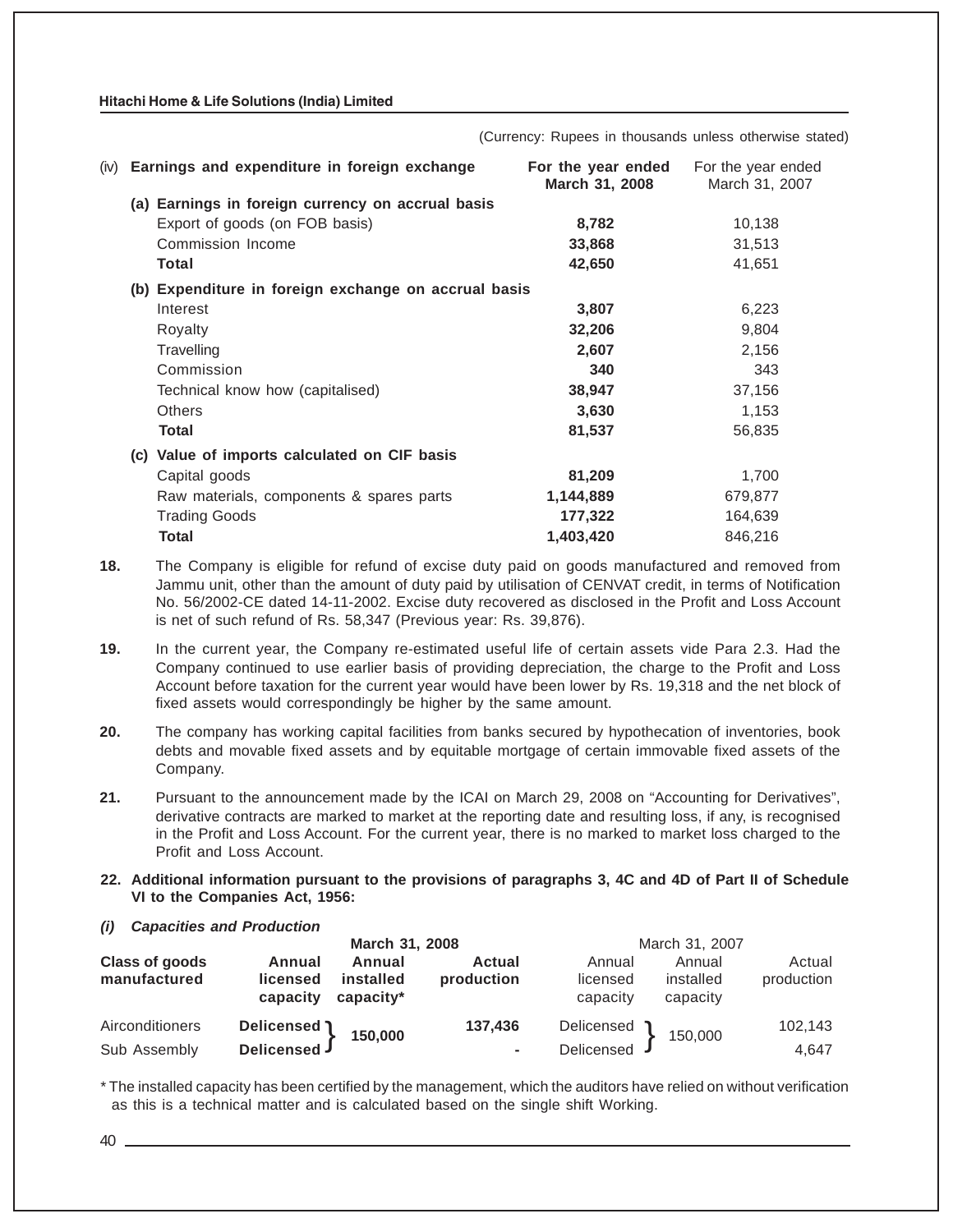(Currency: Rupees in thousands unless otherwise stated)

| (iv) Earnings and expenditure in foreign exchange | For the year ended March 31, 2008 | For the year ended March 31, 2007 |
|---|---|---|
| **(a) Earnings in foreign currency on accrual basis** | | |
| Export of goods (on FOB basis) | **8,782** | 10,138 |
| Commission Income | **33,868** | 31,513 |
| **Total** | **42,650** | 41,651 |
| **(b) Expenditure in foreign exchange on accrual basis** | | |
| Interest | **3,807** | 6,223 |
| Royalty | **32,206** | 9,804 |
| Travelling | **2,607** | 2,156 |
| Commission | **340** | 343 |
| Technical know how (capitalised) | **38,947** | 37,156 |
| Others | **3,630** | 1,153 |
| **Total** | **81,537** | 56,835 |
| **(c) Value of imports calculated on CIF basis** | | |
| Capital goods | **81,209** | 1,700 |
| Raw materials, components & spares parts | **1,144,889** | 679,877 |
| Trading Goods | **177,322** | 164,639 |
| **Total** | **1,403,420** | 846,216 |

**18.** The Company is eligible for refund of excise duty paid on goods manufactured and removed from Jammu unit, other than the amount of duty paid by utilisation of CENVAT credit, in terms of Notification No. 56/2002-CE dated 14-11-2002. Excise duty recovered as disclosed in the Profit and Loss Account is net of such refund of Rs. 58,347 (Previous year: Rs. 39,876).

**19.** In the current year, the Company re-estimated useful life of certain assets vide Para 2.3. Had the Company continued to use earlier basis of providing depreciation, the charge to the Profit and Loss Account before taxation for the current year would have been lower by Rs. 19,318 and the net block of fixed assets would correspondingly be higher by the same amount.

**20.** The company has working capital facilities from banks secured by hypothecation of inventories, book debts and movable fixed assets and by equitable mortgage of certain immovable fixed assets of the Company.

**21.** Pursuant to the announcement made by the ICAI on March 29, 2008 on "Accounting for Derivatives", derivative contracts are marked to market at the reporting date and resulting loss, if any, is recognised in the Profit and Loss Account. For the current year, there is no marked to market loss charged to the Profit and Loss Account.

**22. Additional information pursuant to the provisions of paragraphs 3, 4C and 4D of Part II of Schedule VI to the Companies Act, 1956:**

***(i) Capacities and Production***

| Class of goods manufactured | March 31, 2008 | | | March 31, 2007 | | |
|---|---|---|---|---|---|---|
| | **Annual licensed capacity** | **Annual installed capacity*** | **Actual production** | Annual licensed capacity | Annual installed capacity | Actual production |
| Airconditioners | **Delicensed** | **150,000** | **137,436** | Delicensed | 150,000 | 102,143 |
| Sub Assembly | **Delicensed** | | **-** | Delicensed | | 4,647 |

\* The installed capacity has been certified by the management, which the auditors have relied on without verification as this is a technical matter and is calculated based on the single shift Working.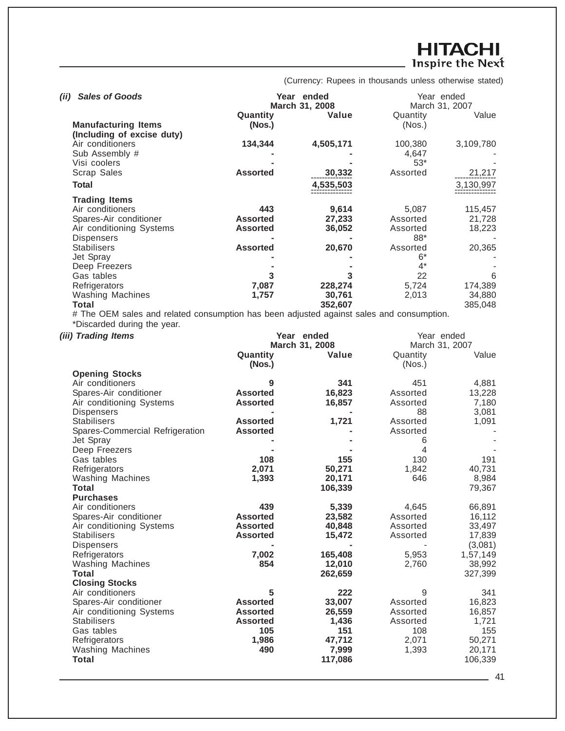(Currency: Rupees in thousands unless otherwise stated)

***(ii) Sales of Goods***

| | Year ended March 31, 2008 | | Year ended March 31, 2007 | |
|---|---|---|---|---|
| | **Quantity (Nos.)** | **Value** | Quantity (Nos.) | Value |
| **Manufacturing Items (Including of excise duty)** | | | | |
| Air conditioners | **134,344** | **4,505,171** | 100,380 | 3,109,780 |
| Sub Assembly # | **-** | **-** | 4,647 | - |
| Visi coolers | **-** | **-** | 53* | - |
| Scrap Sales | **Assorted** | **30,332** | Assorted | 21,217 |
| **Total** | | **4,535,503** | | 3,130,997 |
| **Trading Items** | | | | |
| Air conditioners | **443** | **9,614** | 5,087 | 115,457 |
| Spares-Air conditioner | **Assorted** | **27,233** | Assorted | 21,728 |
| Air conditioning Systems | **Assorted** | **36,052** | Assorted | 18,223 |
| Dispensers | **-** | **-** | 88* | - |
| Stabilisers | **Assorted** | **20,670** | Assorted | 20,365 |
| Jet Spray | **-** | **-** | 6* | - |
| Deep Freezers | **-** | **-** | 4* | - |
| Gas tables | **3** | **3** | 22 | 6 |
| Refrigerators | **7,087** | **228,274** | 5,724 | 174,389 |
| Washing Machines | **1,757** | **30,761** | 2,013 | 34,880 |
| **Total** | | **352,607** | | 385,048 |

# The OEM sales and related consumption has been adjusted against sales and consumption.

*Discarded during the year.

***(iii) Trading Items***

| | Year ended March 31, 2008 | | Year ended March 31, 2007 | |
|---|---|---|---|---|
| | **Quantity (Nos.)** | **Value** | Quantity (Nos.) | Value |
| **Opening Stocks** | | | | |
| Air conditioners | **9** | **341** | 451 | 4,881 |
| Spares-Air conditioner | **Assorted** | **16,823** | Assorted | 13,228 |
| Air conditioning Systems | **Assorted** | **16,857** | Assorted | 7,180 |
| Dispensers | **-** | **-** | 88 | 3,081 |
| Stabilisers | **Assorted** | **1,721** | Assorted | 1,091 |
| Spares-Commercial Refrigeration | **Assorted** | **-** | Assorted | - |
| Jet Spray | **-** | **-** | 6 | - |
| Deep Freezers | **-** | **-** | 4 | - |
| Gas tables | **108** | **155** | 130 | 191 |
| Refrigerators | **2,071** | **50,271** | 1,842 | 40,731 |
| Washing Machines | **1,393** | **20,171** | 646 | 8,984 |
| **Total** | | **106,339** | | 79,367 |
| **Purchases** | | | | |
| Air conditioners | **439** | **5,339** | 4,645 | 66,891 |
| Spares-Air conditioner | **Assorted** | **23,582** | Assorted | 16,112 |
| Air conditioning Systems | **Assorted** | **40,848** | Assorted | 33,497 |
| Stabilisers | **Assorted** | **15,472** | Assorted | 17,839 |
| Dispensers | **-** | **-** | - | (3,081) |
| Refrigerators | **7,002** | **165,408** | 5,953 | 1,57,149 |
| Washing Machines | **854** | **12,010** | 2,760 | 38,992 |
| **Total** | | **262,659** | | 327,399 |
| **Closing Stocks** | | | | |
| Air conditioners | **5** | **222** | 9 | 341 |
| Spares-Air conditioner | **Assorted** | **33,007** | Assorted | 16,823 |
| Air conditioning Systems | **Assorted** | **26,559** | Assorted | 16,857 |
| Stabilisers | **Assorted** | **1,436** | Assorted | 1,721 |
| Gas tables | **105** | **151** | 108 | 155 |
| Refrigerators | **1,986** | **47,712** | 2,071 | 50,271 |
| Washing Machines | **490** | **7,999** | 1,393 | 20,171 |
| **Total** | | **117,086** | | 106,339 |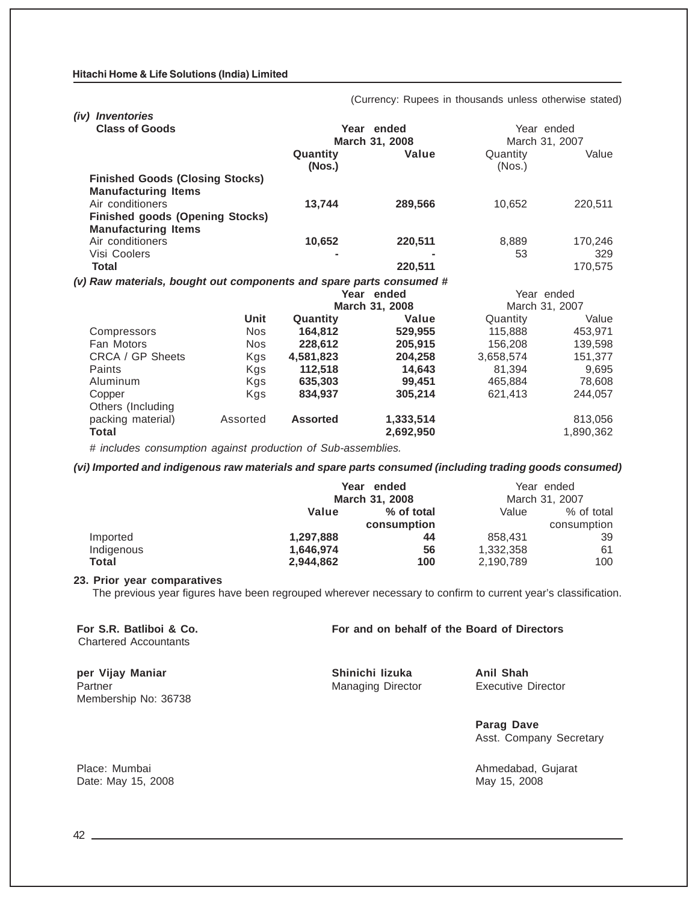(Currency: Rupees in thousands unless otherwise stated)

***(iv) Inventories***

| Class of Goods | Year ended March 31, 2008 | | Year ended March 31, 2007 | |
|---|---|---|---|---|
| | **Quantity (Nos.)** | **Value** | Quantity (Nos.) | Value |
| **Finished Goods (Closing Stocks)** | | | | |
| **Manufacturing Items** | | | | |
| Air conditioners | **13,744** | **289,566** | 10,652 | 220,511 |
| **Finished goods (Opening Stocks)** | | | | |
| **Manufacturing Items** | | | | |
| Air conditioners | **10,652** | **220,511** | 8,889 | 170,246 |
| Visi Coolers | **-** | **-** | 53 | 329 |
| **Total** | | **220,511** | | 170,575 |

***(v) Raw materials, bought out components and spare parts consumed #***

| | Unit | Year ended March 31, 2008 | | Year ended March 31, 2007 | |
|---|---|---|---|---|---|
| | | **Quantity** | **Value** | Quantity | Value |
| Compressors | Nos | **164,812** | **529,955** | 115,888 | 453,971 |
| Fan Motors | Nos | **228,612** | **205,915** | 156,208 | 139,598 |
| CRCA / GP Sheets | Kgs | **4,581,823** | **204,258** | 3,658,574 | 151,377 |
| Paints | Kgs | **112,518** | **14,643** | 81,394 | 9,695 |
| Aluminum | Kgs | **635,303** | **99,451** | 465,884 | 78,608 |
| Copper | Kgs | **834,937** | **305,214** | 621,413 | 244,057 |
| Others (Including packing material) | Assorted | **Assorted** | **1,333,514** | | 813,056 |
| **Total** | | | **2,692,950** | | 1,890,362 |

*# includes consumption against production of Sub-assemblies.*

***(vi) Imported and indigenous raw materials and spare parts consumed (including trading goods consumed)***

| | Year ended March 31, 2008 | | Year ended March 31, 2007 | |
|---|---|---|---|---|
| | **Value** | **% of total consumption** | Value | % of total consumption |
| Imported | **1,297,888** | **44** | 858,431 | 39 |
| Indigenous | **1,646,974** | **56** | 1,332,358 | 61 |
| **Total** | **2,944,862** | **100** | 2,190,789 | 100 |

**23. Prior year comparatives**

The previous year figures have been regrouped wherever necessary to confirm to current year's classification.

**For S.R. Batliboi & Co.**
Chartered Accountants

**per Vijay Maniar**
Partner
Membership No: 36738

Place: Mumbai
Date: May 15, 2008

**For and on behalf of the Board of Directors**

**Shinichi Iizuka**
Managing Director

**Anil Shah**
Executive Director

**Parag Dave**
Asst. Company Secretary

Ahmedabad, Gujarat
May 15, 2008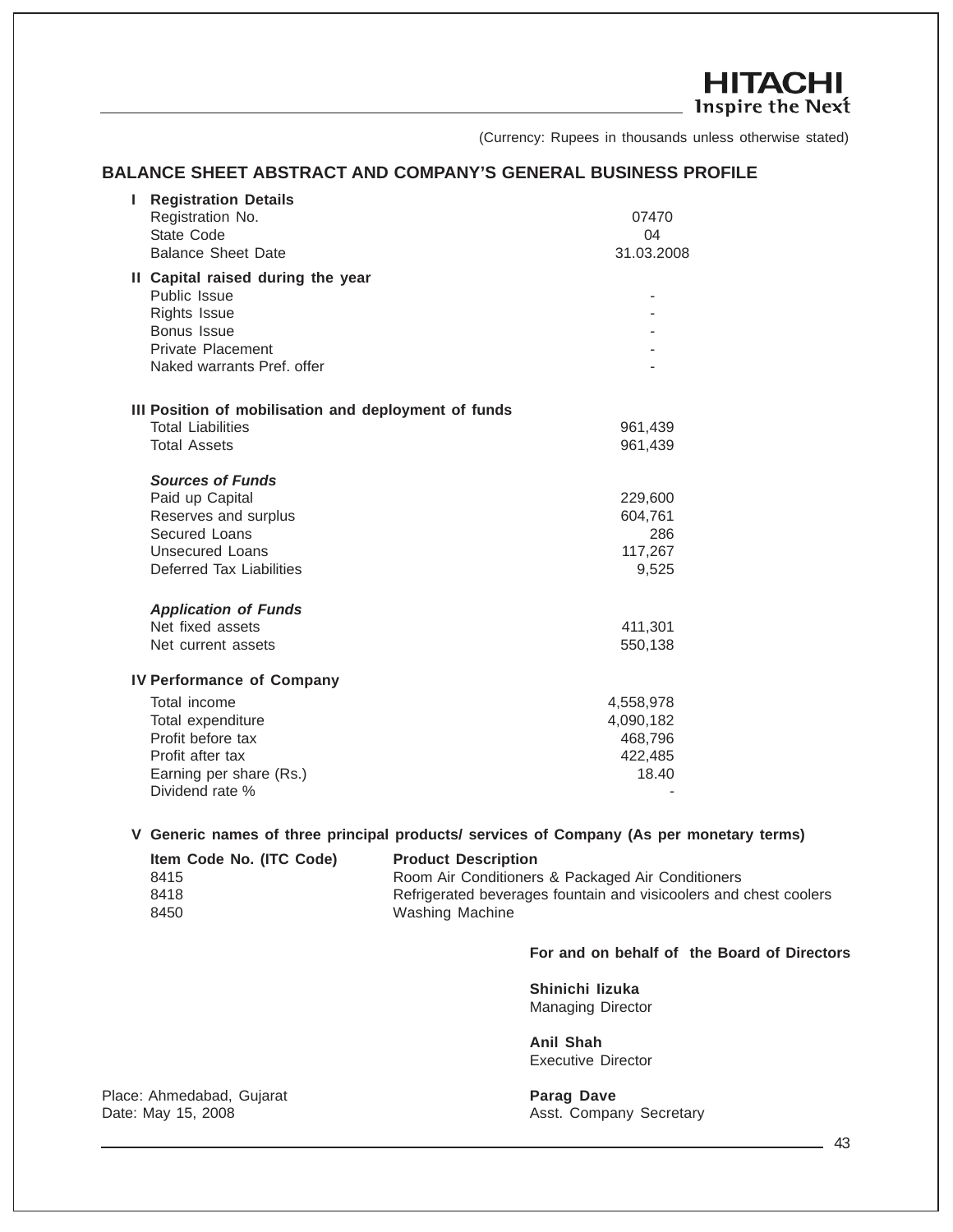(Currency: Rupees in thousands unless otherwise stated)

## BALANCE SHEET ABSTRACT AND COMPANY'S GENERAL BUSINESS PROFILE

**I Registration Details**

| | |
|---|---|
| Registration No. | 07470 |
| State Code | 04 |
| Balance Sheet Date | 31.03.2008 |

**II Capital raised during the year**

| | |
|---|---|
| Public Issue | - |
| Rights Issue | - |
| Bonus Issue | - |
| Private Placement | - |
| Naked warrants Pref. offer | - |

**III Position of mobilisation and deployment of funds**

| | |
|---|---|
| Total Liabilities | 961,439 |
| Total Assets | 961,439 |

***Sources of Funds***

| | |
|---|---|
| Paid up Capital | 229,600 |
| Reserves and surplus | 604,761 |
| Secured Loans | 286 |
| Unsecured Loans | 117,267 |
| Deferred Tax Liabilities | 9,525 |

***Application of Funds***

| | |
|---|---|
| Net fixed assets | 411,301 |
| Net current assets | 550,138 |

**IV Performance of Company**

| | |
|---|---|
| Total income | 4,558,978 |
| Total expenditure | 4,090,182 |
| Profit before tax | 468,796 |
| Profit after tax | 422,485 |
| Earning per share (Rs.) | 18.40 |
| Dividend rate % | - |

**V Generic names of three principal products/ services of Company (As per monetary terms)**

| Item Code No. (ITC Code) | Product Description |
|---|---|
| 8415 | Room Air Conditioners & Packaged Air Conditioners |
| 8418 | Refrigerated beverages fountain and visicoolers and chest coolers |
| 8450 | Washing Machine |

**For and on behalf of the Board of Directors**

**Shinichi Iizuka**
Managing Director

**Anil Shah**
Executive Director

Place: Ahmedabad, Gujarat
Date: May 15, 2008

**Parag Dave**
Asst. Company Secretary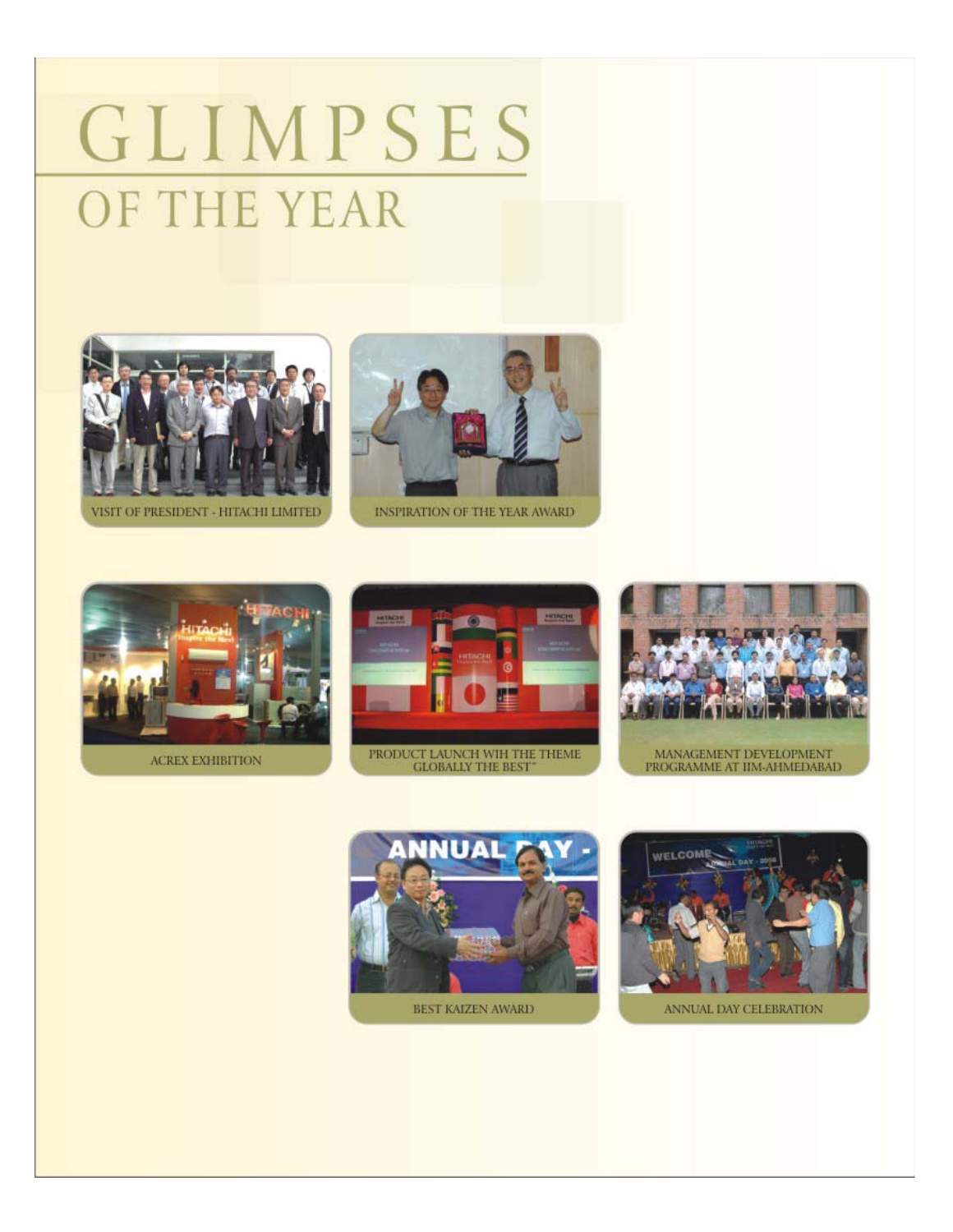# GLIMPSES

## OF THE YEAR

VISIT OF PRESIDENT - HITACHI LIMITED

INSPIRATION OF THE YEAR AWARD

ACREX EXHIBITION

PRODUCT LAUNCH WIH THE THEME GLOBALLY THE BEST™

MANAGEMENT DEVELOPMENT PROGRAMME AT IIM-AHMEDABAD

BEST KAIZEN AWARD

ANNUAL DAY CELEBRATION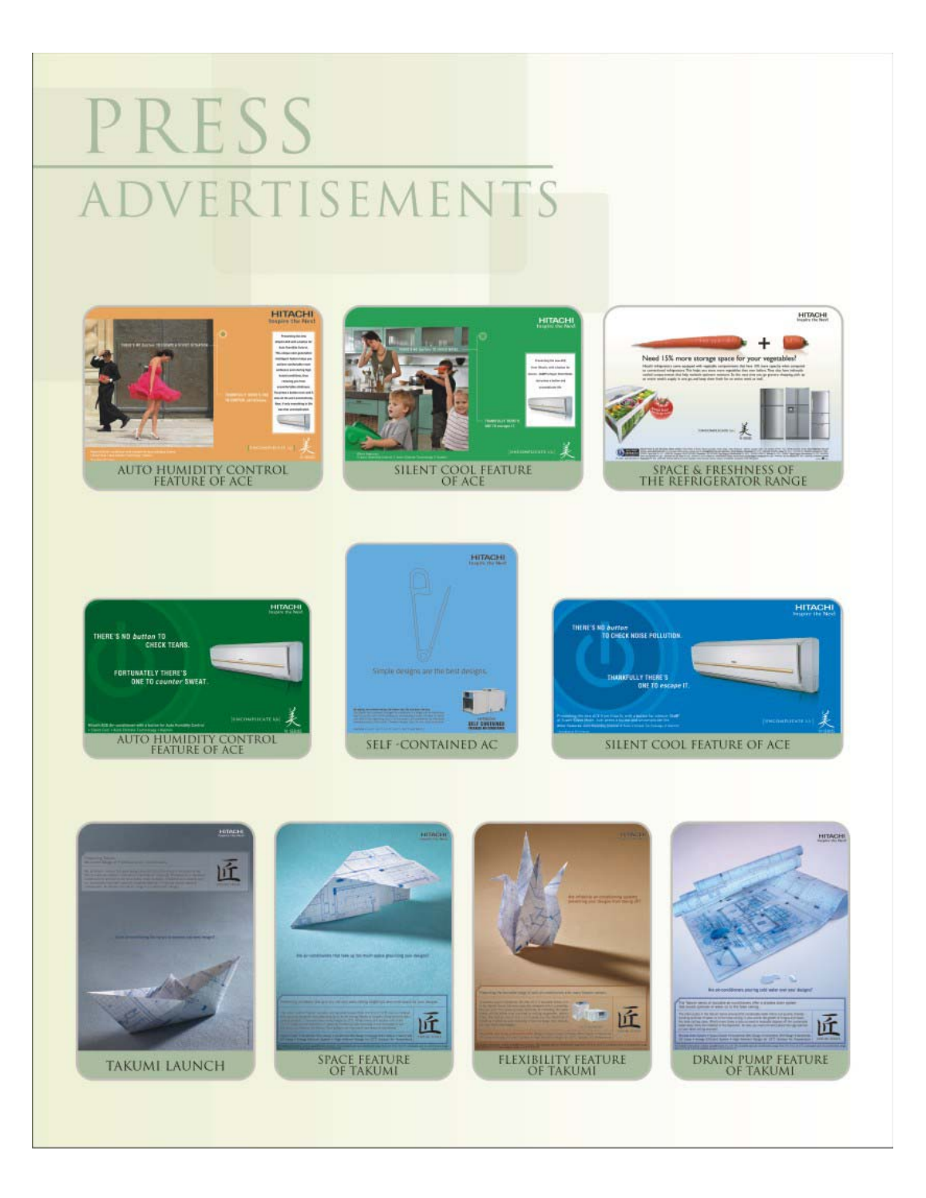# PRESS ADVERTISEMENTS

AUTO HUMIDITY CONTROL FEATURE OF ACE

SILENT COOL FEATURE OF ACE

SPACE & FRESHNESS OF THE REFRIGERATOR RANGE

AUTO HUMIDITY CONTROL FEATURE OF ACE

SELF -CONTAINED AC

SILENT COOL FEATURE OF ACE

TAKUMI LAUNCH

SPACE FEATURE OF TAKUMI

FLEXIBILITY FEATURE OF TAKUMI

DRAIN PUMP FEATURE OF TAKUMI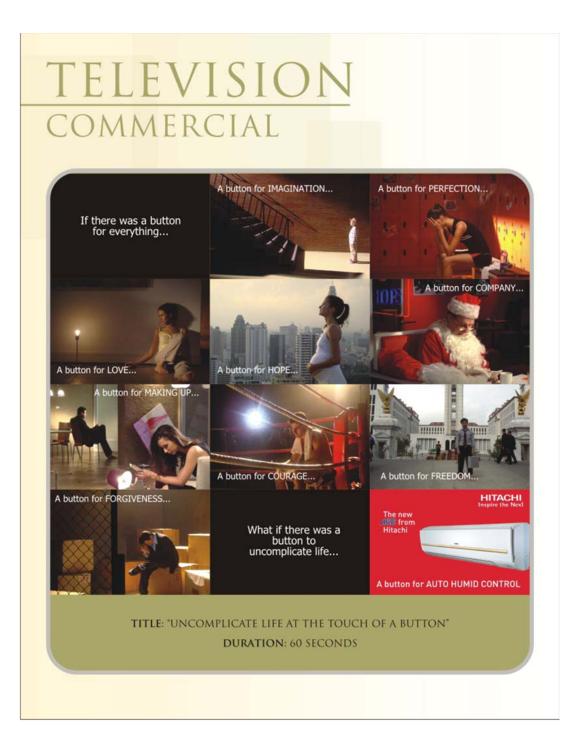# TELEVISION
## COMMERCIAL

If there was a button for everything...

A button for IMAGINATION...

A button for PERFECTION...

A button for LOVE...

A button for HOPE...

A button for COMPANY...

A button for MAKING UP...

A button for COURAGE...

A button for FREEDOM...

A button for FORGIVENESS...

What if there was a button to uncomplicate life...

HITACHI
Inspire the Next

The new ACE from Hitachi

A button for AUTO HUMID CONTROL

**TITLE:** "UNCOMPLICATE LIFE AT THE TOUCH OF A BUTTON"

**DURATION:** 60 SECONDS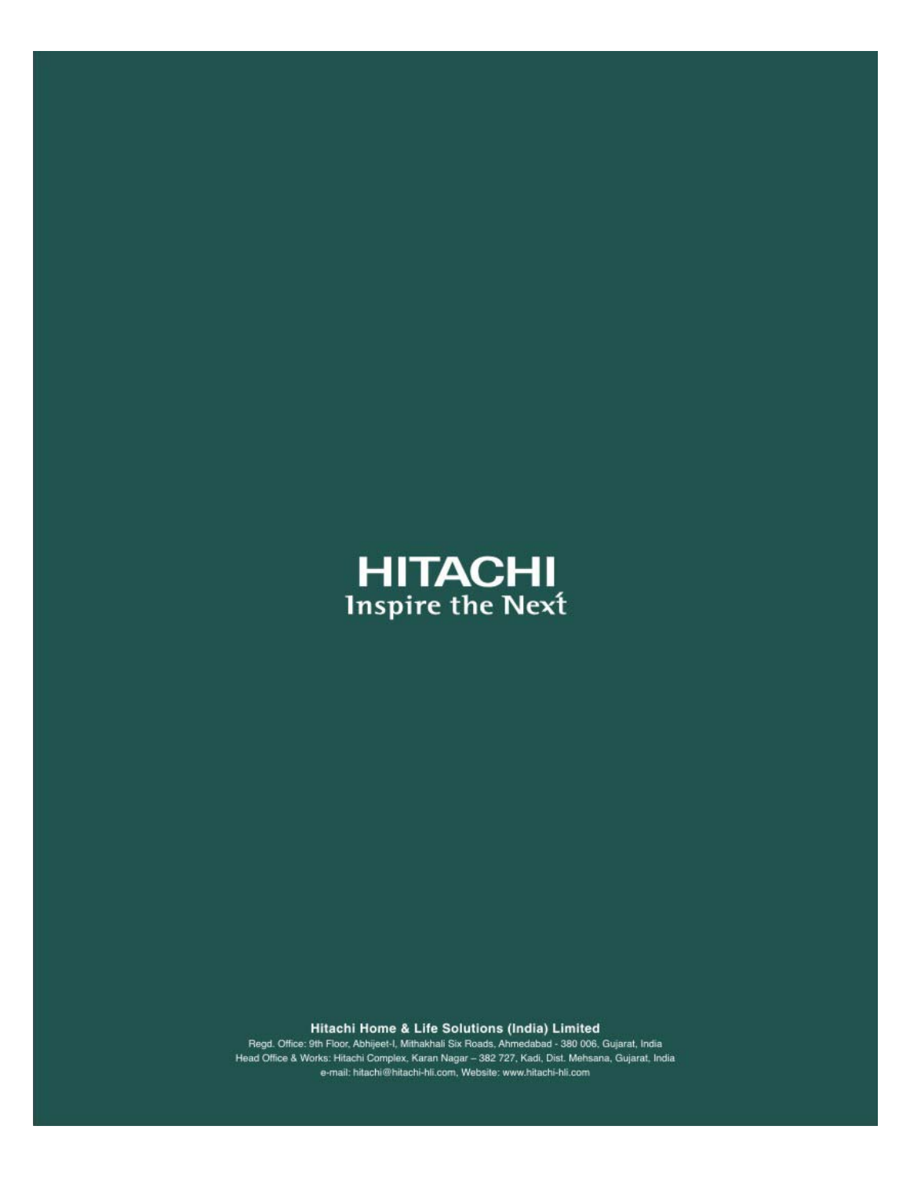HITACHI

Inspire the Next

**Hitachi Home & Life Solutions (India) Limited**

Regd. Office: 9th Floor, Abhijeet-I, Mithakhali Six Roads, Ahmedabad - 380 006, Gujarat, India

Head Office & Works: Hitachi Complex, Karan Nagar – 382 727, Kadi, Dist. Mehsana, Gujarat, India

e-mail: hitachi@hitachi-hli.com, Website: www.hitachi-hli.com